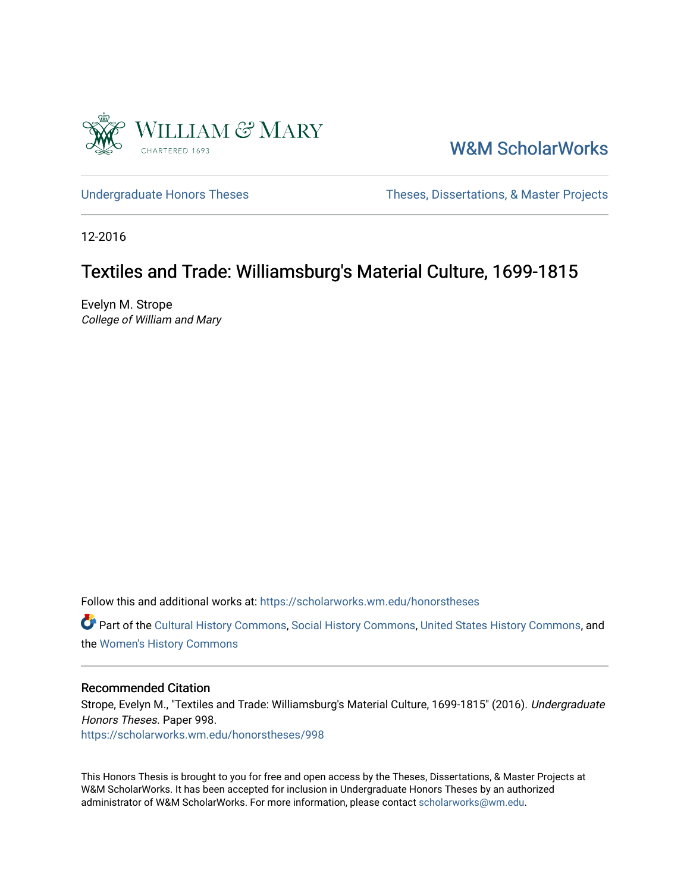William & Mary
CHARTERED 1693

W&M ScholarWorks

Undergraduate Honors Theses

Theses, Dissertations, & Master Projects

12-2016

# Textiles and Trade: Williamsburg's Material Culture, 1699-1815

Evelyn M. Strope
*College of William and Mary*

Follow this and additional works at: https://scholarworks.wm.edu/honorstheses

Part of the Cultural History Commons, Social History Commons, United States History Commons, and the Women's History Commons

## Recommended Citation

Strope, Evelyn M., "Textiles and Trade: Williamsburg's Material Culture, 1699-1815" (2016). *Undergraduate Honors Theses.* Paper 998.
https://scholarworks.wm.edu/honorstheses/998

This Honors Thesis is brought to you for free and open access by the Theses, Dissertations, & Master Projects at W&M ScholarWorks. It has been accepted for inclusion in Undergraduate Honors Theses by an authorized administrator of W&M ScholarWorks. For more information, please contact scholarworks@wm.edu.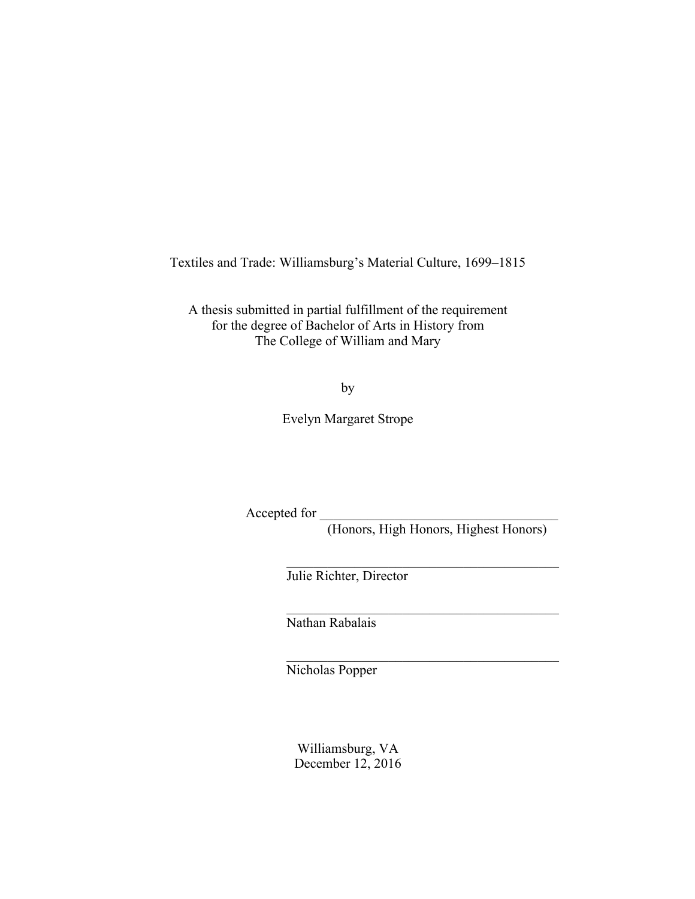Textiles and Trade: Williamsburg's Material Culture, 1699–1815

A thesis submitted in partial fulfillment of the requirement for the degree of Bachelor of Arts in History from The College of William and Mary

by

Evelyn Margaret Strope

Accepted for \_\_\_\_\_\_\_\_\_\_\_\_\_\_\_\_\_\_\_\_\_\_\_\_\_\_\_\_\_\_\_\_\_\_\_\_
(Honors, High Honors, Highest Honors)

\_\_\_\_\_\_\_\_\_\_\_\_\_\_\_\_\_\_\_\_\_\_\_\_\_\_\_\_\_\_\_\_\_\_\_\_\_\_\_\_
Julie Richter, Director

\_\_\_\_\_\_\_\_\_\_\_\_\_\_\_\_\_\_\_\_\_\_\_\_\_\_\_\_\_\_\_\_\_\_\_\_\_\_\_\_
Nathan Rabalais

\_\_\_\_\_\_\_\_\_\_\_\_\_\_\_\_\_\_\_\_\_\_\_\_\_\_\_\_\_\_\_\_\_\_\_\_\_\_\_\_
Nicholas Popper

Williamsburg, VA
December 12, 2016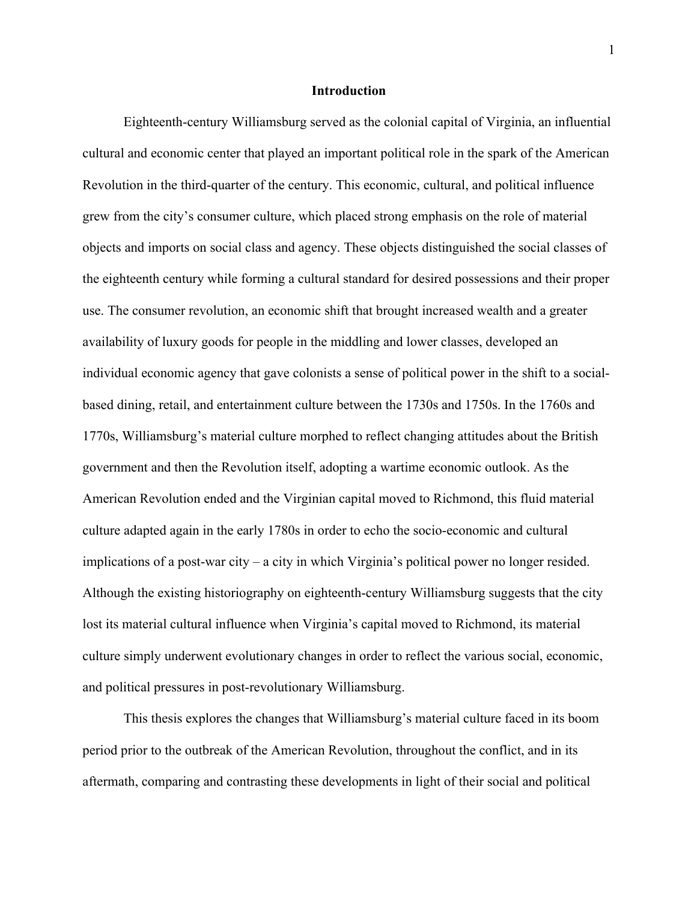# Introduction

Eighteenth-century Williamsburg served as the colonial capital of Virginia, an influential cultural and economic center that played an important political role in the spark of the American Revolution in the third-quarter of the century. This economic, cultural, and political influence grew from the city's consumer culture, which placed strong emphasis on the role of material objects and imports on social class and agency. These objects distinguished the social classes of the eighteenth century while forming a cultural standard for desired possessions and their proper use. The consumer revolution, an economic shift that brought increased wealth and a greater availability of luxury goods for people in the middling and lower classes, developed an individual economic agency that gave colonists a sense of political power in the shift to a social-based dining, retail, and entertainment culture between the 1730s and 1750s. In the 1760s and 1770s, Williamsburg's material culture morphed to reflect changing attitudes about the British government and then the Revolution itself, adopting a wartime economic outlook. As the American Revolution ended and the Virginian capital moved to Richmond, this fluid material culture adapted again in the early 1780s in order to echo the socio-economic and cultural implications of a post-war city – a city in which Virginia's political power no longer resided. Although the existing historiography on eighteenth-century Williamsburg suggests that the city lost its material cultural influence when Virginia's capital moved to Richmond, its material culture simply underwent evolutionary changes in order to reflect the various social, economic, and political pressures in post-revolutionary Williamsburg.

This thesis explores the changes that Williamsburg's material culture faced in its boom period prior to the outbreak of the American Revolution, throughout the conflict, and in its aftermath, comparing and contrasting these developments in light of their social and political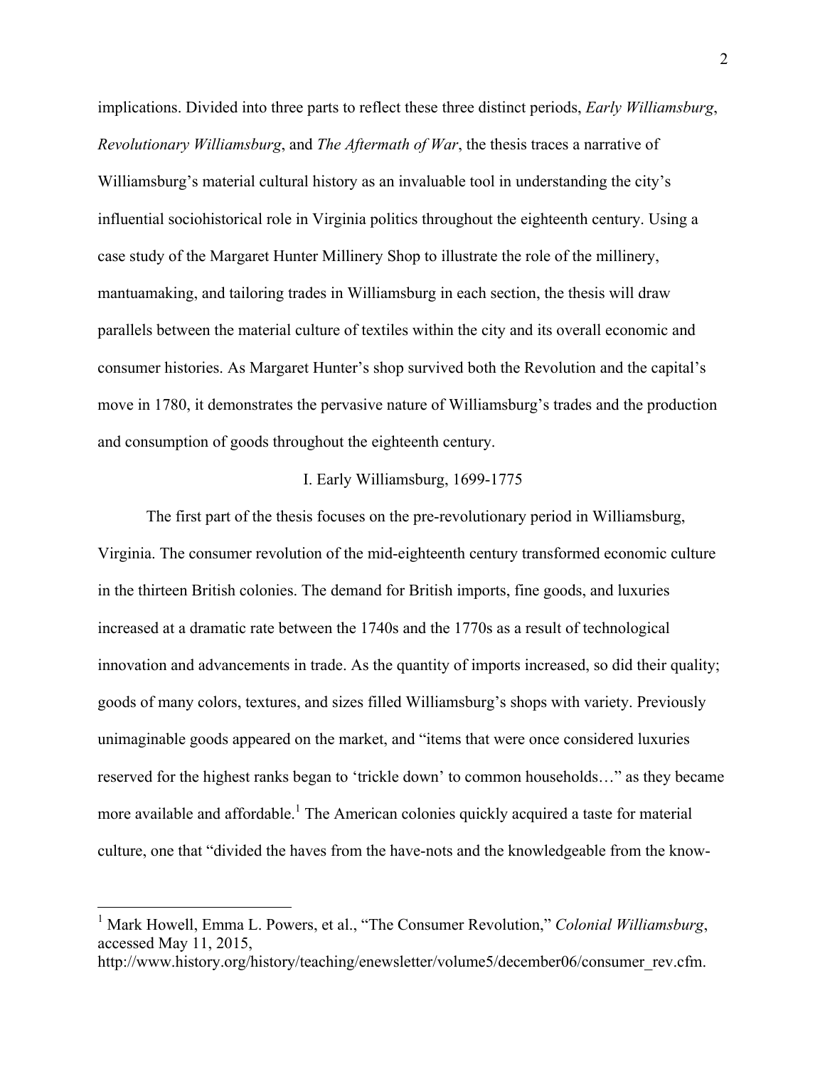implications. Divided into three parts to reflect these three distinct periods, *Early Williamsburg*, *Revolutionary Williamsburg*, and *The Aftermath of War*, the thesis traces a narrative of Williamsburg's material cultural history as an invaluable tool in understanding the city's influential sociohistorical role in Virginia politics throughout the eighteenth century. Using a case study of the Margaret Hunter Millinery Shop to illustrate the role of the millinery, mantuamaking, and tailoring trades in Williamsburg in each section, the thesis will draw parallels between the material culture of textiles within the city and its overall economic and consumer histories. As Margaret Hunter's shop survived both the Revolution and the capital's move in 1780, it demonstrates the pervasive nature of Williamsburg's trades and the production and consumption of goods throughout the eighteenth century.

## I. Early Williamsburg, 1699-1775

The first part of the thesis focuses on the pre-revolutionary period in Williamsburg, Virginia. The consumer revolution of the mid-eighteenth century transformed economic culture in the thirteen British colonies. The demand for British imports, fine goods, and luxuries increased at a dramatic rate between the 1740s and the 1770s as a result of technological innovation and advancements in trade. As the quantity of imports increased, so did their quality; goods of many colors, textures, and sizes filled Williamsburg's shops with variety. Previously unimaginable goods appeared on the market, and "items that were once considered luxuries reserved for the highest ranks began to 'trickle down' to common households…" as they became more available and affordable.[1] The American colonies quickly acquired a taste for material culture, one that "divided the haves from the have-nots and the knowledgeable from the know-

---

[1] Mark Howell, Emma L. Powers, et al., "The Consumer Revolution," *Colonial Williamsburg*, accessed May 11, 2015, http://www.history.org/history/teaching/enewsletter/volume5/december06/consumer_rev.cfm.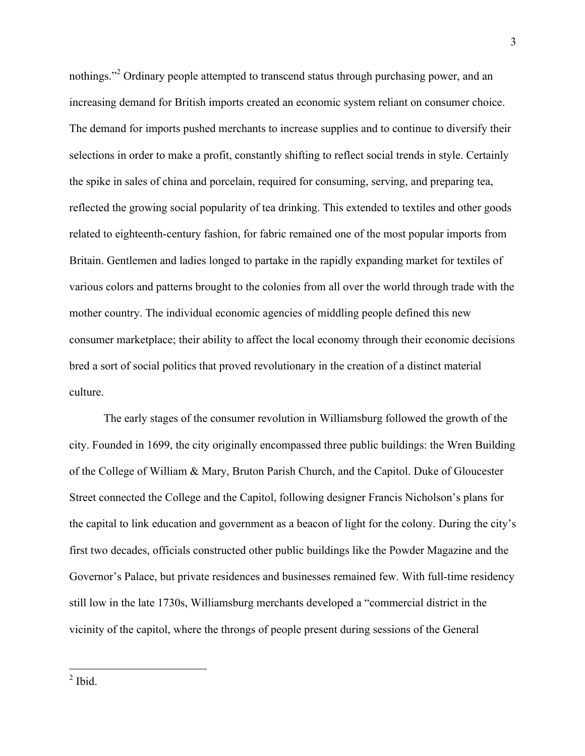nothings."[2] Ordinary people attempted to transcend status through purchasing power, and an increasing demand for British imports created an economic system reliant on consumer choice. The demand for imports pushed merchants to increase supplies and to continue to diversify their selections in order to make a profit, constantly shifting to reflect social trends in style. Certainly the spike in sales of china and porcelain, required for consuming, serving, and preparing tea, reflected the growing social popularity of tea drinking. This extended to textiles and other goods related to eighteenth-century fashion, for fabric remained one of the most popular imports from Britain. Gentlemen and ladies longed to partake in the rapidly expanding market for textiles of various colors and patterns brought to the colonies from all over the world through trade with the mother country. The individual economic agencies of middling people defined this new consumer marketplace; their ability to affect the local economy through their economic decisions bred a sort of social politics that proved revolutionary in the creation of a distinct material culture.

The early stages of the consumer revolution in Williamsburg followed the growth of the city. Founded in 1699, the city originally encompassed three public buildings: the Wren Building of the College of William & Mary, Bruton Parish Church, and the Capitol. Duke of Gloucester Street connected the College and the Capitol, following designer Francis Nicholson's plans for the capital to link education and government as a beacon of light for the colony. During the city's first two decades, officials constructed other public buildings like the Powder Magazine and the Governor's Palace, but private residences and businesses remained few. With full-time residency still low in the late 1730s, Williamsburg merchants developed a "commercial district in the vicinity of the capitol, where the throngs of people present during sessions of the General

[2] Ibid.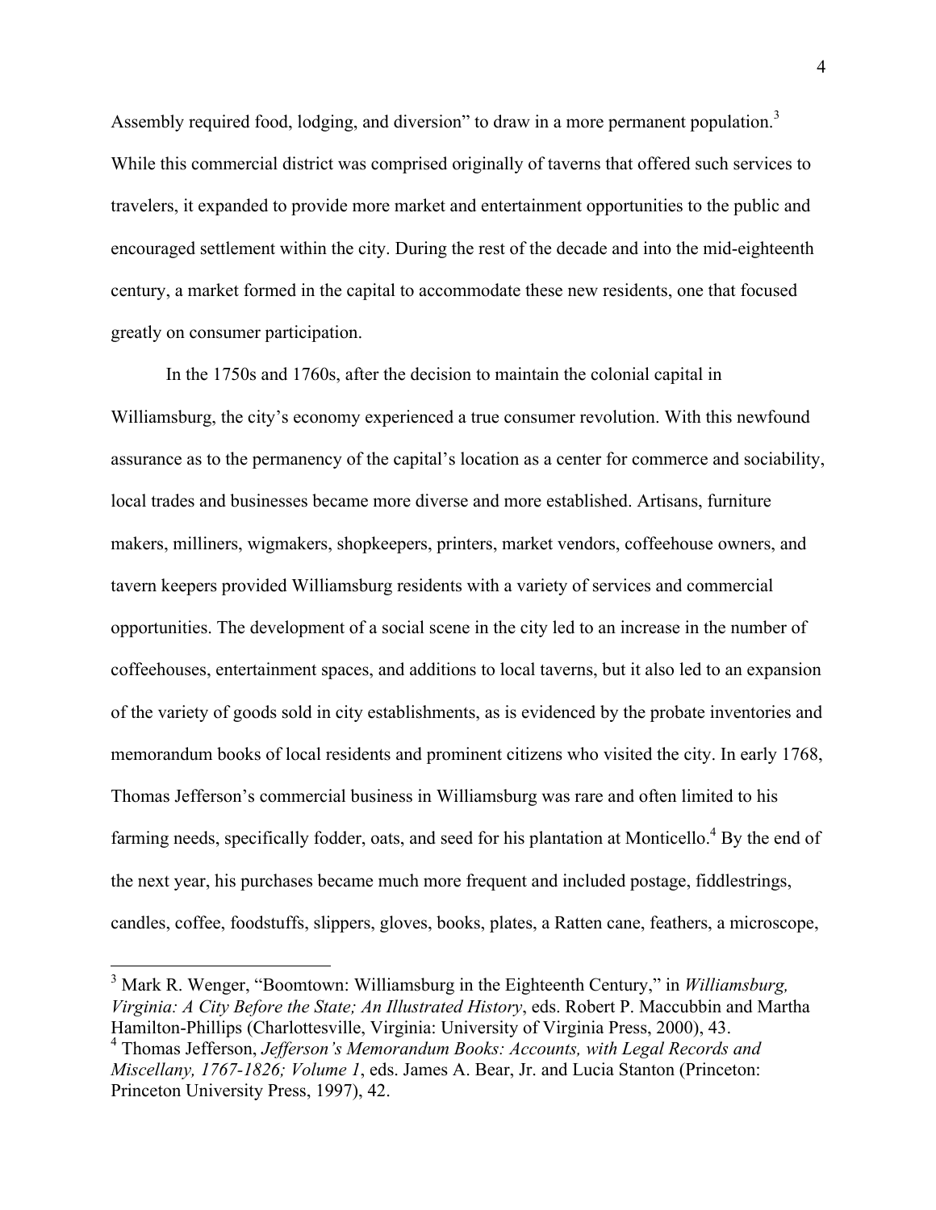Assembly required food, lodging, and diversion" to draw in a more permanent population.[3] While this commercial district was comprised originally of taverns that offered such services to travelers, it expanded to provide more market and entertainment opportunities to the public and encouraged settlement within the city. During the rest of the decade and into the mid-eighteenth century, a market formed in the capital to accommodate these new residents, one that focused greatly on consumer participation.

In the 1750s and 1760s, after the decision to maintain the colonial capital in Williamsburg, the city's economy experienced a true consumer revolution. With this newfound assurance as to the permanency of the capital's location as a center for commerce and sociability, local trades and businesses became more diverse and more established. Artisans, furniture makers, milliners, wigmakers, shopkeepers, printers, market vendors, coffeehouse owners, and tavern keepers provided Williamsburg residents with a variety of services and commercial opportunities. The development of a social scene in the city led to an increase in the number of coffeehouses, entertainment spaces, and additions to local taverns, but it also led to an expansion of the variety of goods sold in city establishments, as is evidenced by the probate inventories and memorandum books of local residents and prominent citizens who visited the city. In early 1768, Thomas Jefferson's commercial business in Williamsburg was rare and often limited to his farming needs, specifically fodder, oats, and seed for his plantation at Monticello.[4] By the end of the next year, his purchases became much more frequent and included postage, fiddlestrings, candles, coffee, foodstuffs, slippers, gloves, books, plates, a Ratten cane, feathers, a microscope,

---

[3] Mark R. Wenger, "Boomtown: Williamsburg in the Eighteenth Century," in *Williamsburg, Virginia: A City Before the State; An Illustrated History*, eds. Robert P. Maccubbin and Martha Hamilton-Phillips (Charlottesville, Virginia: University of Virginia Press, 2000), 43.

[4] Thomas Jefferson, *Jefferson's Memorandum Books: Accounts, with Legal Records and Miscellany, 1767-1826; Volume 1*, eds. James A. Bear, Jr. and Lucia Stanton (Princeton: Princeton University Press, 1997), 42.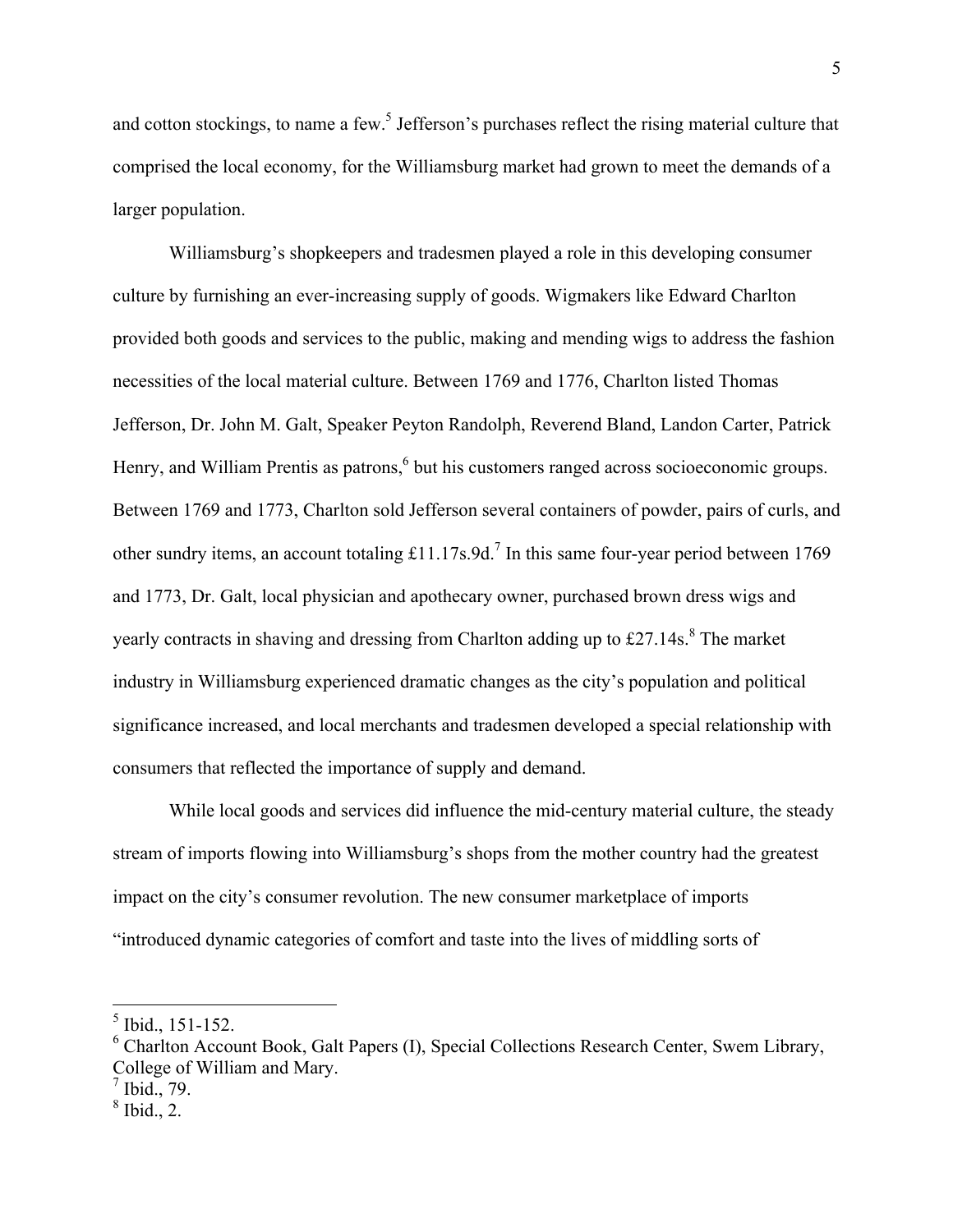and cotton stockings, to name a few.[5] Jefferson's purchases reflect the rising material culture that comprised the local economy, for the Williamsburg market had grown to meet the demands of a larger population.

Williamsburg's shopkeepers and tradesmen played a role in this developing consumer culture by furnishing an ever-increasing supply of goods. Wigmakers like Edward Charlton provided both goods and services to the public, making and mending wigs to address the fashion necessities of the local material culture. Between 1769 and 1776, Charlton listed Thomas Jefferson, Dr. John M. Galt, Speaker Peyton Randolph, Reverend Bland, Landon Carter, Patrick Henry, and William Prentis as patrons,[6] but his customers ranged across socioeconomic groups. Between 1769 and 1773, Charlton sold Jefferson several containers of powder, pairs of curls, and other sundry items, an account totaling £11.17s.9d.[7] In this same four-year period between 1769 and 1773, Dr. Galt, local physician and apothecary owner, purchased brown dress wigs and yearly contracts in shaving and dressing from Charlton adding up to £27.14s.[8] The market industry in Williamsburg experienced dramatic changes as the city's population and political significance increased, and local merchants and tradesmen developed a special relationship with consumers that reflected the importance of supply and demand.

While local goods and services did influence the mid-century material culture, the steady stream of imports flowing into Williamsburg's shops from the mother country had the greatest impact on the city's consumer revolution. The new consumer marketplace of imports "introduced dynamic categories of comfort and taste into the lives of middling sorts of

---

[5] Ibid., 151-152.

[6] Charlton Account Book, Galt Papers (I), Special Collections Research Center, Swem Library, College of William and Mary.

[7] Ibid., 79.

[8] Ibid., 2.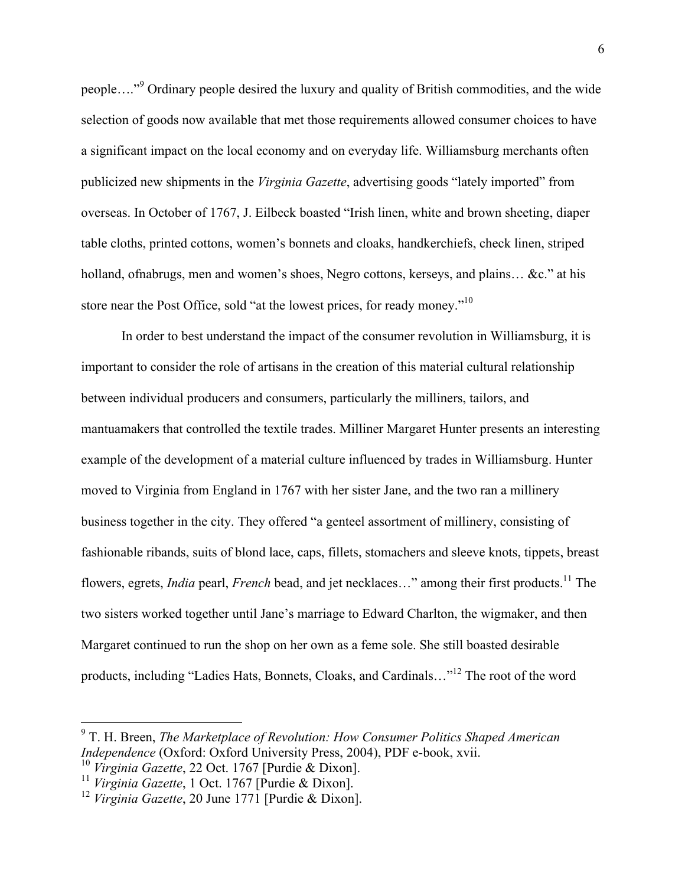people…."[9] Ordinary people desired the luxury and quality of British commodities, and the wide selection of goods now available that met those requirements allowed consumer choices to have a significant impact on the local economy and on everyday life. Williamsburg merchants often publicized new shipments in the *Virginia Gazette*, advertising goods "lately imported" from overseas. In October of 1767, J. Eilbeck boasted "Irish linen, white and brown sheeting, diaper table cloths, printed cottons, women's bonnets and cloaks, handkerchiefs, check linen, striped holland, ofnabrugs, men and women's shoes, Negro cottons, kerseys, and plains… &c." at his store near the Post Office, sold "at the lowest prices, for ready money."[10]

In order to best understand the impact of the consumer revolution in Williamsburg, it is important to consider the role of artisans in the creation of this material cultural relationship between individual producers and consumers, particularly the milliners, tailors, and mantuamakers that controlled the textile trades. Milliner Margaret Hunter presents an interesting example of the development of a material culture influenced by trades in Williamsburg. Hunter moved to Virginia from England in 1767 with her sister Jane, and the two ran a millinery business together in the city. They offered "a genteel assortment of millinery, consisting of fashionable ribands, suits of blond lace, caps, fillets, stomachers and sleeve knots, tippets, breast flowers, egrets, *India* pearl, *French* bead, and jet necklaces…" among their first products.[11] The two sisters worked together until Jane's marriage to Edward Charlton, the wigmaker, and then Margaret continued to run the shop on her own as a feme sole. She still boasted desirable products, including "Ladies Hats, Bonnets, Cloaks, and Cardinals…"[12] The root of the word

---

[9] T. H. Breen, *The Marketplace of Revolution: How Consumer Politics Shaped American Independence* (Oxford: Oxford University Press, 2004), PDF e-book, xvii.

[10] *Virginia Gazette*, 22 Oct. 1767 [Purdie & Dixon].

[11] *Virginia Gazette*, 1 Oct. 1767 [Purdie & Dixon].

[12] *Virginia Gazette*, 20 June 1771 [Purdie & Dixon].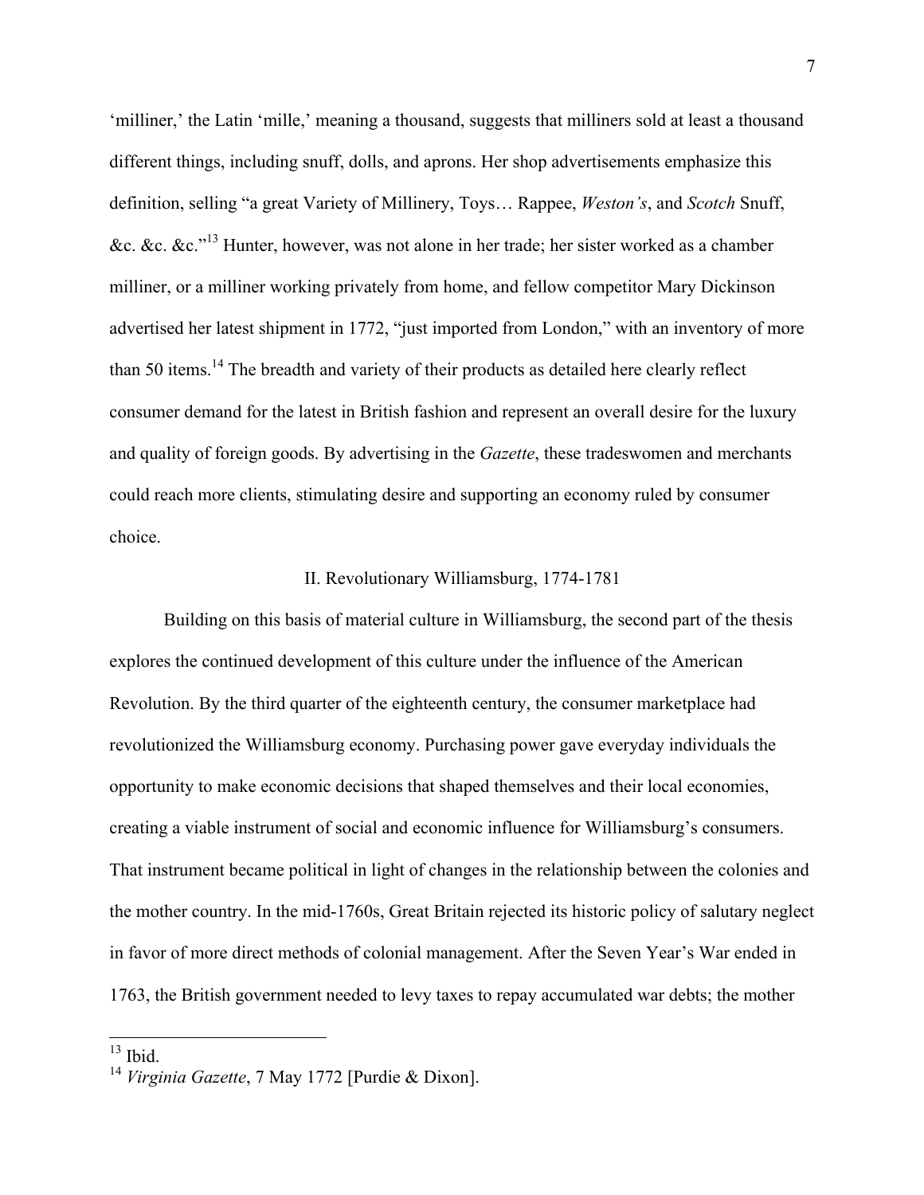'milliner,' the Latin 'mille,' meaning a thousand, suggests that milliners sold at least a thousand different things, including snuff, dolls, and aprons. Her shop advertisements emphasize this definition, selling "a great Variety of Millinery, Toys… Rappee, *Weston's*, and *Scotch* Snuff, &c. &c. &c."[13] Hunter, however, was not alone in her trade; her sister worked as a chamber milliner, or a milliner working privately from home, and fellow competitor Mary Dickinson advertised her latest shipment in 1772, "just imported from London," with an inventory of more than 50 items.[14] The breadth and variety of their products as detailed here clearly reflect consumer demand for the latest in British fashion and represent an overall desire for the luxury and quality of foreign goods. By advertising in the *Gazette*, these tradeswomen and merchants could reach more clients, stimulating desire and supporting an economy ruled by consumer choice.

## II. Revolutionary Williamsburg, 1774-1781

Building on this basis of material culture in Williamsburg, the second part of the thesis explores the continued development of this culture under the influence of the American Revolution. By the third quarter of the eighteenth century, the consumer marketplace had revolutionized the Williamsburg economy. Purchasing power gave everyday individuals the opportunity to make economic decisions that shaped themselves and their local economies, creating a viable instrument of social and economic influence for Williamsburg's consumers. That instrument became political in light of changes in the relationship between the colonies and the mother country. In the mid-1760s, Great Britain rejected its historic policy of salutary neglect in favor of more direct methods of colonial management. After the Seven Year's War ended in 1763, the British government needed to levy taxes to repay accumulated war debts; the mother

[13] Ibid.

[14] *Virginia Gazette*, 7 May 1772 [Purdie & Dixon].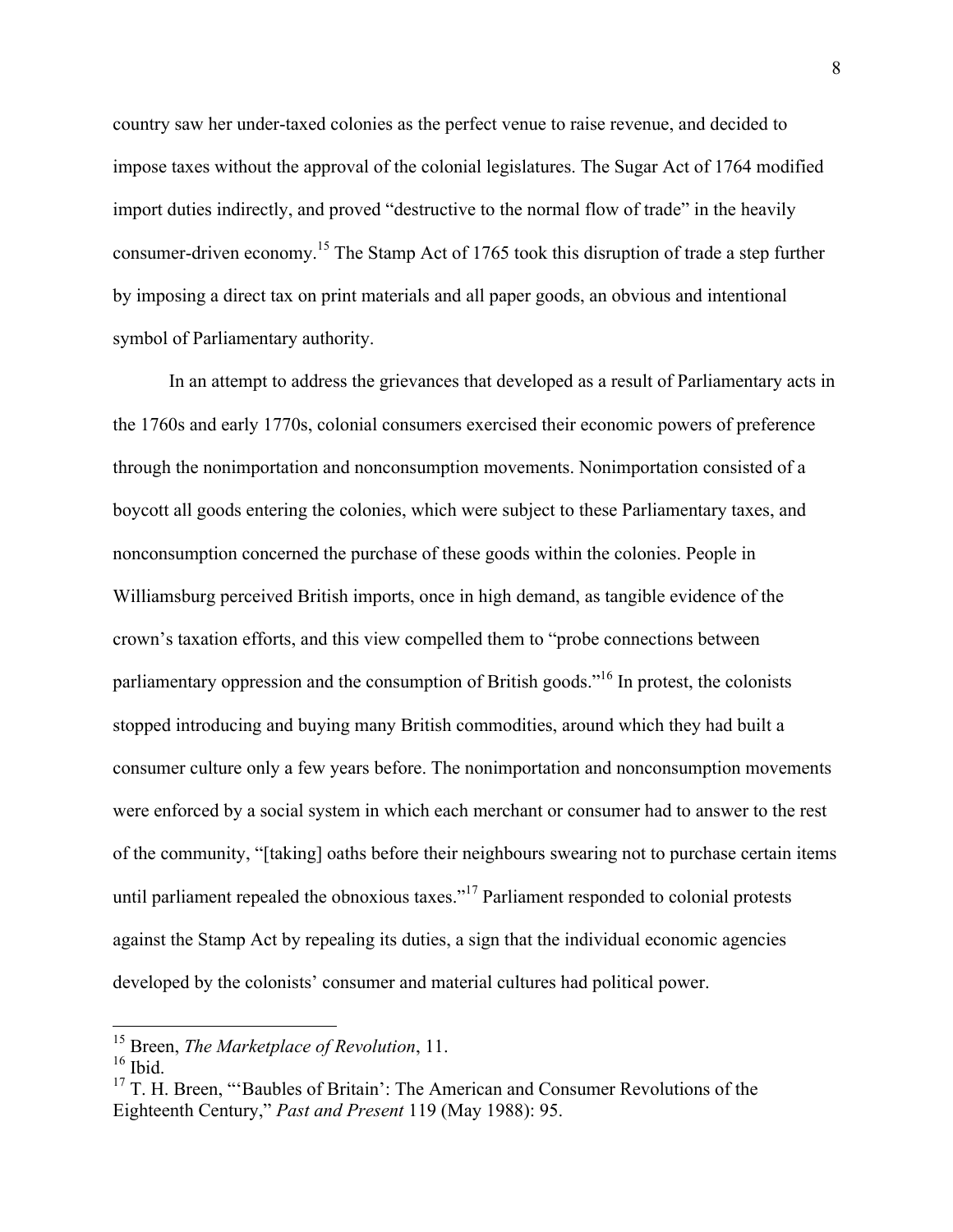country saw her under-taxed colonies as the perfect venue to raise revenue, and decided to impose taxes without the approval of the colonial legislatures. The Sugar Act of 1764 modified import duties indirectly, and proved "destructive to the normal flow of trade" in the heavily consumer-driven economy.[15] The Stamp Act of 1765 took this disruption of trade a step further by imposing a direct tax on print materials and all paper goods, an obvious and intentional symbol of Parliamentary authority.

In an attempt to address the grievances that developed as a result of Parliamentary acts in the 1760s and early 1770s, colonial consumers exercised their economic powers of preference through the nonimportation and nonconsumption movements. Nonimportation consisted of a boycott all goods entering the colonies, which were subject to these Parliamentary taxes, and nonconsumption concerned the purchase of these goods within the colonies. People in Williamsburg perceived British imports, once in high demand, as tangible evidence of the crown's taxation efforts, and this view compelled them to "probe connections between parliamentary oppression and the consumption of British goods."[16] In protest, the colonists stopped introducing and buying many British commodities, around which they had built a consumer culture only a few years before. The nonimportation and nonconsumption movements were enforced by a social system in which each merchant or consumer had to answer to the rest of the community, "[taking] oaths before their neighbours swearing not to purchase certain items until parliament repealed the obnoxious taxes."[17] Parliament responded to colonial protests against the Stamp Act by repealing its duties, a sign that the individual economic agencies developed by the colonists' consumer and material cultures had political power.

---

[15] Breen, *The Marketplace of Revolution*, 11.

[16] Ibid.

[17] T. H. Breen, "'Baubles of Britain': The American and Consumer Revolutions of the Eighteenth Century," *Past and Present* 119 (May 1988): 95.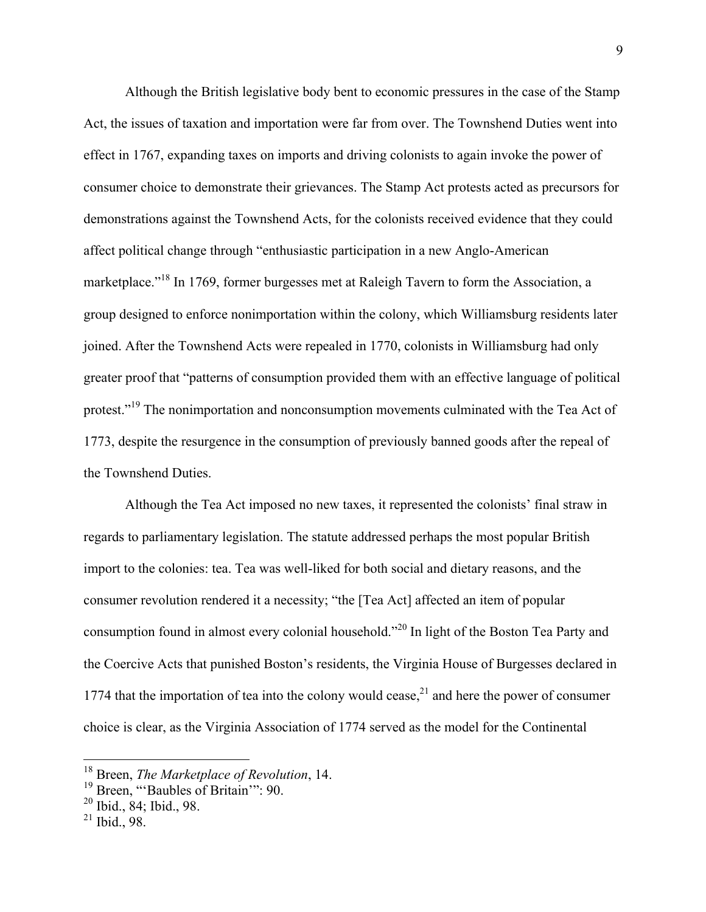Although the British legislative body bent to economic pressures in the case of the Stamp Act, the issues of taxation and importation were far from over. The Townshend Duties went into effect in 1767, expanding taxes on imports and driving colonists to again invoke the power of consumer choice to demonstrate their grievances. The Stamp Act protests acted as precursors for demonstrations against the Townshend Acts, for the colonists received evidence that they could affect political change through "enthusiastic participation in a new Anglo-American marketplace."[18] In 1769, former burgesses met at Raleigh Tavern to form the Association, a group designed to enforce nonimportation within the colony, which Williamsburg residents later joined. After the Townshend Acts were repealed in 1770, colonists in Williamsburg had only greater proof that "patterns of consumption provided them with an effective language of political protest."[19] The nonimportation and nonconsumption movements culminated with the Tea Act of 1773, despite the resurgence in the consumption of previously banned goods after the repeal of the Townshend Duties.

Although the Tea Act imposed no new taxes, it represented the colonists' final straw in regards to parliamentary legislation. The statute addressed perhaps the most popular British import to the colonies: tea. Tea was well-liked for both social and dietary reasons, and the consumer revolution rendered it a necessity; "the [Tea Act] affected an item of popular consumption found in almost every colonial household."[20] In light of the Boston Tea Party and the Coercive Acts that punished Boston's residents, the Virginia House of Burgesses declared in 1774 that the importation of tea into the colony would cease,[21] and here the power of consumer choice is clear, as the Virginia Association of 1774 served as the model for the Continental

---

[18] Breen, *The Marketplace of Revolution*, 14.
[19] Breen, "'Baubles of Britain'": 90.
[20] Ibid., 84; Ibid., 98.
[21] Ibid., 98.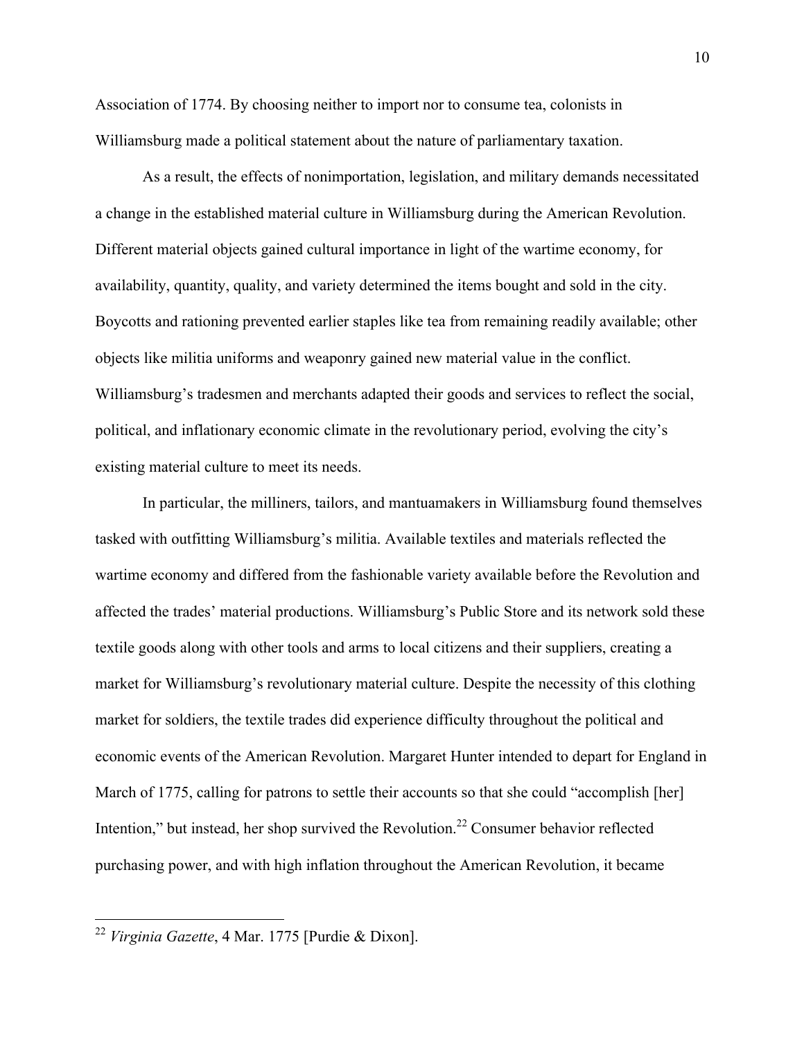Association of 1774. By choosing neither to import nor to consume tea, colonists in Williamsburg made a political statement about the nature of parliamentary taxation.

As a result, the effects of nonimportation, legislation, and military demands necessitated a change in the established material culture in Williamsburg during the American Revolution. Different material objects gained cultural importance in light of the wartime economy, for availability, quantity, quality, and variety determined the items bought and sold in the city. Boycotts and rationing prevented earlier staples like tea from remaining readily available; other objects like militia uniforms and weaponry gained new material value in the conflict. Williamsburg's tradesmen and merchants adapted their goods and services to reflect the social, political, and inflationary economic climate in the revolutionary period, evolving the city's existing material culture to meet its needs.

In particular, the milliners, tailors, and mantuamakers in Williamsburg found themselves tasked with outfitting Williamsburg's militia. Available textiles and materials reflected the wartime economy and differed from the fashionable variety available before the Revolution and affected the trades' material productions. Williamsburg's Public Store and its network sold these textile goods along with other tools and arms to local citizens and their suppliers, creating a market for Williamsburg's revolutionary material culture. Despite the necessity of this clothing market for soldiers, the textile trades did experience difficulty throughout the political and economic events of the American Revolution. Margaret Hunter intended to depart for England in March of 1775, calling for patrons to settle their accounts so that she could "accomplish [her] Intention," but instead, her shop survived the Revolution.[22] Consumer behavior reflected purchasing power, and with high inflation throughout the American Revolution, it became

---

[22] *Virginia Gazette*, 4 Mar. 1775 [Purdie & Dixon].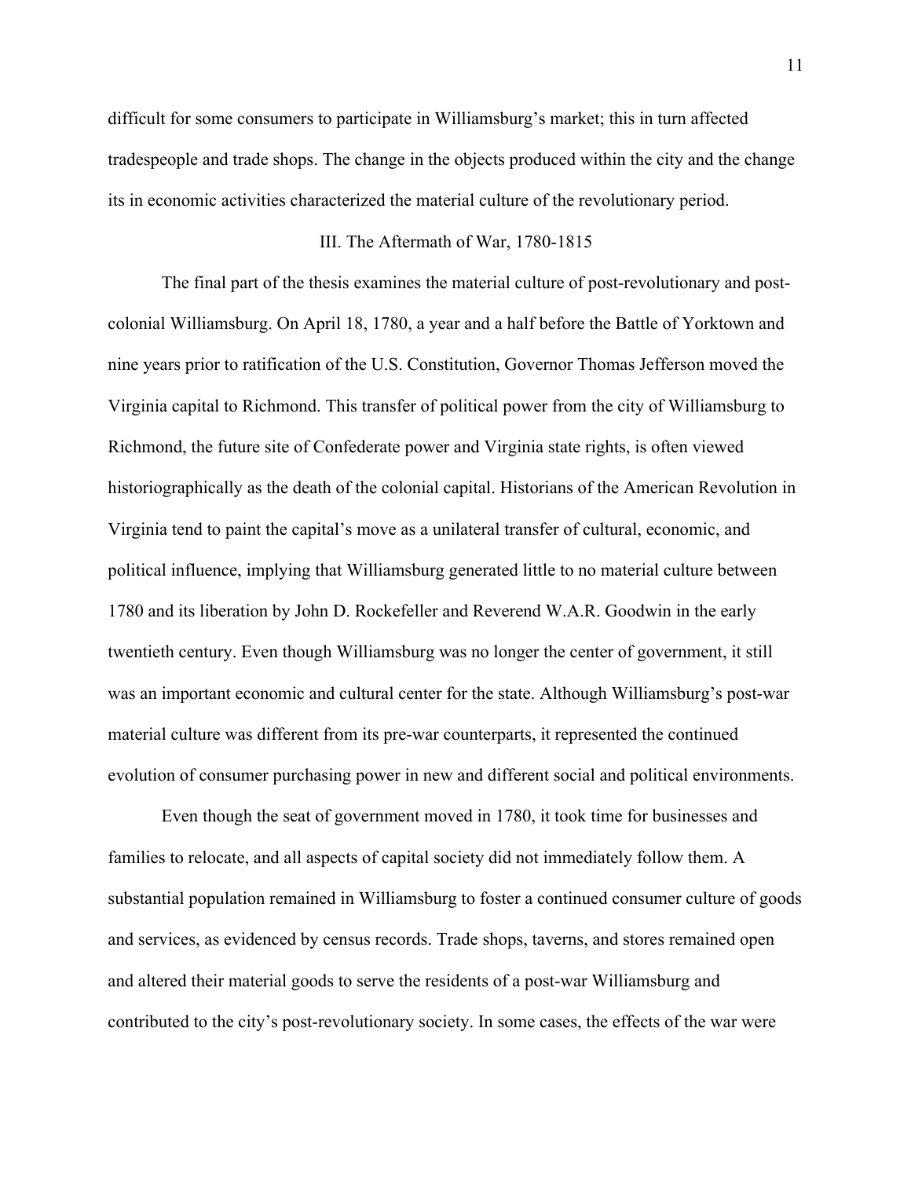difficult for some consumers to participate in Williamsburg's market; this in turn affected tradespeople and trade shops. The change in the objects produced within the city and the change its in economic activities characterized the material culture of the revolutionary period.

## III. The Aftermath of War, 1780-1815

The final part of the thesis examines the material culture of post-revolutionary and post-colonial Williamsburg. On April 18, 1780, a year and a half before the Battle of Yorktown and nine years prior to ratification of the U.S. Constitution, Governor Thomas Jefferson moved the Virginia capital to Richmond. This transfer of political power from the city of Williamsburg to Richmond, the future site of Confederate power and Virginia state rights, is often viewed historiographically as the death of the colonial capital. Historians of the American Revolution in Virginia tend to paint the capital's move as a unilateral transfer of cultural, economic, and political influence, implying that Williamsburg generated little to no material culture between 1780 and its liberation by John D. Rockefeller and Reverend W.A.R. Goodwin in the early twentieth century. Even though Williamsburg was no longer the center of government, it still was an important economic and cultural center for the state. Although Williamsburg's post-war material culture was different from its pre-war counterparts, it represented the continued evolution of consumer purchasing power in new and different social and political environments.

Even though the seat of government moved in 1780, it took time for businesses and families to relocate, and all aspects of capital society did not immediately follow them. A substantial population remained in Williamsburg to foster a continued consumer culture of goods and services, as evidenced by census records. Trade shops, taverns, and stores remained open and altered their material goods to serve the residents of a post-war Williamsburg and contributed to the city's post-revolutionary society. In some cases, the effects of the war were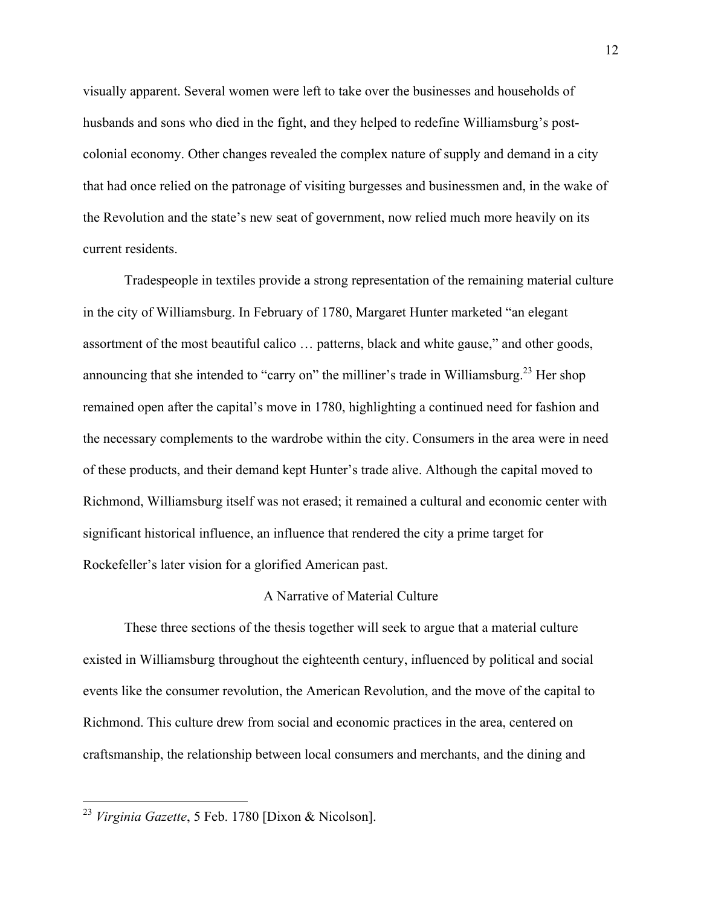visually apparent. Several women were left to take over the businesses and households of husbands and sons who died in the fight, and they helped to redefine Williamsburg's post-colonial economy. Other changes revealed the complex nature of supply and demand in a city that had once relied on the patronage of visiting burgesses and businessmen and, in the wake of the Revolution and the state's new seat of government, now relied much more heavily on its current residents.

Tradespeople in textiles provide a strong representation of the remaining material culture in the city of Williamsburg. In February of 1780, Margaret Hunter marketed "an elegant assortment of the most beautiful calico … patterns, black and white gause," and other goods, announcing that she intended to "carry on" the milliner's trade in Williamsburg.[23] Her shop remained open after the capital's move in 1780, highlighting a continued need for fashion and the necessary complements to the wardrobe within the city. Consumers in the area were in need of these products, and their demand kept Hunter's trade alive. Although the capital moved to Richmond, Williamsburg itself was not erased; it remained a cultural and economic center with significant historical influence, an influence that rendered the city a prime target for Rockefeller's later vision for a glorified American past.

## A Narrative of Material Culture

These three sections of the thesis together will seek to argue that a material culture existed in Williamsburg throughout the eighteenth century, influenced by political and social events like the consumer revolution, the American Revolution, and the move of the capital to Richmond. This culture drew from social and economic practices in the area, centered on craftsmanship, the relationship between local consumers and merchants, and the dining and

---

[23] *Virginia Gazette*, 5 Feb. 1780 [Dixon & Nicolson].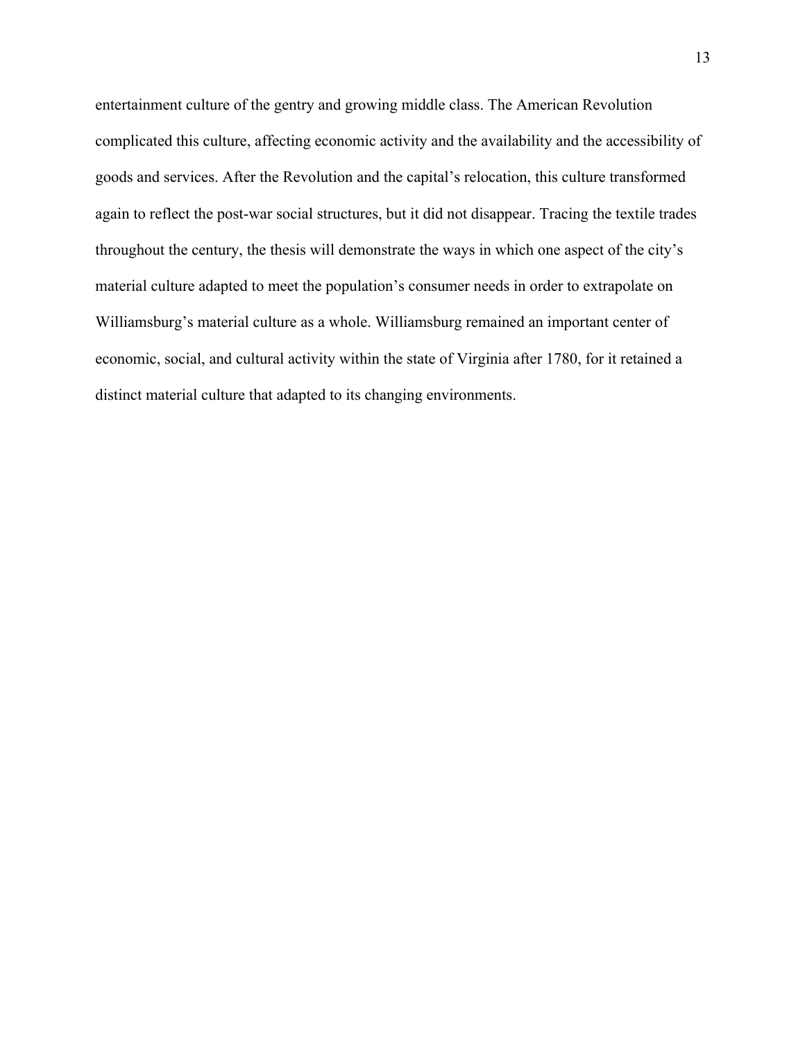entertainment culture of the gentry and growing middle class. The American Revolution complicated this culture, affecting economic activity and the availability and the accessibility of goods and services. After the Revolution and the capital's relocation, this culture transformed again to reflect the post-war social structures, but it did not disappear. Tracing the textile trades throughout the century, the thesis will demonstrate the ways in which one aspect of the city's material culture adapted to meet the population's consumer needs in order to extrapolate on Williamsburg's material culture as a whole. Williamsburg remained an important center of economic, social, and cultural activity within the state of Virginia after 1780, for it retained a distinct material culture that adapted to its changing environments.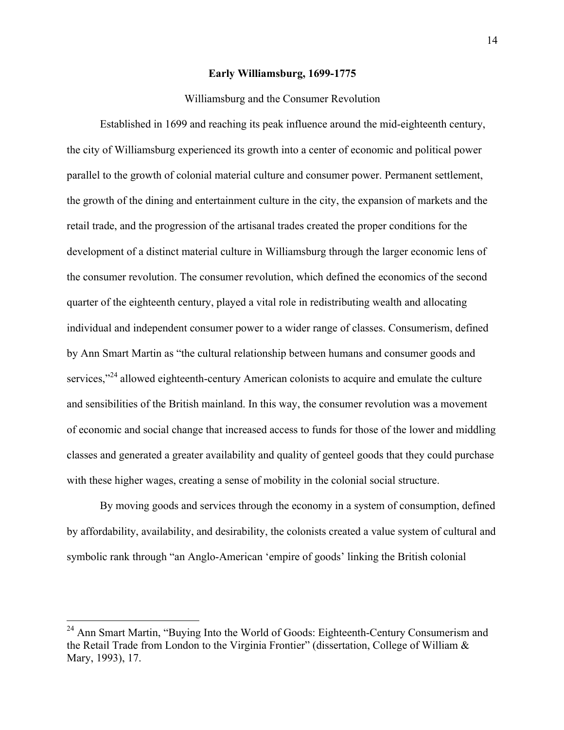## Early Williamsburg, 1699-1775

### Williamsburg and the Consumer Revolution

Established in 1699 and reaching its peak influence around the mid-eighteenth century, the city of Williamsburg experienced its growth into a center of economic and political power parallel to the growth of colonial material culture and consumer power. Permanent settlement, the growth of the dining and entertainment culture in the city, the expansion of markets and the retail trade, and the progression of the artisanal trades created the proper conditions for the development of a distinct material culture in Williamsburg through the larger economic lens of the consumer revolution. The consumer revolution, which defined the economics of the second quarter of the eighteenth century, played a vital role in redistributing wealth and allocating individual and independent consumer power to a wider range of classes. Consumerism, defined by Ann Smart Martin as "the cultural relationship between humans and consumer goods and services,"[24] allowed eighteenth-century American colonists to acquire and emulate the culture and sensibilities of the British mainland. In this way, the consumer revolution was a movement of economic and social change that increased access to funds for those of the lower and middling classes and generated a greater availability and quality of genteel goods that they could purchase with these higher wages, creating a sense of mobility in the colonial social structure.

By moving goods and services through the economy in a system of consumption, defined by affordability, availability, and desirability, the colonists created a value system of cultural and symbolic rank through "an Anglo-American 'empire of goods' linking the British colonial

---

[24] Ann Smart Martin, "Buying Into the World of Goods: Eighteenth-Century Consumerism and the Retail Trade from London to the Virginia Frontier" (dissertation, College of William & Mary, 1993), 17.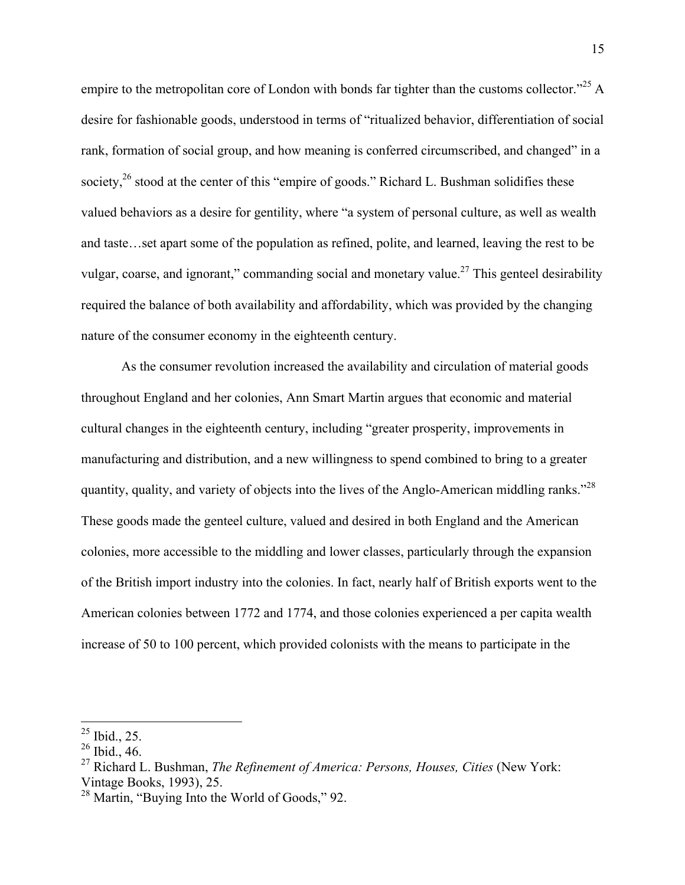empire to the metropolitan core of London with bonds far tighter than the customs collector."[25] A desire for fashionable goods, understood in terms of "ritualized behavior, differentiation of social rank, formation of social group, and how meaning is conferred circumscribed, and changed" in a society,[26] stood at the center of this "empire of goods." Richard L. Bushman solidifies these valued behaviors as a desire for gentility, where "a system of personal culture, as well as wealth and taste…set apart some of the population as refined, polite, and learned, leaving the rest to be vulgar, coarse, and ignorant," commanding social and monetary value.[27] This genteel desirability required the balance of both availability and affordability, which was provided by the changing nature of the consumer economy in the eighteenth century.

As the consumer revolution increased the availability and circulation of material goods throughout England and her colonies, Ann Smart Martin argues that economic and material cultural changes in the eighteenth century, including "greater prosperity, improvements in manufacturing and distribution, and a new willingness to spend combined to bring to a greater quantity, quality, and variety of objects into the lives of the Anglo-American middling ranks."[28] These goods made the genteel culture, valued and desired in both England and the American colonies, more accessible to the middling and lower classes, particularly through the expansion of the British import industry into the colonies. In fact, nearly half of British exports went to the American colonies between 1772 and 1774, and those colonies experienced a per capita wealth increase of 50 to 100 percent, which provided colonists with the means to participate in the

---

[25] Ibid., 25.

[26] Ibid., 46.

[27] Richard L. Bushman, *The Refinement of America: Persons, Houses, Cities* (New York: Vintage Books, 1993), 25.

[28] Martin, "Buying Into the World of Goods," 92.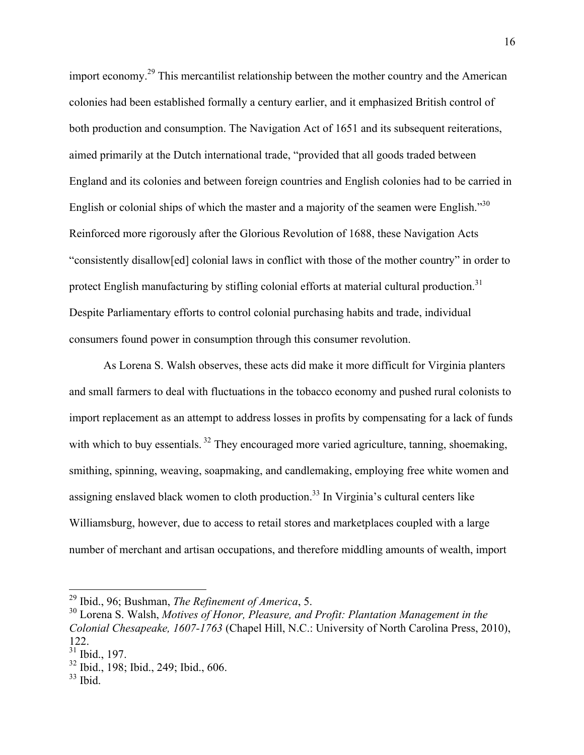import economy.[29] This mercantilist relationship between the mother country and the American colonies had been established formally a century earlier, and it emphasized British control of both production and consumption. The Navigation Act of 1651 and its subsequent reiterations, aimed primarily at the Dutch international trade, "provided that all goods traded between England and its colonies and between foreign countries and English colonies had to be carried in English or colonial ships of which the master and a majority of the seamen were English."[30] Reinforced more rigorously after the Glorious Revolution of 1688, these Navigation Acts "consistently disallow[ed] colonial laws in conflict with those of the mother country" in order to protect English manufacturing by stifling colonial efforts at material cultural production.[31] Despite Parliamentary efforts to control colonial purchasing habits and trade, individual consumers found power in consumption through this consumer revolution.

As Lorena S. Walsh observes, these acts did make it more difficult for Virginia planters and small farmers to deal with fluctuations in the tobacco economy and pushed rural colonists to import replacement as an attempt to address losses in profits by compensating for a lack of funds with which to buy essentials.[32] They encouraged more varied agriculture, tanning, shoemaking, smithing, spinning, weaving, soapmaking, and candlemaking, employing free white women and assigning enslaved black women to cloth production.[33] In Virginia's cultural centers like Williamsburg, however, due to access to retail stores and marketplaces coupled with a large number of merchant and artisan occupations, and therefore middling amounts of wealth, import

---

[29] Ibid., 96; Bushman, *The Refinement of America*, 5.

[30] Lorena S. Walsh, *Motives of Honor, Pleasure, and Profit: Plantation Management in the Colonial Chesapeake, 1607-1763* (Chapel Hill, N.C.: University of North Carolina Press, 2010), 122.

[31] Ibid., 197.

[32] Ibid., 198; Ibid., 249; Ibid., 606.

[33] Ibid.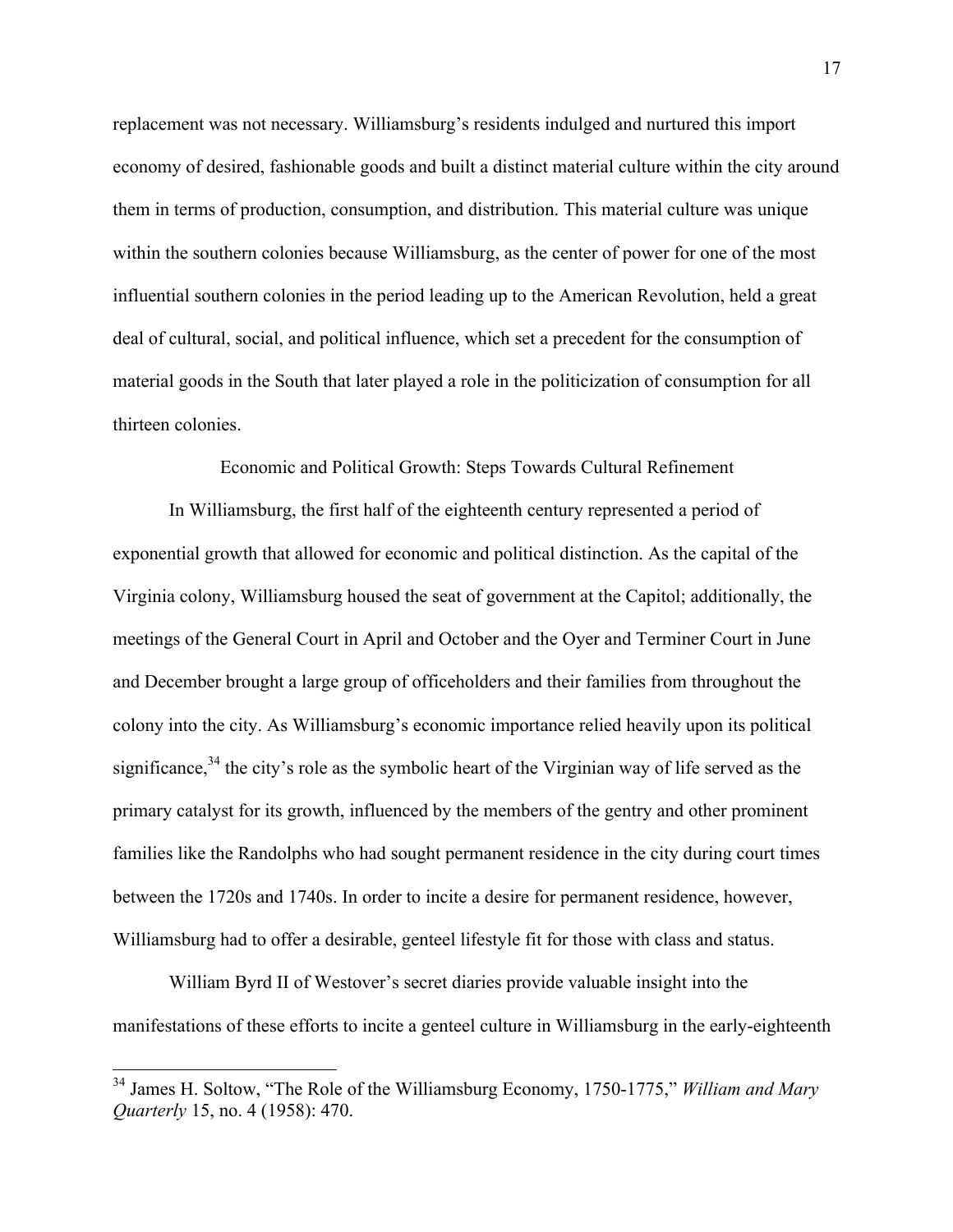replacement was not necessary. Williamsburg's residents indulged and nurtured this import economy of desired, fashionable goods and built a distinct material culture within the city around them in terms of production, consumption, and distribution. This material culture was unique within the southern colonies because Williamsburg, as the center of power for one of the most influential southern colonies in the period leading up to the American Revolution, held a great deal of cultural, social, and political influence, which set a precedent for the consumption of material goods in the South that later played a role in the politicization of consumption for all thirteen colonies.

## Economic and Political Growth: Steps Towards Cultural Refinement

In Williamsburg, the first half of the eighteenth century represented a period of exponential growth that allowed for economic and political distinction. As the capital of the Virginia colony, Williamsburg housed the seat of government at the Capitol; additionally, the meetings of the General Court in April and October and the Oyer and Terminer Court in June and December brought a large group of officeholders and their families from throughout the colony into the city. As Williamsburg's economic importance relied heavily upon its political significance,[34] the city's role as the symbolic heart of the Virginian way of life served as the primary catalyst for its growth, influenced by the members of the gentry and other prominent families like the Randolphs who had sought permanent residence in the city during court times between the 1720s and 1740s. In order to incite a desire for permanent residence, however, Williamsburg had to offer a desirable, genteel lifestyle fit for those with class and status.

William Byrd II of Westover's secret diaries provide valuable insight into the manifestations of these efforts to incite a genteel culture in Williamsburg in the early-eighteenth

---

[34] James H. Soltow, "The Role of the Williamsburg Economy, 1750-1775," *William and Mary Quarterly* 15, no. 4 (1958): 470.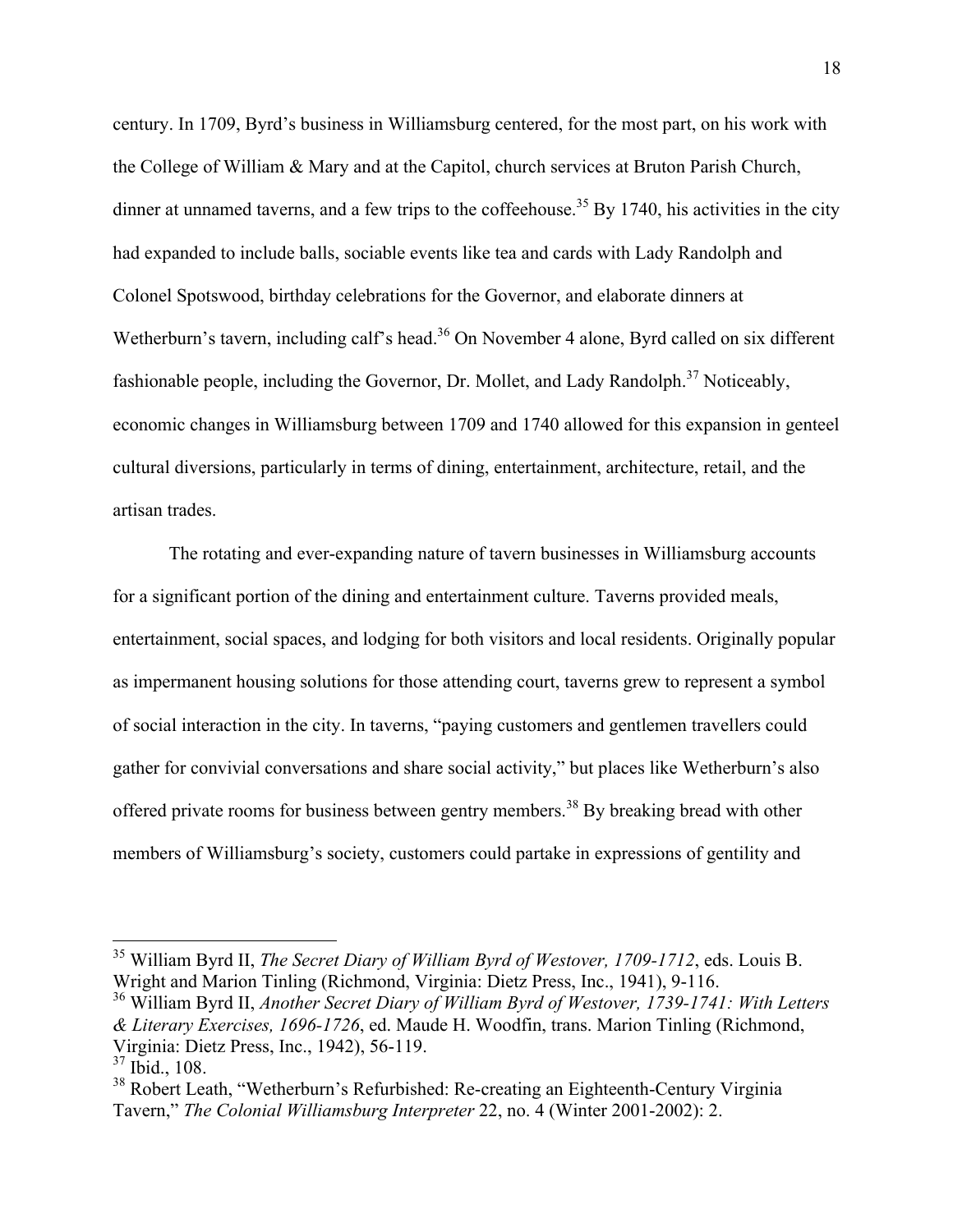century. In 1709, Byrd's business in Williamsburg centered, for the most part, on his work with the College of William & Mary and at the Capitol, church services at Bruton Parish Church, dinner at unnamed taverns, and a few trips to the coffeehouse.[35] By 1740, his activities in the city had expanded to include balls, sociable events like tea and cards with Lady Randolph and Colonel Spotswood, birthday celebrations for the Governor, and elaborate dinners at Wetherburn's tavern, including calf's head.[36] On November 4 alone, Byrd called on six different fashionable people, including the Governor, Dr. Mollet, and Lady Randolph.[37] Noticeably, economic changes in Williamsburg between 1709 and 1740 allowed for this expansion in genteel cultural diversions, particularly in terms of dining, entertainment, architecture, retail, and the artisan trades.

The rotating and ever-expanding nature of tavern businesses in Williamsburg accounts for a significant portion of the dining and entertainment culture. Taverns provided meals, entertainment, social spaces, and lodging for both visitors and local residents. Originally popular as impermanent housing solutions for those attending court, taverns grew to represent a symbol of social interaction in the city. In taverns, "paying customers and gentlemen travellers could gather for convivial conversations and share social activity," but places like Wetherburn's also offered private rooms for business between gentry members.[38] By breaking bread with other members of Williamsburg's society, customers could partake in expressions of gentility and

---

[35] William Byrd II, *The Secret Diary of William Byrd of Westover, 1709-1712*, eds. Louis B. Wright and Marion Tinling (Richmond, Virginia: Dietz Press, Inc., 1941), 9-116.

[36] William Byrd II, *Another Secret Diary of William Byrd of Westover, 1739-1741: With Letters & Literary Exercises, 1696-1726*, ed. Maude H. Woodfin, trans. Marion Tinling (Richmond, Virginia: Dietz Press, Inc., 1942), 56-119.

[37] Ibid., 108.

[38] Robert Leath, "Wetherburn's Refurbished: Re-creating an Eighteenth-Century Virginia Tavern," *The Colonial Williamsburg Interpreter* 22, no. 4 (Winter 2001-2002): 2.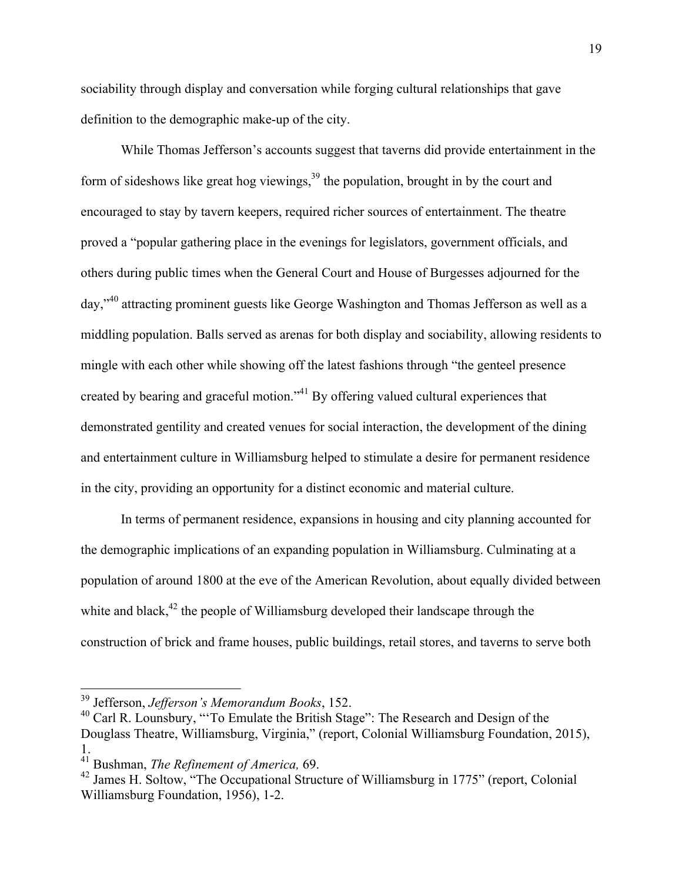sociability through display and conversation while forging cultural relationships that gave definition to the demographic make-up of the city.

While Thomas Jefferson's accounts suggest that taverns did provide entertainment in the form of sideshows like great hog viewings,[39] the population, brought in by the court and encouraged to stay by tavern keepers, required richer sources of entertainment. The theatre proved a "popular gathering place in the evenings for legislators, government officials, and others during public times when the General Court and House of Burgesses adjourned for the day,"[40] attracting prominent guests like George Washington and Thomas Jefferson as well as a middling population. Balls served as arenas for both display and sociability, allowing residents to mingle with each other while showing off the latest fashions through "the genteel presence created by bearing and graceful motion."[41] By offering valued cultural experiences that demonstrated gentility and created venues for social interaction, the development of the dining and entertainment culture in Williamsburg helped to stimulate a desire for permanent residence in the city, providing an opportunity for a distinct economic and material culture.

In terms of permanent residence, expansions in housing and city planning accounted for the demographic implications of an expanding population in Williamsburg. Culminating at a population of around 1800 at the eve of the American Revolution, about equally divided between white and black,[42] the people of Williamsburg developed their landscape through the construction of brick and frame houses, public buildings, retail stores, and taverns to serve both

---

[39] Jefferson, *Jefferson's Memorandum Books*, 152.

[40] Carl R. Lounsbury, "'To Emulate the British Stage": The Research and Design of the Douglass Theatre, Williamsburg, Virginia," (report, Colonial Williamsburg Foundation, 2015), 1.

[41] Bushman, *The Refinement of America,* 69.

[42] James H. Soltow, "The Occupational Structure of Williamsburg in 1775" (report, Colonial Williamsburg Foundation, 1956), 1-2.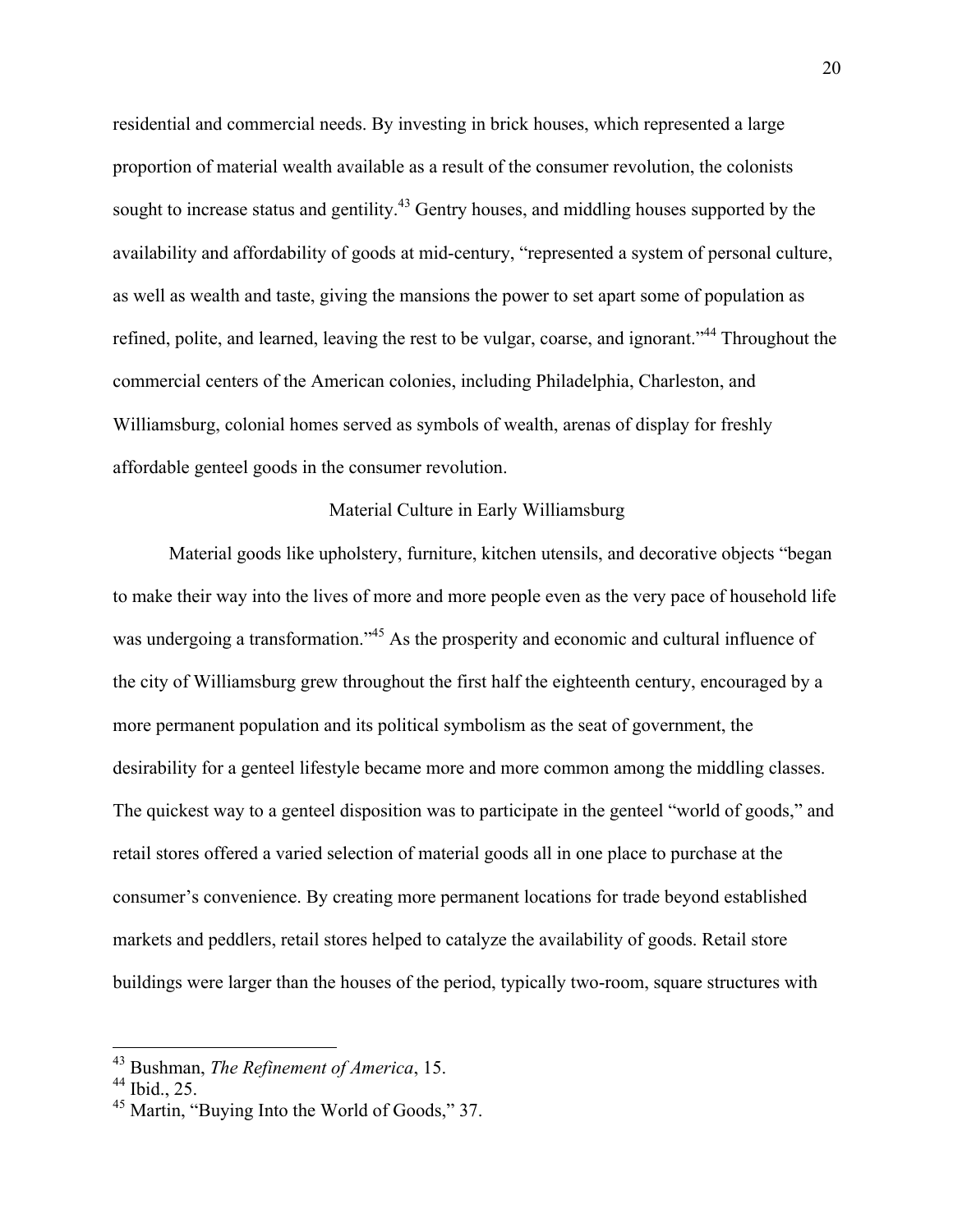residential and commercial needs. By investing in brick houses, which represented a large proportion of material wealth available as a result of the consumer revolution, the colonists sought to increase status and gentility.[43] Gentry houses, and middling houses supported by the availability and affordability of goods at mid-century, "represented a system of personal culture, as well as wealth and taste, giving the mansions the power to set apart some of population as refined, polite, and learned, leaving the rest to be vulgar, coarse, and ignorant."[44] Throughout the commercial centers of the American colonies, including Philadelphia, Charleston, and Williamsburg, colonial homes served as symbols of wealth, arenas of display for freshly affordable genteel goods in the consumer revolution.

## Material Culture in Early Williamsburg

Material goods like upholstery, furniture, kitchen utensils, and decorative objects "began to make their way into the lives of more and more people even as the very pace of household life was undergoing a transformation."[45] As the prosperity and economic and cultural influence of the city of Williamsburg grew throughout the first half the eighteenth century, encouraged by a more permanent population and its political symbolism as the seat of government, the desirability for a genteel lifestyle became more and more common among the middling classes. The quickest way to a genteel disposition was to participate in the genteel "world of goods," and retail stores offered a varied selection of material goods all in one place to purchase at the consumer's convenience. By creating more permanent locations for trade beyond established markets and peddlers, retail stores helped to catalyze the availability of goods. Retail store buildings were larger than the houses of the period, typically two-room, square structures with

---

[43] Bushman, *The Refinement of America*, 15.
[44] Ibid., 25.
[45] Martin, "Buying Into the World of Goods," 37.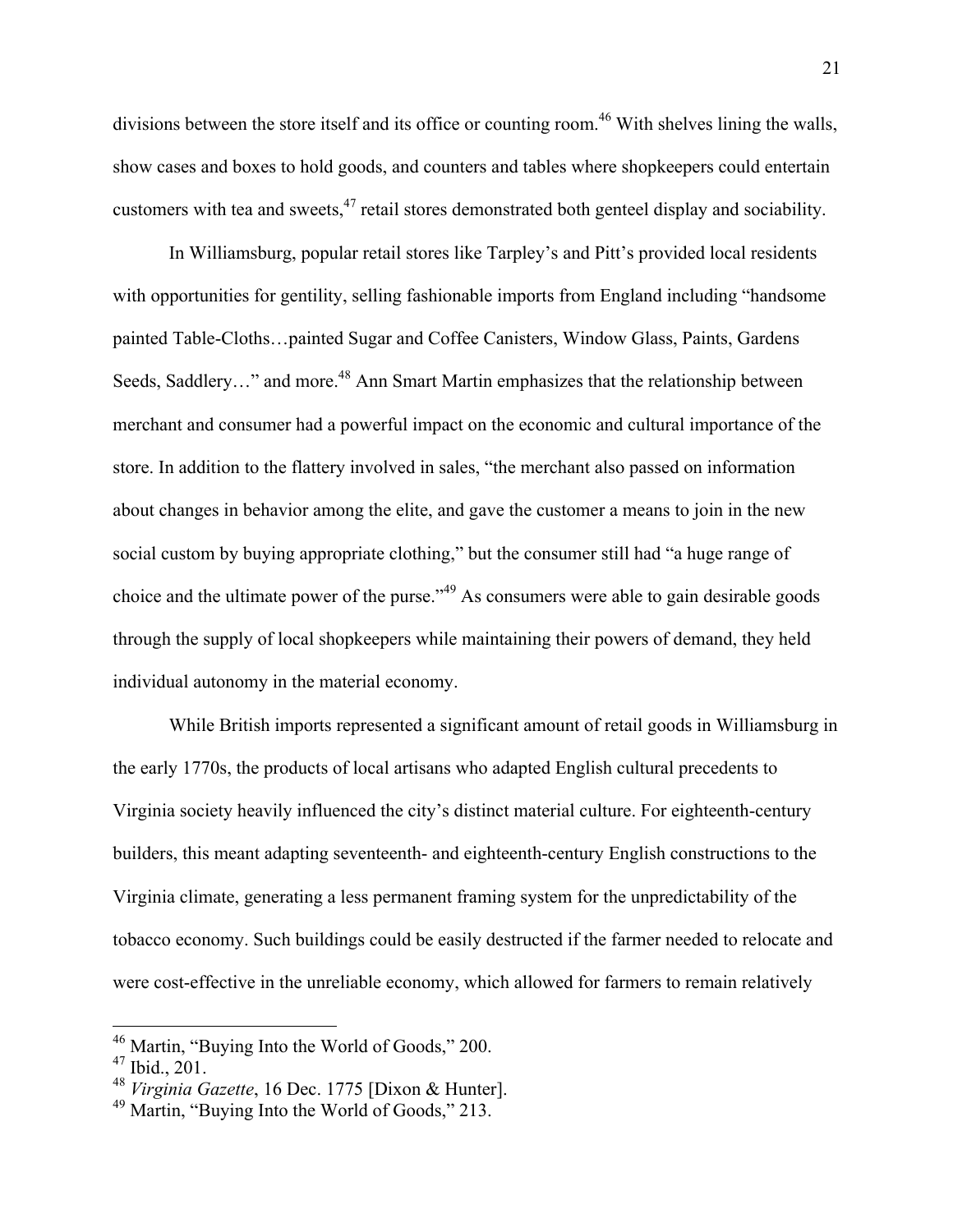divisions between the store itself and its office or counting room.[46] With shelves lining the walls, show cases and boxes to hold goods, and counters and tables where shopkeepers could entertain customers with tea and sweets,[47] retail stores demonstrated both genteel display and sociability.

In Williamsburg, popular retail stores like Tarpley's and Pitt's provided local residents with opportunities for gentility, selling fashionable imports from England including "handsome painted Table-Cloths…painted Sugar and Coffee Canisters, Window Glass, Paints, Gardens Seeds, Saddlery…" and more.[48] Ann Smart Martin emphasizes that the relationship between merchant and consumer had a powerful impact on the economic and cultural importance of the store. In addition to the flattery involved in sales, "the merchant also passed on information about changes in behavior among the elite, and gave the customer a means to join in the new social custom by buying appropriate clothing," but the consumer still had "a huge range of choice and the ultimate power of the purse."[49] As consumers were able to gain desirable goods through the supply of local shopkeepers while maintaining their powers of demand, they held individual autonomy in the material economy.

While British imports represented a significant amount of retail goods in Williamsburg in the early 1770s, the products of local artisans who adapted English cultural precedents to Virginia society heavily influenced the city's distinct material culture. For eighteenth-century builders, this meant adapting seventeenth- and eighteenth-century English constructions to the Virginia climate, generating a less permanent framing system for the unpredictability of the tobacco economy. Such buildings could be easily destructed if the farmer needed to relocate and were cost-effective in the unreliable economy, which allowed for farmers to remain relatively

---

[46] Martin, "Buying Into the World of Goods," 200.
[47] Ibid., 201.
[48] *Virginia Gazette*, 16 Dec. 1775 [Dixon & Hunter].
[49] Martin, "Buying Into the World of Goods," 213.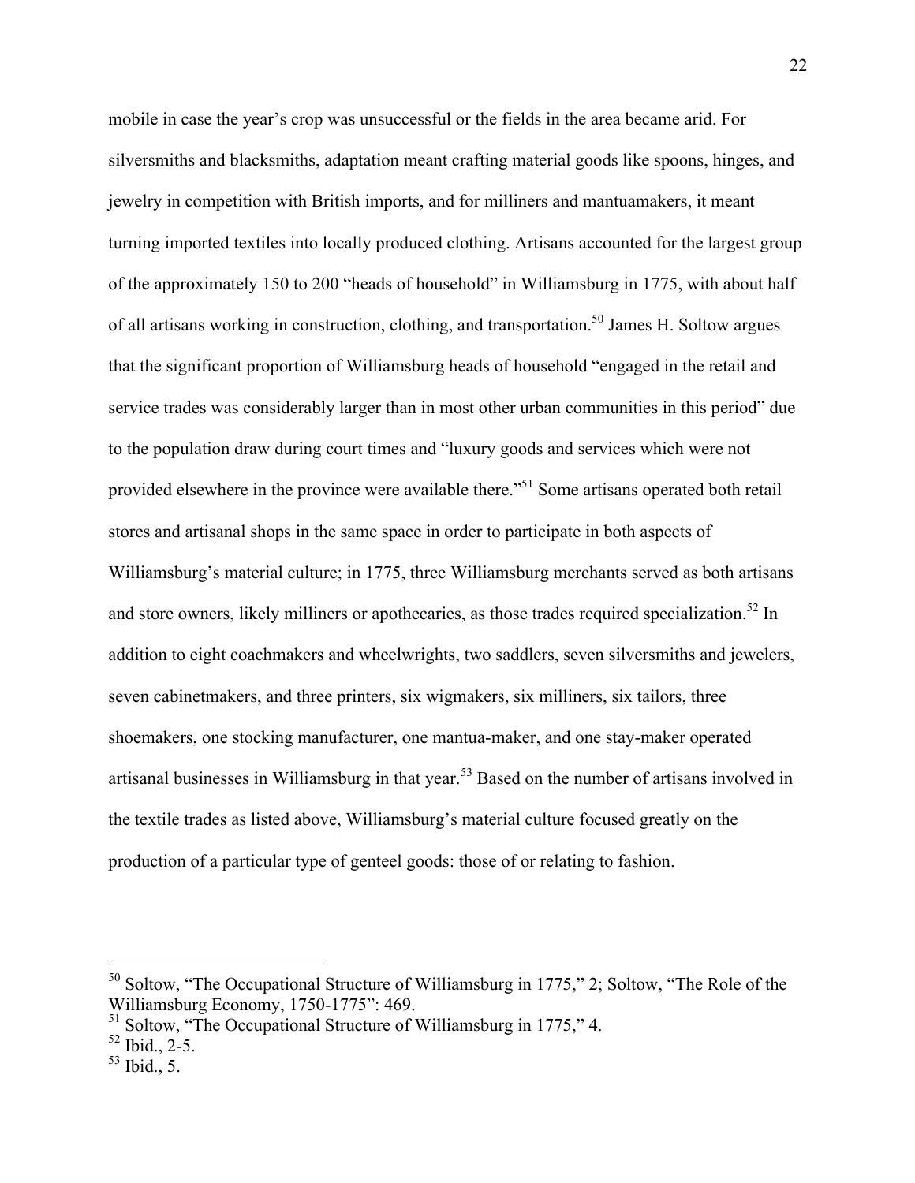mobile in case the year's crop was unsuccessful or the fields in the area became arid. For silversmiths and blacksmiths, adaptation meant crafting material goods like spoons, hinges, and jewelry in competition with British imports, and for milliners and mantuamakers, it meant turning imported textiles into locally produced clothing. Artisans accounted for the largest group of the approximately 150 to 200 "heads of household" in Williamsburg in 1775, with about half of all artisans working in construction, clothing, and transportation.[50] James H. Soltow argues that the significant proportion of Williamsburg heads of household "engaged in the retail and service trades was considerably larger than in most other urban communities in this period" due to the population draw during court times and "luxury goods and services which were not provided elsewhere in the province were available there."[51] Some artisans operated both retail stores and artisanal shops in the same space in order to participate in both aspects of Williamsburg's material culture; in 1775, three Williamsburg merchants served as both artisans and store owners, likely milliners or apothecaries, as those trades required specialization.[52] In addition to eight coachmakers and wheelwrights, two saddlers, seven silversmiths and jewelers, seven cabinetmakers, and three printers, six wigmakers, six milliners, six tailors, three shoemakers, one stocking manufacturer, one mantua-maker, and one stay-maker operated artisanal businesses in Williamsburg in that year.[53] Based on the number of artisans involved in the textile trades as listed above, Williamsburg's material culture focused greatly on the production of a particular type of genteel goods: those of or relating to fashion.

---

[50] Soltow, "The Occupational Structure of Williamsburg in 1775," 2; Soltow, "The Role of the Williamsburg Economy, 1750-1775": 469.

[51] Soltow, "The Occupational Structure of Williamsburg in 1775," 4.

[52] Ibid., 2-5.

[53] Ibid., 5.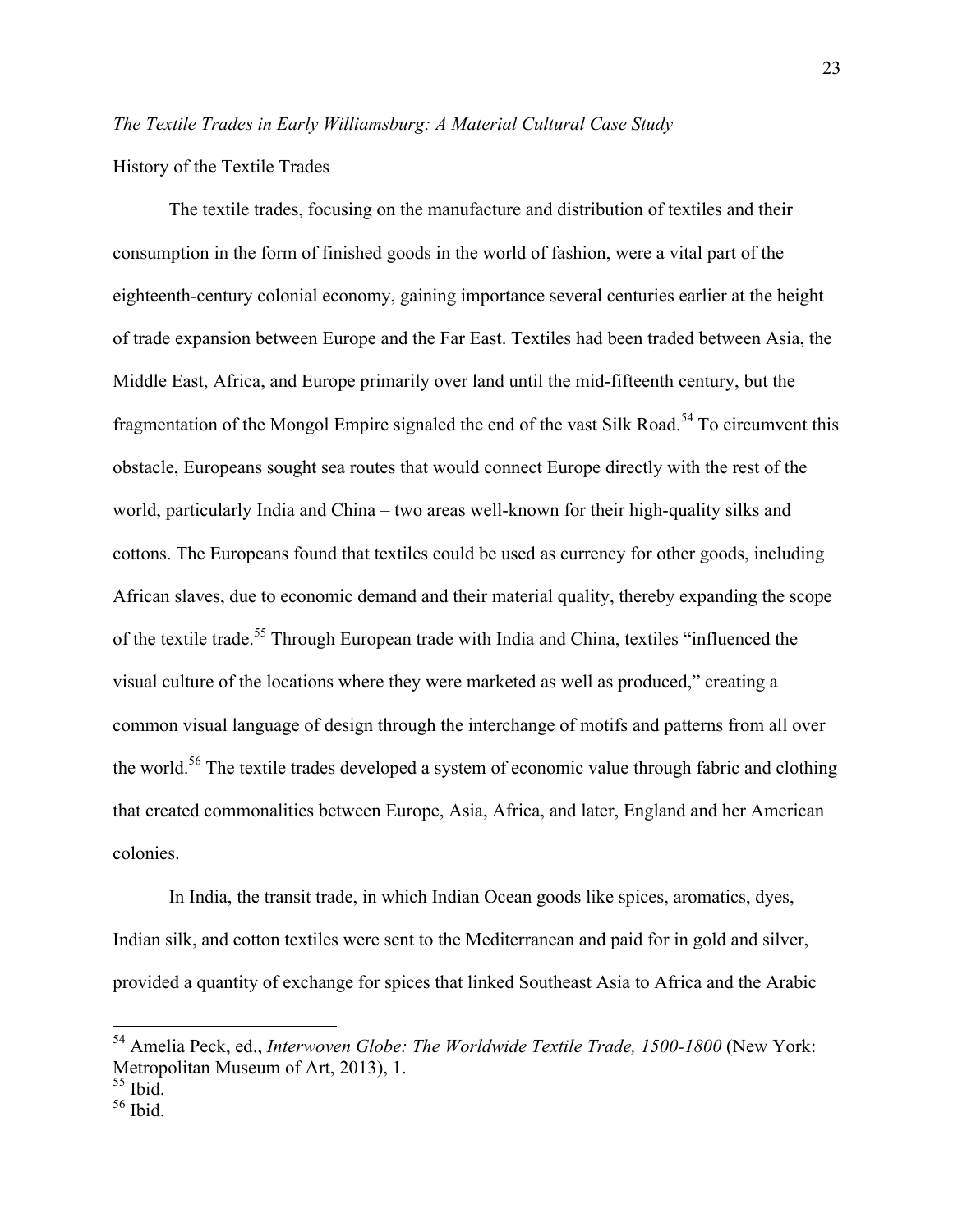*The Textile Trades in Early Williamsburg: A Material Cultural Case Study*

History of the Textile Trades

The textile trades, focusing on the manufacture and distribution of textiles and their consumption in the form of finished goods in the world of fashion, were a vital part of the eighteenth-century colonial economy, gaining importance several centuries earlier at the height of trade expansion between Europe and the Far East. Textiles had been traded between Asia, the Middle East, Africa, and Europe primarily over land until the mid-fifteenth century, but the fragmentation of the Mongol Empire signaled the end of the vast Silk Road.[54] To circumvent this obstacle, Europeans sought sea routes that would connect Europe directly with the rest of the world, particularly India and China – two areas well-known for their high-quality silks and cottons. The Europeans found that textiles could be used as currency for other goods, including African slaves, due to economic demand and their material quality, thereby expanding the scope of the textile trade.[55] Through European trade with India and China, textiles "influenced the visual culture of the locations where they were marketed as well as produced," creating a common visual language of design through the interchange of motifs and patterns from all over the world.[56] The textile trades developed a system of economic value through fabric and clothing that created commonalities between Europe, Asia, Africa, and later, England and her American colonies.

In India, the transit trade, in which Indian Ocean goods like spices, aromatics, dyes, Indian silk, and cotton textiles were sent to the Mediterranean and paid for in gold and silver, provided a quantity of exchange for spices that linked Southeast Asia to Africa and the Arabic

---

[54] Amelia Peck, ed., *Interwoven Globe: The Worldwide Textile Trade, 1500-1800* (New York: Metropolitan Museum of Art, 2013), 1.

[55] Ibid.

[56] Ibid.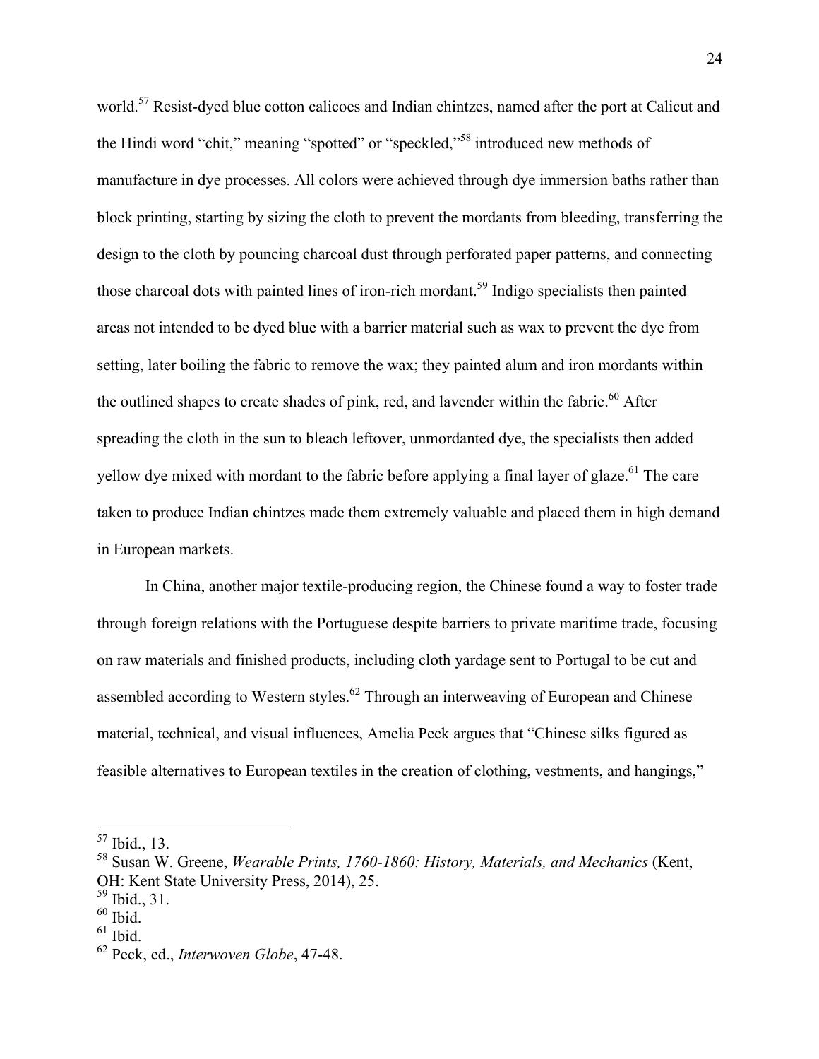world.[57] Resist-dyed blue cotton calicoes and Indian chintzes, named after the port at Calicut and the Hindi word "chit," meaning "spotted" or "speckled,"[58] introduced new methods of manufacture in dye processes. All colors were achieved through dye immersion baths rather than block printing, starting by sizing the cloth to prevent the mordants from bleeding, transferring the design to the cloth by pouncing charcoal dust through perforated paper patterns, and connecting those charcoal dots with painted lines of iron-rich mordant.[59] Indigo specialists then painted areas not intended to be dyed blue with a barrier material such as wax to prevent the dye from setting, later boiling the fabric to remove the wax; they painted alum and iron mordants within the outlined shapes to create shades of pink, red, and lavender within the fabric.[60] After spreading the cloth in the sun to bleach leftover, unmordanted dye, the specialists then added yellow dye mixed with mordant to the fabric before applying a final layer of glaze.[61] The care taken to produce Indian chintzes made them extremely valuable and placed them in high demand in European markets.

In China, another major textile-producing region, the Chinese found a way to foster trade through foreign relations with the Portuguese despite barriers to private maritime trade, focusing on raw materials and finished products, including cloth yardage sent to Portugal to be cut and assembled according to Western styles.[62] Through an interweaving of European and Chinese material, technical, and visual influences, Amelia Peck argues that "Chinese silks figured as feasible alternatives to European textiles in the creation of clothing, vestments, and hangings,"

---

[57] Ibid., 13.

[58] Susan W. Greene, *Wearable Prints, 1760-1860: History, Materials, and Mechanics* (Kent, OH: Kent State University Press, 2014), 25.

[59] Ibid., 31.

[60] Ibid.

[61] Ibid.

[62] Peck, ed., *Interwoven Globe*, 47-48.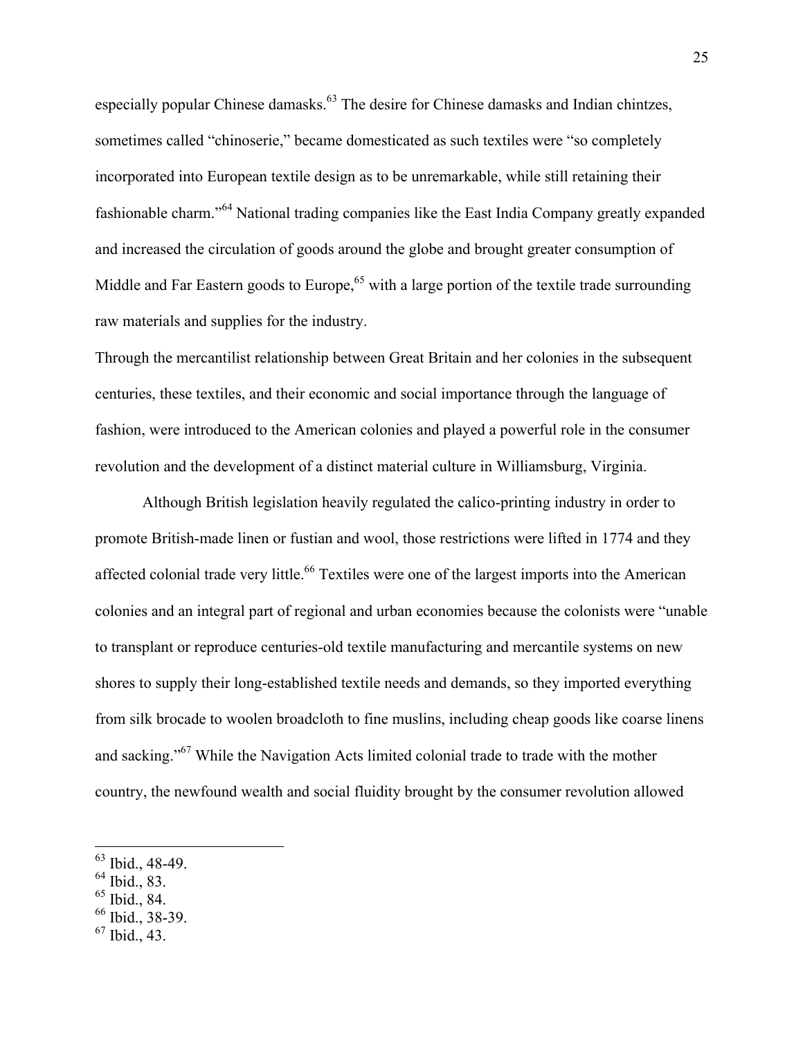especially popular Chinese damasks.[63] The desire for Chinese damasks and Indian chintzes, sometimes called "chinoserie," became domesticated as such textiles were "so completely incorporated into European textile design as to be unremarkable, while still retaining their fashionable charm."[64] National trading companies like the East India Company greatly expanded and increased the circulation of goods around the globe and brought greater consumption of Middle and Far Eastern goods to Europe,[65] with a large portion of the textile trade surrounding raw materials and supplies for the industry.

Through the mercantilist relationship between Great Britain and her colonies in the subsequent centuries, these textiles, and their economic and social importance through the language of fashion, were introduced to the American colonies and played a powerful role in the consumer revolution and the development of a distinct material culture in Williamsburg, Virginia.

Although British legislation heavily regulated the calico-printing industry in order to promote British-made linen or fustian and wool, those restrictions were lifted in 1774 and they affected colonial trade very little.[66] Textiles were one of the largest imports into the American colonies and an integral part of regional and urban economies because the colonists were "unable to transplant or reproduce centuries-old textile manufacturing and mercantile systems on new shores to supply their long-established textile needs and demands, so they imported everything from silk brocade to woolen broadcloth to fine muslins, including cheap goods like coarse linens and sacking."[67] While the Navigation Acts limited colonial trade to trade with the mother country, the newfound wealth and social fluidity brought by the consumer revolution allowed

---

[63] Ibid., 48-49.
[64] Ibid., 83.
[65] Ibid., 84.
[66] Ibid., 38-39.
[67] Ibid., 43.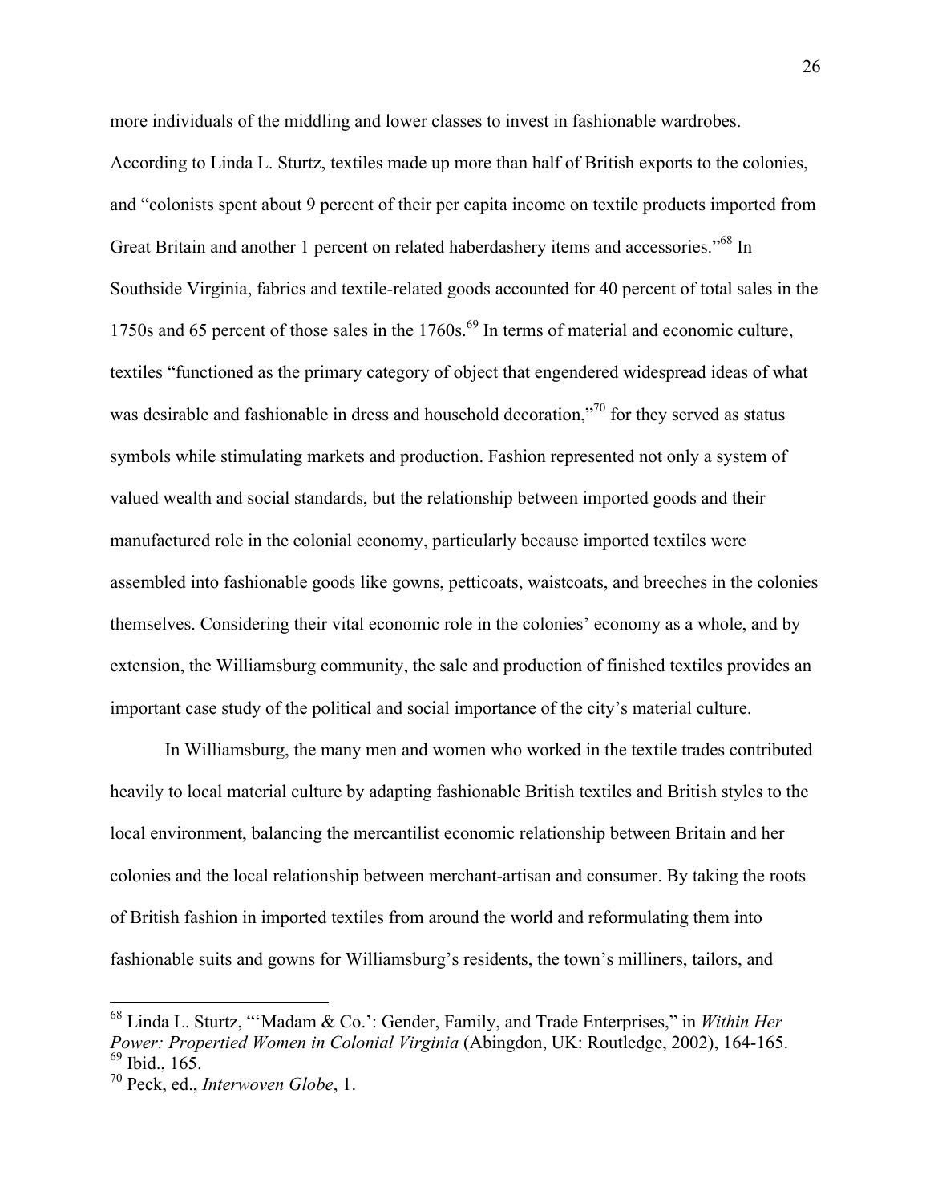more individuals of the middling and lower classes to invest in fashionable wardrobes. According to Linda L. Sturtz, textiles made up more than half of British exports to the colonies, and "colonists spent about 9 percent of their per capita income on textile products imported from Great Britain and another 1 percent on related haberdashery items and accessories."[68] In Southside Virginia, fabrics and textile-related goods accounted for 40 percent of total sales in the 1750s and 65 percent of those sales in the 1760s.[69] In terms of material and economic culture, textiles "functioned as the primary category of object that engendered widespread ideas of what was desirable and fashionable in dress and household decoration,"[70] for they served as status symbols while stimulating markets and production. Fashion represented not only a system of valued wealth and social standards, but the relationship between imported goods and their manufactured role in the colonial economy, particularly because imported textiles were assembled into fashionable goods like gowns, petticoats, waistcoats, and breeches in the colonies themselves. Considering their vital economic role in the colonies' economy as a whole, and by extension, the Williamsburg community, the sale and production of finished textiles provides an important case study of the political and social importance of the city's material culture.

In Williamsburg, the many men and women who worked in the textile trades contributed heavily to local material culture by adapting fashionable British textiles and British styles to the local environment, balancing the mercantilist economic relationship between Britain and her colonies and the local relationship between merchant-artisan and consumer. By taking the roots of British fashion in imported textiles from around the world and reformulating them into fashionable suits and gowns for Williamsburg's residents, the town's milliners, tailors, and

---

[68] Linda L. Sturtz, "'Madam & Co.': Gender, Family, and Trade Enterprises," in *Within Her Power: Propertied Women in Colonial Virginia* (Abingdon, UK: Routledge, 2002), 164-165.

[69] Ibid., 165.

[70] Peck, ed., *Interwoven Globe*, 1.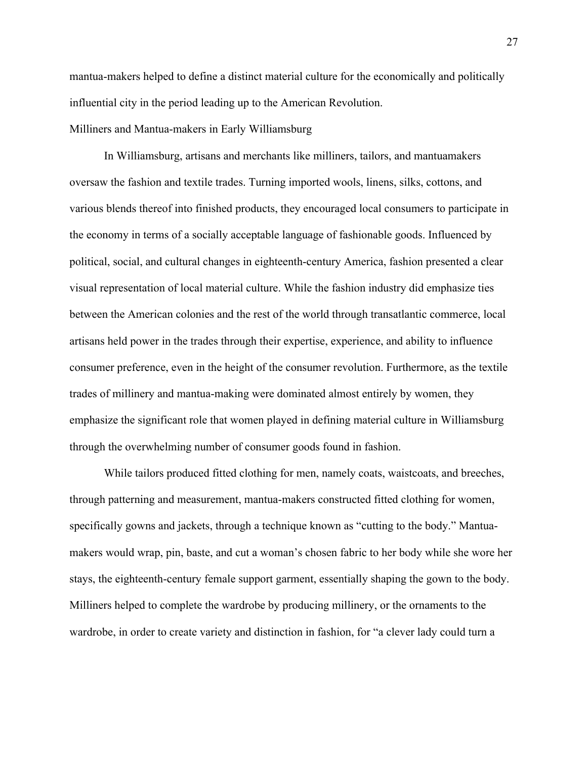mantua-makers helped to define a distinct material culture for the economically and politically influential city in the period leading up to the American Revolution.

## Milliners and Mantua-makers in Early Williamsburg

In Williamsburg, artisans and merchants like milliners, tailors, and mantuamakers oversaw the fashion and textile trades. Turning imported wools, linens, silks, cottons, and various blends thereof into finished products, they encouraged local consumers to participate in the economy in terms of a socially acceptable language of fashionable goods. Influenced by political, social, and cultural changes in eighteenth-century America, fashion presented a clear visual representation of local material culture. While the fashion industry did emphasize ties between the American colonies and the rest of the world through transatlantic commerce, local artisans held power in the trades through their expertise, experience, and ability to influence consumer preference, even in the height of the consumer revolution. Furthermore, as the textile trades of millinery and mantua-making were dominated almost entirely by women, they emphasize the significant role that women played in defining material culture in Williamsburg through the overwhelming number of consumer goods found in fashion.

While tailors produced fitted clothing for men, namely coats, waistcoats, and breeches, through patterning and measurement, mantua-makers constructed fitted clothing for women, specifically gowns and jackets, through a technique known as "cutting to the body." Mantua-makers would wrap, pin, baste, and cut a woman's chosen fabric to her body while she wore her stays, the eighteenth-century female support garment, essentially shaping the gown to the body. Milliners helped to complete the wardrobe by producing millinery, or the ornaments to the wardrobe, in order to create variety and distinction in fashion, for "a clever lady could turn a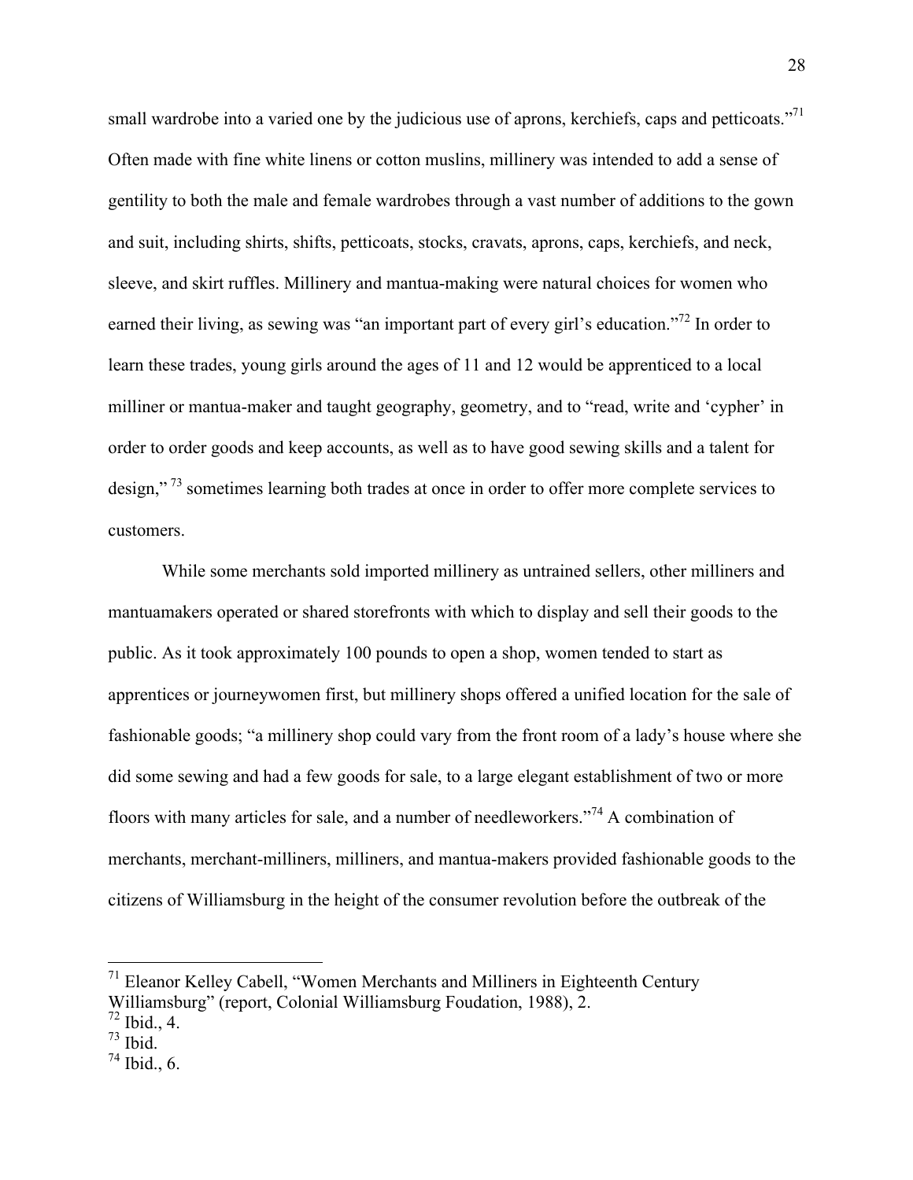small wardrobe into a varied one by the judicious use of aprons, kerchiefs, caps and petticoats."[71] Often made with fine white linens or cotton muslins, millinery was intended to add a sense of gentility to both the male and female wardrobes through a vast number of additions to the gown and suit, including shirts, shifts, petticoats, stocks, cravats, aprons, caps, kerchiefs, and neck, sleeve, and skirt ruffles. Millinery and mantua-making were natural choices for women who earned their living, as sewing was "an important part of every girl's education."[72] In order to learn these trades, young girls around the ages of 11 and 12 would be apprenticed to a local milliner or mantua-maker and taught geography, geometry, and to "read, write and 'cypher' in order to order goods and keep accounts, as well as to have good sewing skills and a talent for design," [73] sometimes learning both trades at once in order to offer more complete services to customers.

While some merchants sold imported millinery as untrained sellers, other milliners and mantuamakers operated or shared storefronts with which to display and sell their goods to the public. As it took approximately 100 pounds to open a shop, women tended to start as apprentices or journeywomen first, but millinery shops offered a unified location for the sale of fashionable goods; "a millinery shop could vary from the front room of a lady's house where she did some sewing and had a few goods for sale, to a large elegant establishment of two or more floors with many articles for sale, and a number of needleworkers."[74] A combination of merchants, merchant-milliners, milliners, and mantua-makers provided fashionable goods to the citizens of Williamsburg in the height of the consumer revolution before the outbreak of the

---

[71] Eleanor Kelley Cabell, "Women Merchants and Milliners in Eighteenth Century Williamsburg" (report, Colonial Williamsburg Foudation, 1988), 2.

[72] Ibid., 4.

[73] Ibid.

[74] Ibid., 6.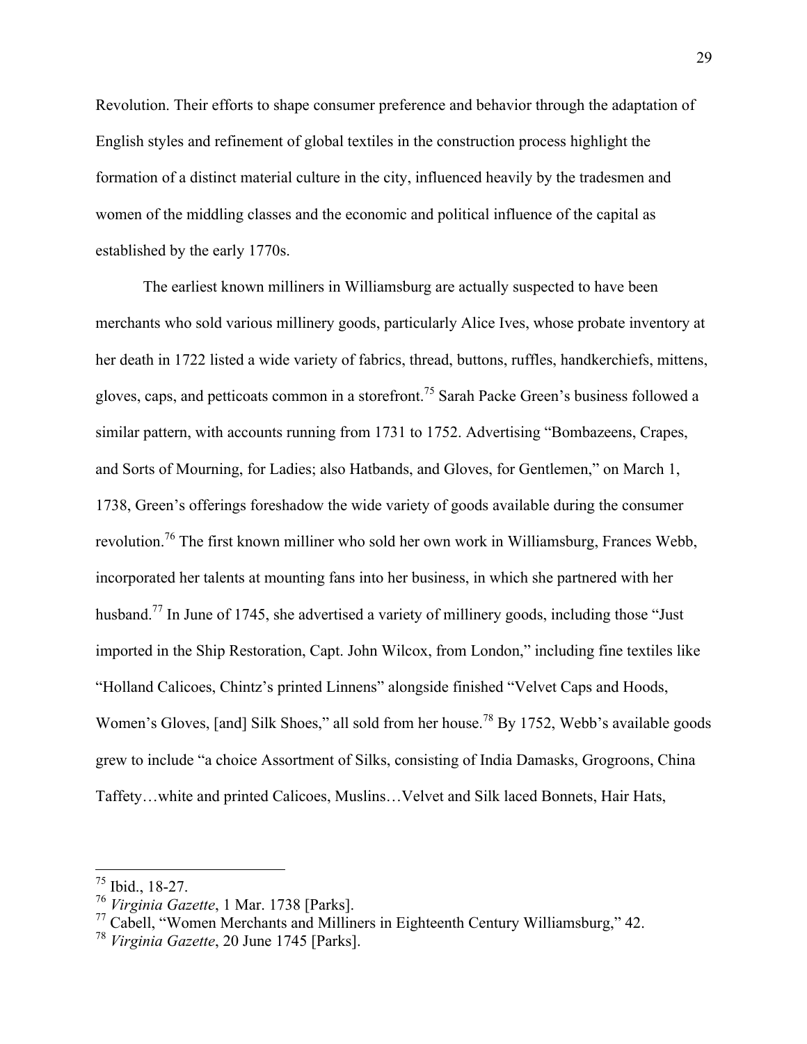Revolution. Their efforts to shape consumer preference and behavior through the adaptation of English styles and refinement of global textiles in the construction process highlight the formation of a distinct material culture in the city, influenced heavily by the tradesmen and women of the middling classes and the economic and political influence of the capital as established by the early 1770s.

The earliest known milliners in Williamsburg are actually suspected to have been merchants who sold various millinery goods, particularly Alice Ives, whose probate inventory at her death in 1722 listed a wide variety of fabrics, thread, buttons, ruffles, handkerchiefs, mittens, gloves, caps, and petticoats common in a storefront.[75] Sarah Packe Green's business followed a similar pattern, with accounts running from 1731 to 1752. Advertising "Bombazeens, Crapes, and Sorts of Mourning, for Ladies; also Hatbands, and Gloves, for Gentlemen," on March 1, 1738, Green's offerings foreshadow the wide variety of goods available during the consumer revolution.[76] The first known milliner who sold her own work in Williamsburg, Frances Webb, incorporated her talents at mounting fans into her business, in which she partnered with her husband.[77] In June of 1745, she advertised a variety of millinery goods, including those "Just imported in the Ship Restoration, Capt. John Wilcox, from London," including fine textiles like "Holland Calicoes, Chintz's printed Linnens" alongside finished "Velvet Caps and Hoods, Women's Gloves, [and] Silk Shoes," all sold from her house.[78] By 1752, Webb's available goods grew to include "a choice Assortment of Silks, consisting of India Damasks, Grogroons, China Taffety…white and printed Calicoes, Muslins…Velvet and Silk laced Bonnets, Hair Hats,

---

[75] Ibid., 18-27.

[76] *Virginia Gazette*, 1 Mar. 1738 [Parks].

[77] Cabell, "Women Merchants and Milliners in Eighteenth Century Williamsburg," 42.

[78] *Virginia Gazette*, 20 June 1745 [Parks].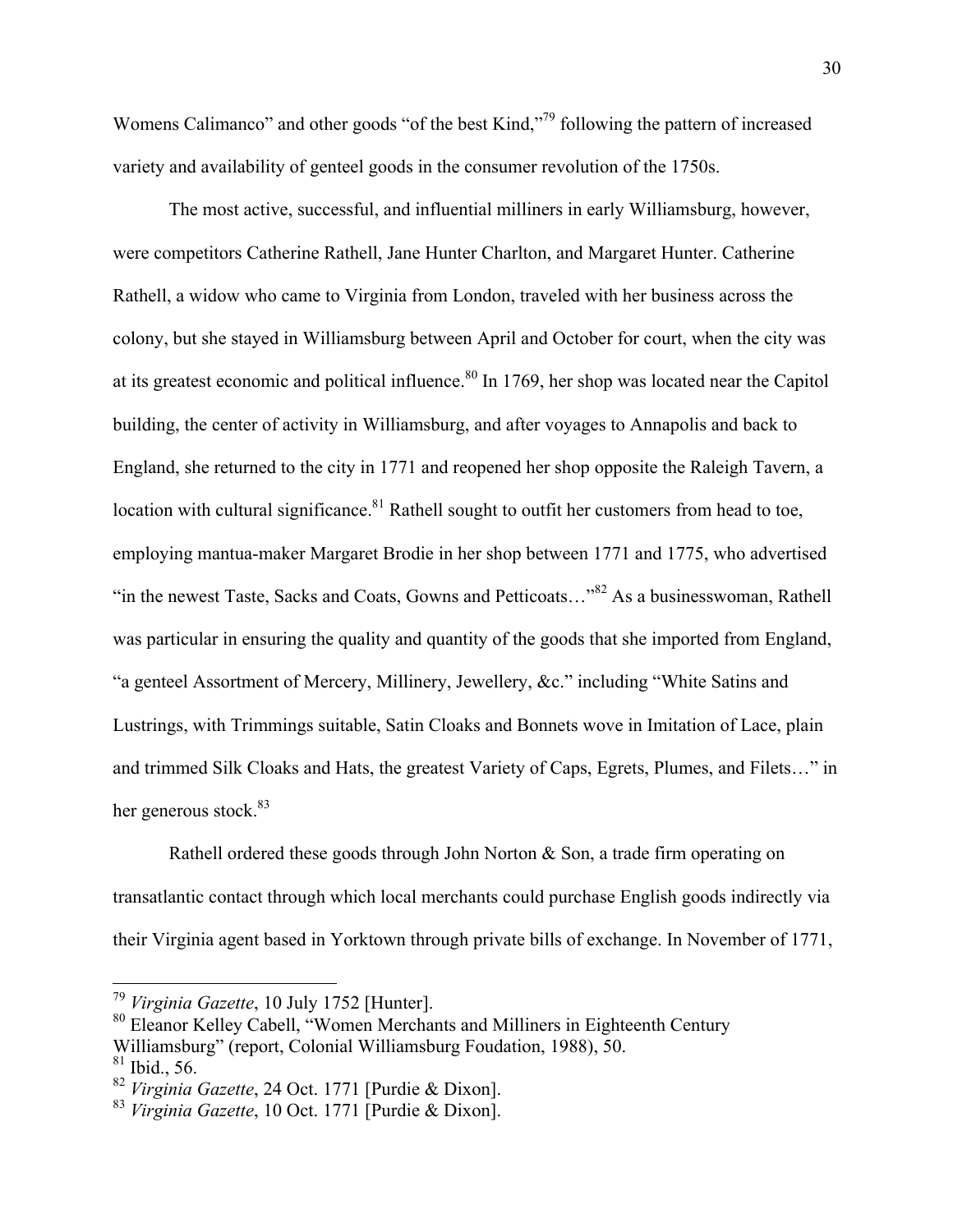Womens Calimanco" and other goods "of the best Kind,"[79] following the pattern of increased variety and availability of genteel goods in the consumer revolution of the 1750s.

The most active, successful, and influential milliners in early Williamsburg, however, were competitors Catherine Rathell, Jane Hunter Charlton, and Margaret Hunter. Catherine Rathell, a widow who came to Virginia from London, traveled with her business across the colony, but she stayed in Williamsburg between April and October for court, when the city was at its greatest economic and political influence.[80] In 1769, her shop was located near the Capitol building, the center of activity in Williamsburg, and after voyages to Annapolis and back to England, she returned to the city in 1771 and reopened her shop opposite the Raleigh Tavern, a location with cultural significance.[81] Rathell sought to outfit her customers from head to toe, employing mantua-maker Margaret Brodie in her shop between 1771 and 1775, who advertised "in the newest Taste, Sacks and Coats, Gowns and Petticoats…"[82] As a businesswoman, Rathell was particular in ensuring the quality and quantity of the goods that she imported from England, "a genteel Assortment of Mercery, Millinery, Jewellery, &c." including "White Satins and Lustrings, with Trimmings suitable, Satin Cloaks and Bonnets wove in Imitation of Lace, plain and trimmed Silk Cloaks and Hats, the greatest Variety of Caps, Egrets, Plumes, and Filets…" in her generous stock.[83]

Rathell ordered these goods through John Norton & Son, a trade firm operating on transatlantic contact through which local merchants could purchase English goods indirectly via their Virginia agent based in Yorktown through private bills of exchange. In November of 1771,

---

[79] *Virginia Gazette*, 10 July 1752 [Hunter].

[80] Eleanor Kelley Cabell, "Women Merchants and Milliners in Eighteenth Century Williamsburg" (report, Colonial Williamsburg Foudation, 1988), 50.

[81] Ibid., 56.

[82] *Virginia Gazette*, 24 Oct. 1771 [Purdie & Dixon].

[83] *Virginia Gazette*, 10 Oct. 1771 [Purdie & Dixon].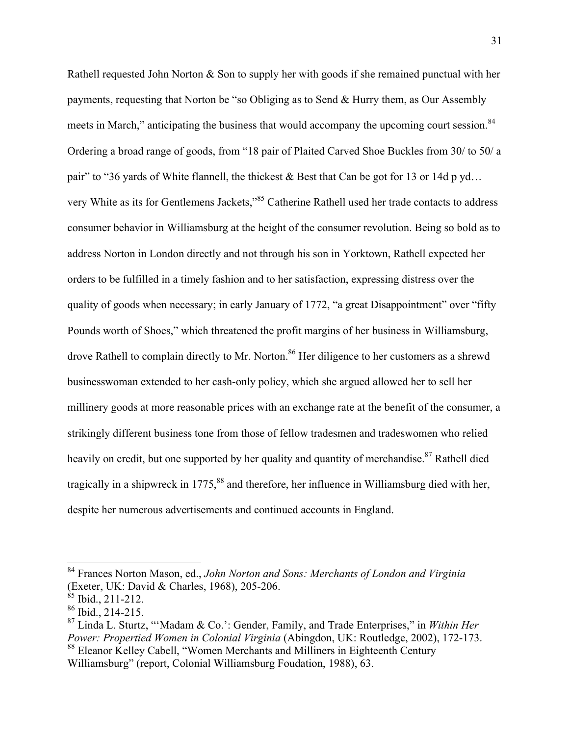Rathell requested John Norton & Son to supply her with goods if she remained punctual with her payments, requesting that Norton be "so Obliging as to Send & Hurry them, as Our Assembly meets in March," anticipating the business that would accompany the upcoming court session.[84] Ordering a broad range of goods, from "18 pair of Plaited Carved Shoe Buckles from 30/ to 50/ a pair" to "36 yards of White flannell, the thickest & Best that Can be got for 13 or 14d p yd… very White as its for Gentlemens Jackets,"[85] Catherine Rathell used her trade contacts to address consumer behavior in Williamsburg at the height of the consumer revolution. Being so bold as to address Norton in London directly and not through his son in Yorktown, Rathell expected her orders to be fulfilled in a timely fashion and to her satisfaction, expressing distress over the quality of goods when necessary; in early January of 1772, "a great Disappointment" over "fifty Pounds worth of Shoes," which threatened the profit margins of her business in Williamsburg, drove Rathell to complain directly to Mr. Norton.[86] Her diligence to her customers as a shrewd businesswoman extended to her cash-only policy, which she argued allowed her to sell her millinery goods at more reasonable prices with an exchange rate at the benefit of the consumer, a strikingly different business tone from those of fellow tradesmen and tradeswomen who relied heavily on credit, but one supported by her quality and quantity of merchandise.[87] Rathell died tragically in a shipwreck in 1775,[88] and therefore, her influence in Williamsburg died with her, despite her numerous advertisements and continued accounts in England.

---

[84] Frances Norton Mason, ed., *John Norton and Sons: Merchants of London and Virginia* (Exeter, UK: David & Charles, 1968), 205-206.

[85] Ibid., 211-212.

[86] Ibid., 214-215.

[87] Linda L. Sturtz, "'Madam & Co.': Gender, Family, and Trade Enterprises," in *Within Her Power: Propertied Women in Colonial Virginia* (Abingdon, UK: Routledge, 2002), 172-173.

[88] Eleanor Kelley Cabell, "Women Merchants and Milliners in Eighteenth Century Williamsburg" (report, Colonial Williamsburg Foudation, 1988), 63.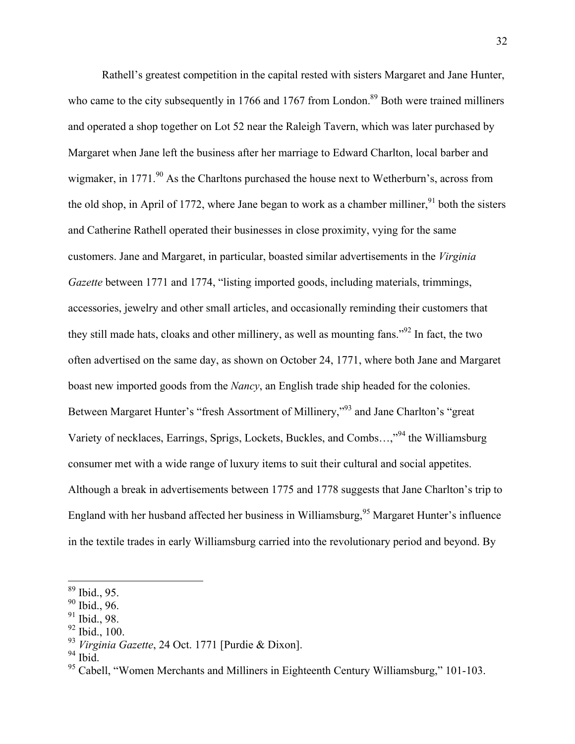Rathell's greatest competition in the capital rested with sisters Margaret and Jane Hunter, who came to the city subsequently in 1766 and 1767 from London.[89] Both were trained milliners and operated a shop together on Lot 52 near the Raleigh Tavern, which was later purchased by Margaret when Jane left the business after her marriage to Edward Charlton, local barber and wigmaker, in 1771.[90] As the Charltons purchased the house next to Wetherburn's, across from the old shop, in April of 1772, where Jane began to work as a chamber milliner,[91] both the sisters and Catherine Rathell operated their businesses in close proximity, vying for the same customers. Jane and Margaret, in particular, boasted similar advertisements in the *Virginia Gazette* between 1771 and 1774, "listing imported goods, including materials, trimmings, accessories, jewelry and other small articles, and occasionally reminding their customers that they still made hats, cloaks and other millinery, as well as mounting fans."[92] In fact, the two often advertised on the same day, as shown on October 24, 1771, where both Jane and Margaret boast new imported goods from the *Nancy*, an English trade ship headed for the colonies. Between Margaret Hunter's "fresh Assortment of Millinery,"[93] and Jane Charlton's "great Variety of necklaces, Earrings, Sprigs, Lockets, Buckles, and Combs…,"[94] the Williamsburg consumer met with a wide range of luxury items to suit their cultural and social appetites. Although a break in advertisements between 1775 and 1778 suggests that Jane Charlton's trip to England with her husband affected her business in Williamsburg,[95] Margaret Hunter's influence in the textile trades in early Williamsburg carried into the revolutionary period and beyond. By

[89] Ibid., 95.
[90] Ibid., 96.
[91] Ibid., 98.
[92] Ibid., 100.
[93] *Virginia Gazette*, 24 Oct. 1771 [Purdie & Dixon].
[94] Ibid.
[95] Cabell, "Women Merchants and Milliners in Eighteenth Century Williamsburg," 101-103.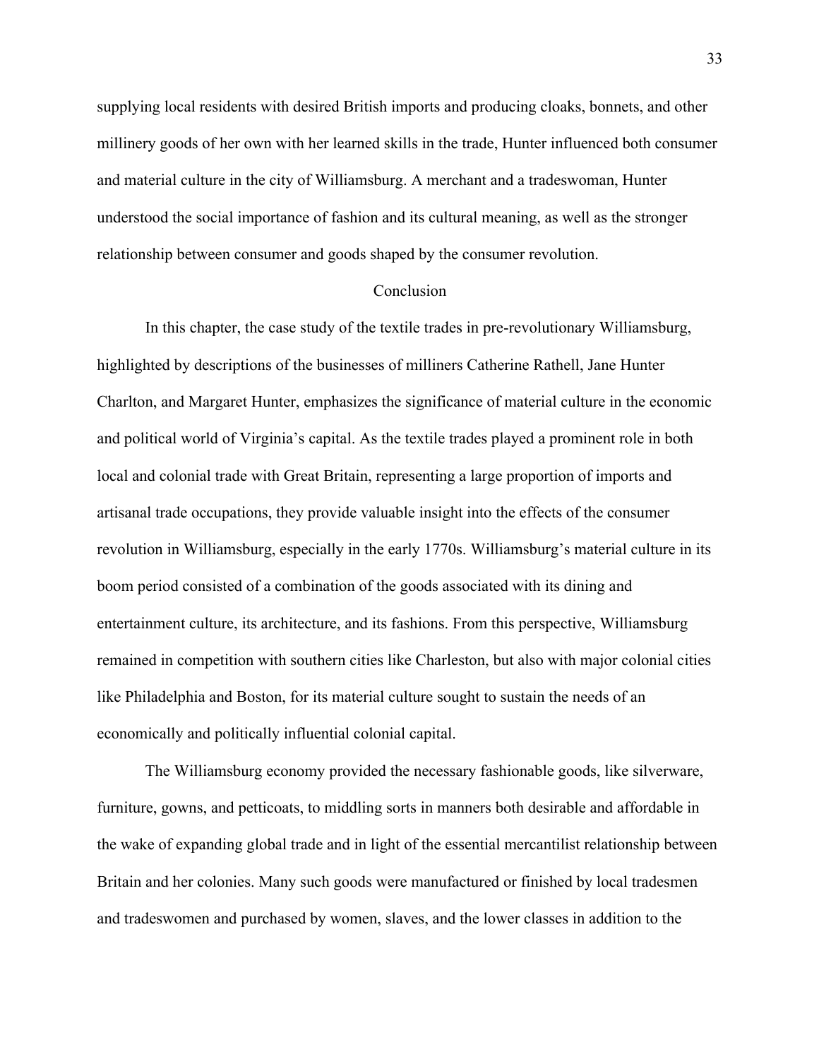supplying local residents with desired British imports and producing cloaks, bonnets, and other millinery goods of her own with her learned skills in the trade, Hunter influenced both consumer and material culture in the city of Williamsburg. A merchant and a tradeswoman, Hunter understood the social importance of fashion and its cultural meaning, as well as the stronger relationship between consumer and goods shaped by the consumer revolution.

## Conclusion

In this chapter, the case study of the textile trades in pre-revolutionary Williamsburg, highlighted by descriptions of the businesses of milliners Catherine Rathell, Jane Hunter Charlton, and Margaret Hunter, emphasizes the significance of material culture in the economic and political world of Virginia's capital. As the textile trades played a prominent role in both local and colonial trade with Great Britain, representing a large proportion of imports and artisanal trade occupations, they provide valuable insight into the effects of the consumer revolution in Williamsburg, especially in the early 1770s. Williamsburg's material culture in its boom period consisted of a combination of the goods associated with its dining and entertainment culture, its architecture, and its fashions. From this perspective, Williamsburg remained in competition with southern cities like Charleston, but also with major colonial cities like Philadelphia and Boston, for its material culture sought to sustain the needs of an economically and politically influential colonial capital.

The Williamsburg economy provided the necessary fashionable goods, like silverware, furniture, gowns, and petticoats, to middling sorts in manners both desirable and affordable in the wake of expanding global trade and in light of the essential mercantilist relationship between Britain and her colonies. Many such goods were manufactured or finished by local tradesmen and tradeswomen and purchased by women, slaves, and the lower classes in addition to the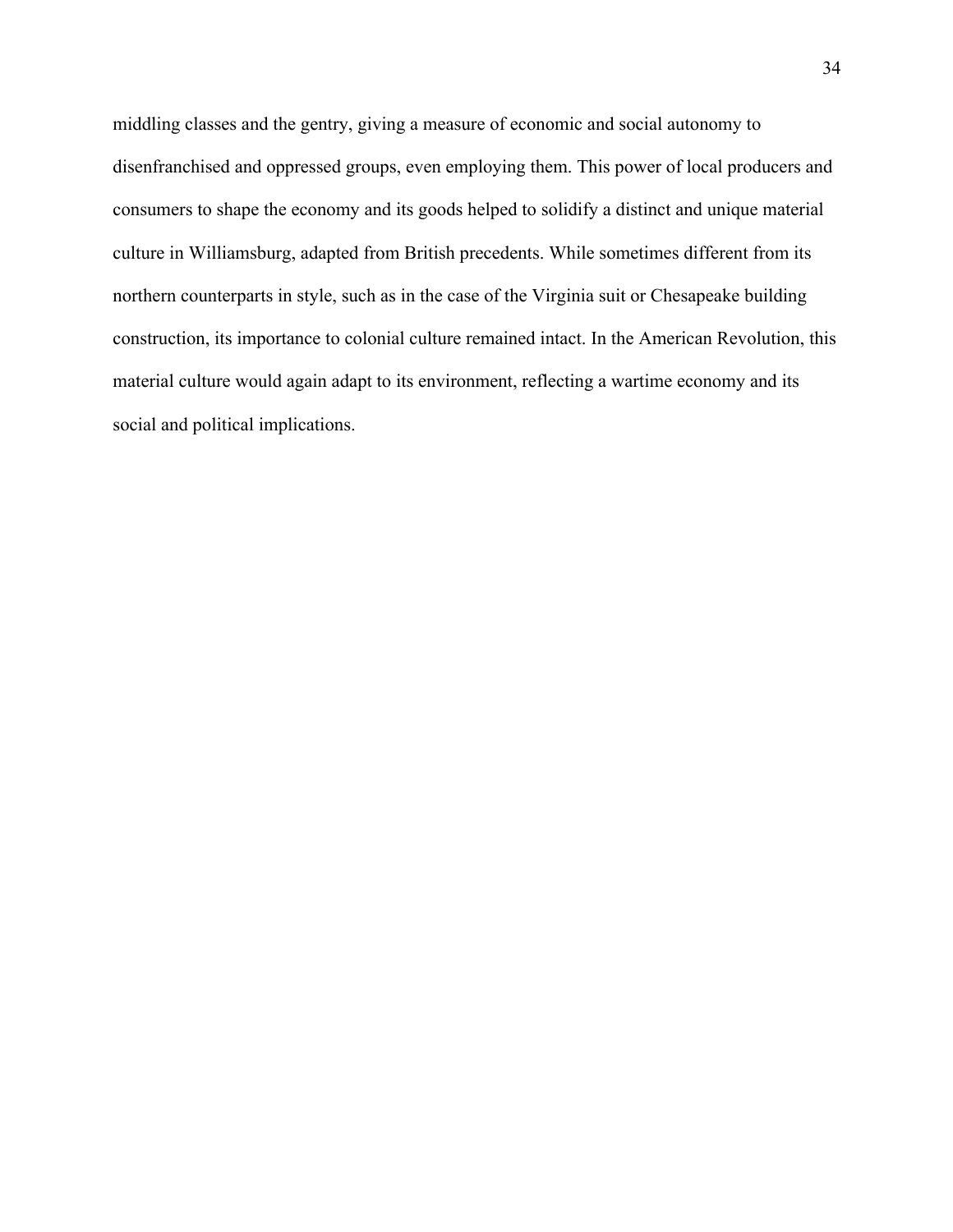middling classes and the gentry, giving a measure of economic and social autonomy to disenfranchised and oppressed groups, even employing them. This power of local producers and consumers to shape the economy and its goods helped to solidify a distinct and unique material culture in Williamsburg, adapted from British precedents. While sometimes different from its northern counterparts in style, such as in the case of the Virginia suit or Chesapeake building construction, its importance to colonial culture remained intact. In the American Revolution, this material culture would again adapt to its environment, reflecting a wartime economy and its social and political implications.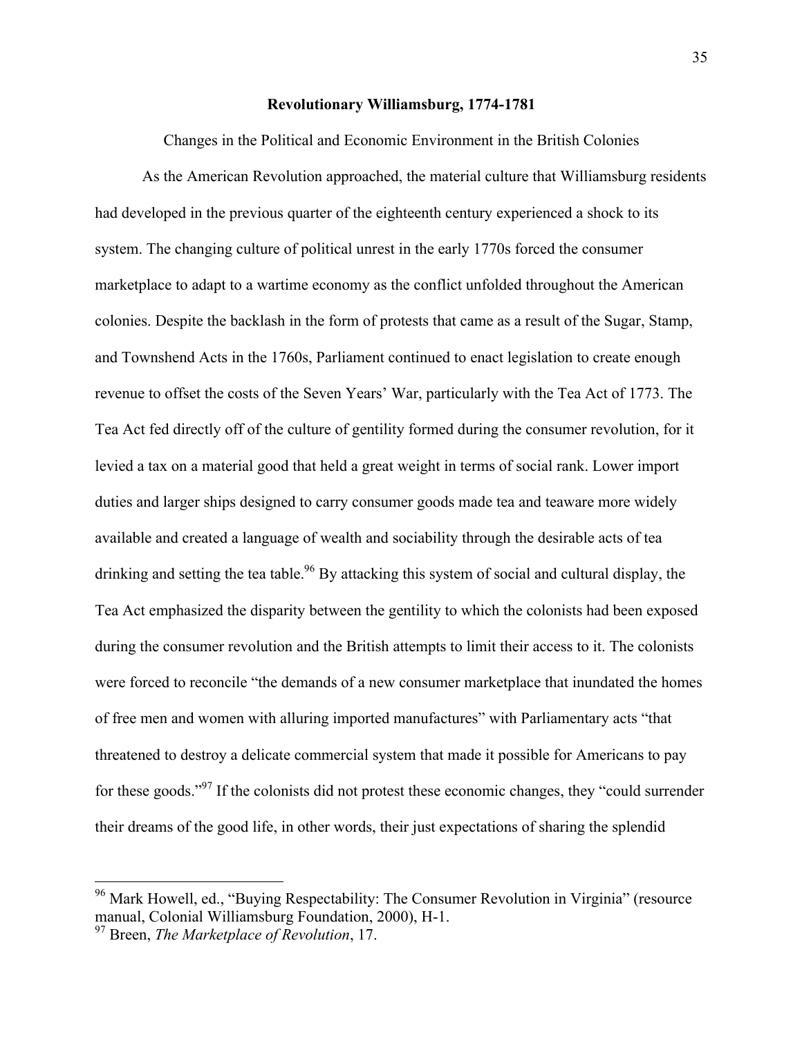## Revolutionary Williamsburg, 1774-1781

### Changes in the Political and Economic Environment in the British Colonies

As the American Revolution approached, the material culture that Williamsburg residents had developed in the previous quarter of the eighteenth century experienced a shock to its system. The changing culture of political unrest in the early 1770s forced the consumer marketplace to adapt to a wartime economy as the conflict unfolded throughout the American colonies. Despite the backlash in the form of protests that came as a result of the Sugar, Stamp, and Townshend Acts in the 1760s, Parliament continued to enact legislation to create enough revenue to offset the costs of the Seven Years' War, particularly with the Tea Act of 1773. The Tea Act fed directly off of the culture of gentility formed during the consumer revolution, for it levied a tax on a material good that held a great weight in terms of social rank. Lower import duties and larger ships designed to carry consumer goods made tea and teaware more widely available and created a language of wealth and sociability through the desirable acts of tea drinking and setting the tea table.[96] By attacking this system of social and cultural display, the Tea Act emphasized the disparity between the gentility to which the colonists had been exposed during the consumer revolution and the British attempts to limit their access to it. The colonists were forced to reconcile "the demands of a new consumer marketplace that inundated the homes of free men and women with alluring imported manufactures" with Parliamentary acts "that threatened to destroy a delicate commercial system that made it possible for Americans to pay for these goods."[97] If the colonists did not protest these economic changes, they "could surrender their dreams of the good life, in other words, their just expectations of sharing the splendid

---

[96] Mark Howell, ed., "Buying Respectability: The Consumer Revolution in Virginia" (resource manual, Colonial Williamsburg Foundation, 2000), H-1.

[97] Breen, *The Marketplace of Revolution*, 17.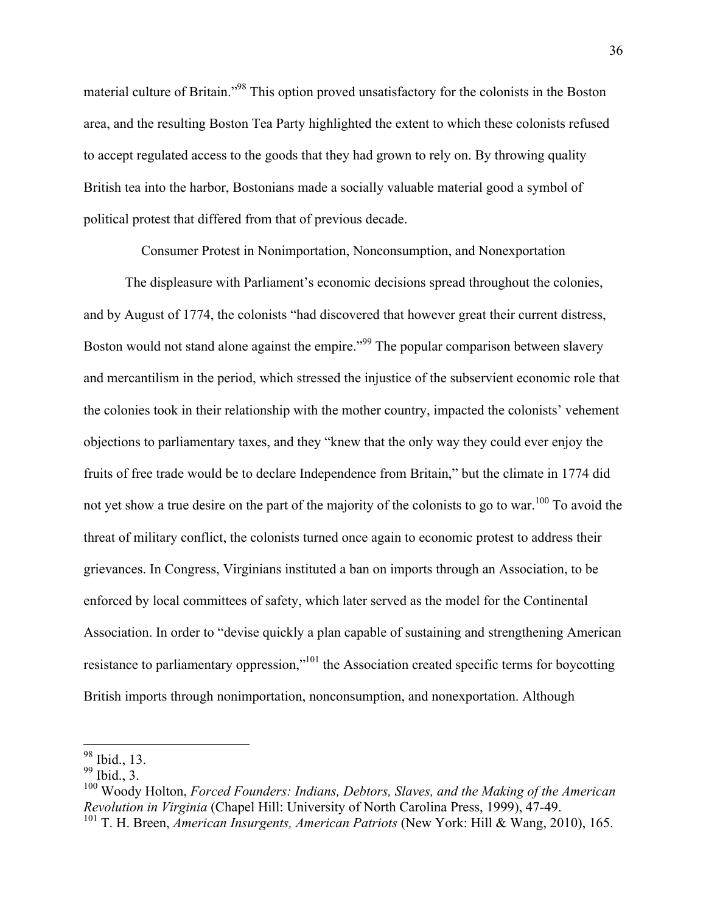material culture of Britain."[98] This option proved unsatisfactory for the colonists in the Boston area, and the resulting Boston Tea Party highlighted the extent to which these colonists refused to accept regulated access to the goods that they had grown to rely on. By throwing quality British tea into the harbor, Bostonians made a socially valuable material good a symbol of political protest that differed from that of previous decade.

## Consumer Protest in Nonimportation, Nonconsumption, and Nonexportation

The displeasure with Parliament's economic decisions spread throughout the colonies, and by August of 1774, the colonists "had discovered that however great their current distress, Boston would not stand alone against the empire."[99] The popular comparison between slavery and mercantilism in the period, which stressed the injustice of the subservient economic role that the colonies took in their relationship with the mother country, impacted the colonists' vehement objections to parliamentary taxes, and they "knew that the only way they could ever enjoy the fruits of free trade would be to declare Independence from Britain," but the climate in 1774 did not yet show a true desire on the part of the majority of the colonists to go to war.[100] To avoid the threat of military conflict, the colonists turned once again to economic protest to address their grievances. In Congress, Virginians instituted a ban on imports through an Association, to be enforced by local committees of safety, which later served as the model for the Continental Association. In order to "devise quickly a plan capable of sustaining and strengthening American resistance to parliamentary oppression,"[101] the Association created specific terms for boycotting British imports through nonimportation, nonconsumption, and nonexportation. Although

---

[98] Ibid., 13.

[99] Ibid., 3.

[100] Woody Holton, *Forced Founders: Indians, Debtors, Slaves, and the Making of the American Revolution in Virginia* (Chapel Hill: University of North Carolina Press, 1999), 47-49.

[101] T. H. Breen, *American Insurgents, American Patriots* (New York: Hill & Wang, 2010), 165.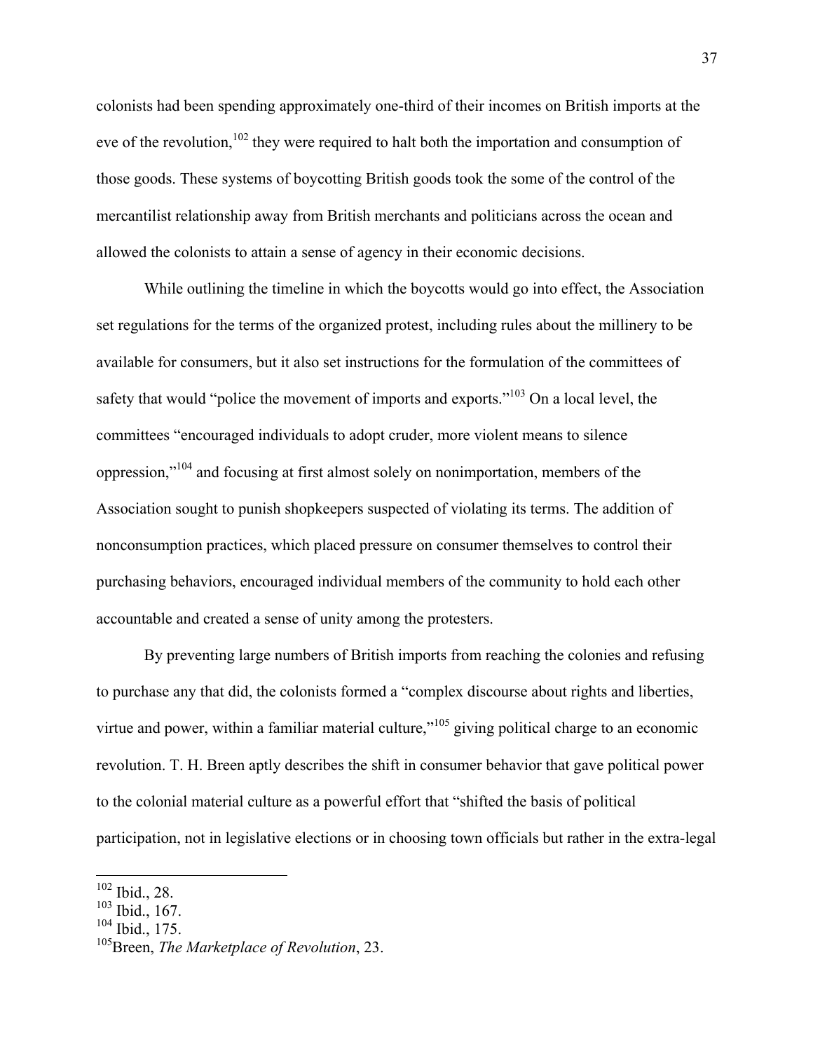colonists had been spending approximately one-third of their incomes on British imports at the eve of the revolution,[102] they were required to halt both the importation and consumption of those goods. These systems of boycotting British goods took the some of the control of the mercantilist relationship away from British merchants and politicians across the ocean and allowed the colonists to attain a sense of agency in their economic decisions.

While outlining the timeline in which the boycotts would go into effect, the Association set regulations for the terms of the organized protest, including rules about the millinery to be available for consumers, but it also set instructions for the formulation of the committees of safety that would "police the movement of imports and exports."[103] On a local level, the committees "encouraged individuals to adopt cruder, more violent means to silence oppression,"[104] and focusing at first almost solely on nonimportation, members of the Association sought to punish shopkeepers suspected of violating its terms. The addition of nonconsumption practices, which placed pressure on consumer themselves to control their purchasing behaviors, encouraged individual members of the community to hold each other accountable and created a sense of unity among the protesters.

By preventing large numbers of British imports from reaching the colonies and refusing to purchase any that did, the colonists formed a "complex discourse about rights and liberties, virtue and power, within a familiar material culture,"[105] giving political charge to an economic revolution. T. H. Breen aptly describes the shift in consumer behavior that gave political power to the colonial material culture as a powerful effort that "shifted the basis of political participation, not in legislative elections or in choosing town officials but rather in the extra-legal

---

[102] Ibid., 28.

[103] Ibid., 167.

[104] Ibid., 175.

[105] Breen, *The Marketplace of Revolution*, 23.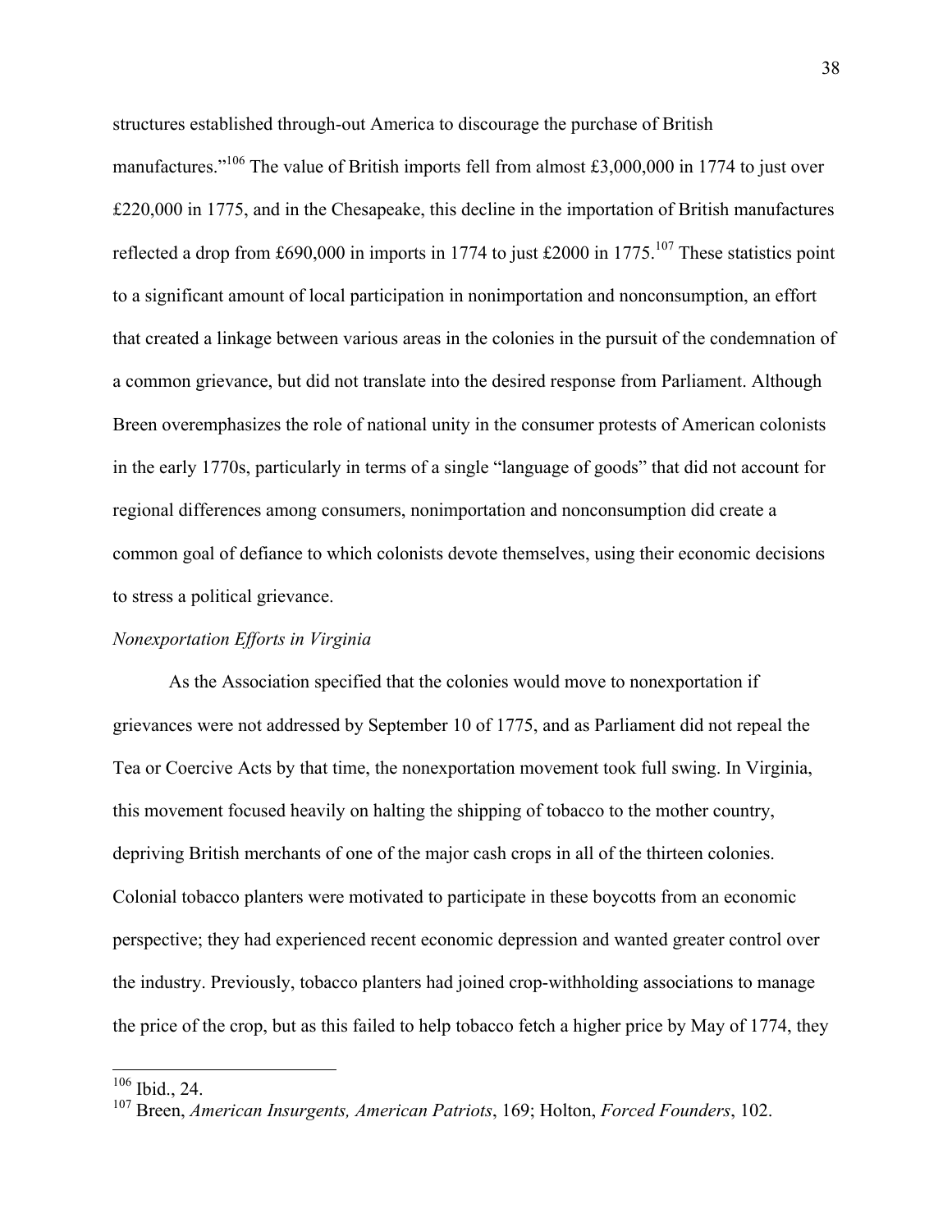structures established through-out America to discourage the purchase of British manufactures."[106] The value of British imports fell from almost £3,000,000 in 1774 to just over £220,000 in 1775, and in the Chesapeake, this decline in the importation of British manufactures reflected a drop from £690,000 in imports in 1774 to just £2000 in 1775.[107] These statistics point to a significant amount of local participation in nonimportation and nonconsumption, an effort that created a linkage between various areas in the colonies in the pursuit of the condemnation of a common grievance, but did not translate into the desired response from Parliament. Although Breen overemphasizes the role of national unity in the consumer protests of American colonists in the early 1770s, particularly in terms of a single "language of goods" that did not account for regional differences among consumers, nonimportation and nonconsumption did create a common goal of defiance to which colonists devote themselves, using their economic decisions to stress a political grievance.

*Nonexportation Efforts in Virginia*

As the Association specified that the colonies would move to nonexportation if grievances were not addressed by September 10 of 1775, and as Parliament did not repeal the Tea or Coercive Acts by that time, the nonexportation movement took full swing. In Virginia, this movement focused heavily on halting the shipping of tobacco to the mother country, depriving British merchants of one of the major cash crops in all of the thirteen colonies. Colonial tobacco planters were motivated to participate in these boycotts from an economic perspective; they had experienced recent economic depression and wanted greater control over the industry. Previously, tobacco planters had joined crop-withholding associations to manage the price of the crop, but as this failed to help tobacco fetch a higher price by May of 1774, they

---

[106] Ibid., 24.

[107] Breen, *American Insurgents, American Patriots*, 169; Holton, *Forced Founders*, 102.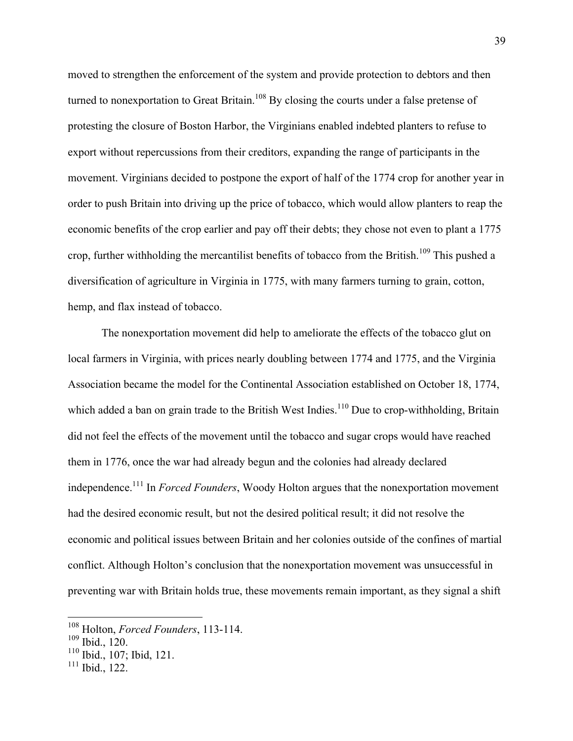moved to strengthen the enforcement of the system and provide protection to debtors and then turned to nonexportation to Great Britain.[108] By closing the courts under a false pretense of protesting the closure of Boston Harbor, the Virginians enabled indebted planters to refuse to export without repercussions from their creditors, expanding the range of participants in the movement. Virginians decided to postpone the export of half of the 1774 crop for another year in order to push Britain into driving up the price of tobacco, which would allow planters to reap the economic benefits of the crop earlier and pay off their debts; they chose not even to plant a 1775 crop, further withholding the mercantilist benefits of tobacco from the British.[109] This pushed a diversification of agriculture in Virginia in 1775, with many farmers turning to grain, cotton, hemp, and flax instead of tobacco.

The nonexportation movement did help to ameliorate the effects of the tobacco glut on local farmers in Virginia, with prices nearly doubling between 1774 and 1775, and the Virginia Association became the model for the Continental Association established on October 18, 1774, which added a ban on grain trade to the British West Indies.[110] Due to crop-withholding, Britain did not feel the effects of the movement until the tobacco and sugar crops would have reached them in 1776, once the war had already begun and the colonies had already declared independence.[111] In *Forced Founders*, Woody Holton argues that the nonexportation movement had the desired economic result, but not the desired political result; it did not resolve the economic and political issues between Britain and her colonies outside of the confines of martial conflict. Although Holton's conclusion that the nonexportation movement was unsuccessful in preventing war with Britain holds true, these movements remain important, as they signal a shift

---

[108] Holton, *Forced Founders*, 113-114.
[109] Ibid., 120.
[110] Ibid., 107; Ibid, 121.
[111] Ibid., 122.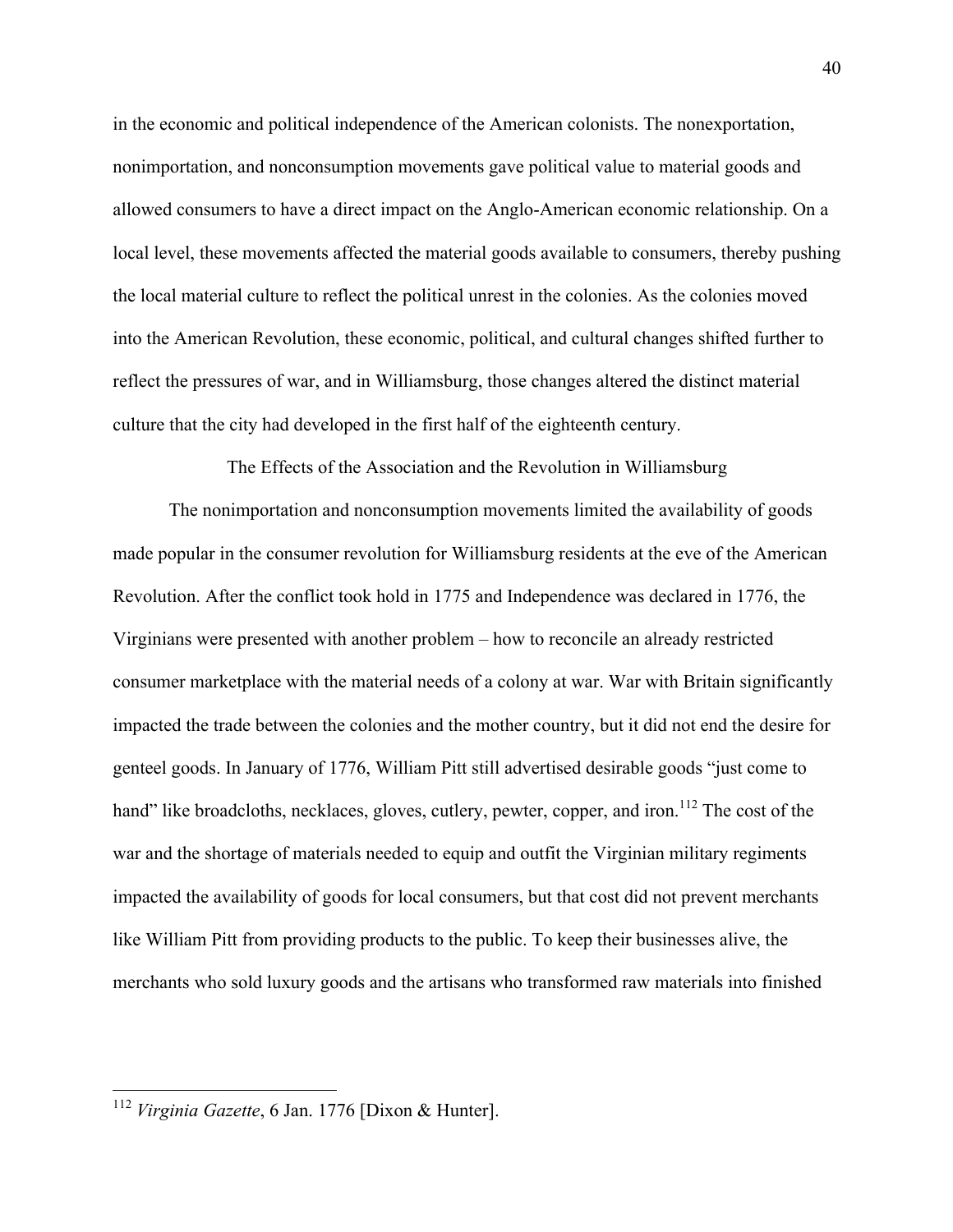in the economic and political independence of the American colonists. The nonexportation, nonimportation, and nonconsumption movements gave political value to material goods and allowed consumers to have a direct impact on the Anglo-American economic relationship. On a local level, these movements affected the material goods available to consumers, thereby pushing the local material culture to reflect the political unrest in the colonies. As the colonies moved into the American Revolution, these economic, political, and cultural changes shifted further to reflect the pressures of war, and in Williamsburg, those changes altered the distinct material culture that the city had developed in the first half of the eighteenth century.

## The Effects of the Association and the Revolution in Williamsburg

The nonimportation and nonconsumption movements limited the availability of goods made popular in the consumer revolution for Williamsburg residents at the eve of the American Revolution. After the conflict took hold in 1775 and Independence was declared in 1776, the Virginians were presented with another problem – how to reconcile an already restricted consumer marketplace with the material needs of a colony at war. War with Britain significantly impacted the trade between the colonies and the mother country, but it did not end the desire for genteel goods. In January of 1776, William Pitt still advertised desirable goods "just come to hand" like broadcloths, necklaces, gloves, cutlery, pewter, copper, and iron.[112] The cost of the war and the shortage of materials needed to equip and outfit the Virginian military regiments impacted the availability of goods for local consumers, but that cost did not prevent merchants like William Pitt from providing products to the public. To keep their businesses alive, the merchants who sold luxury goods and the artisans who transformed raw materials into finished

---

[112] *Virginia Gazette*, 6 Jan. 1776 [Dixon & Hunter].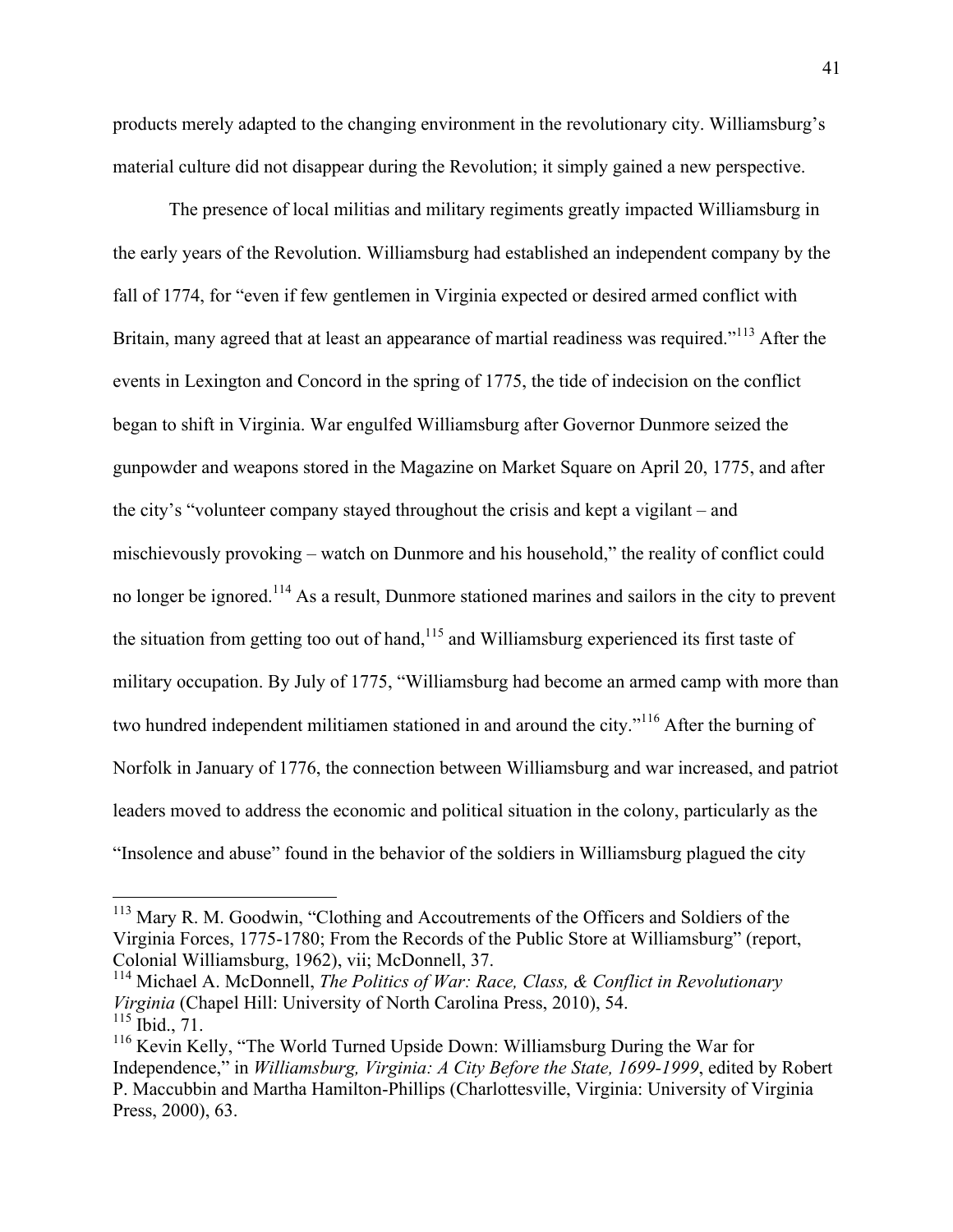products merely adapted to the changing environment in the revolutionary city. Williamsburg's material culture did not disappear during the Revolution; it simply gained a new perspective.

The presence of local militias and military regiments greatly impacted Williamsburg in the early years of the Revolution. Williamsburg had established an independent company by the fall of 1774, for "even if few gentlemen in Virginia expected or desired armed conflict with Britain, many agreed that at least an appearance of martial readiness was required."[113] After the events in Lexington and Concord in the spring of 1775, the tide of indecision on the conflict began to shift in Virginia. War engulfed Williamsburg after Governor Dunmore seized the gunpowder and weapons stored in the Magazine on Market Square on April 20, 1775, and after the city's "volunteer company stayed throughout the crisis and kept a vigilant – and mischievously provoking – watch on Dunmore and his household," the reality of conflict could no longer be ignored.[114] As a result, Dunmore stationed marines and sailors in the city to prevent the situation from getting too out of hand,[115] and Williamsburg experienced its first taste of military occupation. By July of 1775, "Williamsburg had become an armed camp with more than two hundred independent militiamen stationed in and around the city."[116] After the burning of Norfolk in January of 1776, the connection between Williamsburg and war increased, and patriot leaders moved to address the economic and political situation in the colony, particularly as the "Insolence and abuse" found in the behavior of the soldiers in Williamsburg plagued the city

---

[113] Mary R. M. Goodwin, "Clothing and Accoutrements of the Officers and Soldiers of the Virginia Forces, 1775-1780; From the Records of the Public Store at Williamsburg" (report, Colonial Williamsburg, 1962), vii; McDonnell, 37.

[114] Michael A. McDonnell, *The Politics of War: Race, Class, & Conflict in Revolutionary Virginia* (Chapel Hill: University of North Carolina Press, 2010), 54.

[115] Ibid., 71.

[116] Kevin Kelly, "The World Turned Upside Down: Williamsburg During the War for Independence," in *Williamsburg, Virginia: A City Before the State, 1699-1999*, edited by Robert P. Maccubbin and Martha Hamilton-Phillips (Charlottesville, Virginia: University of Virginia Press, 2000), 63.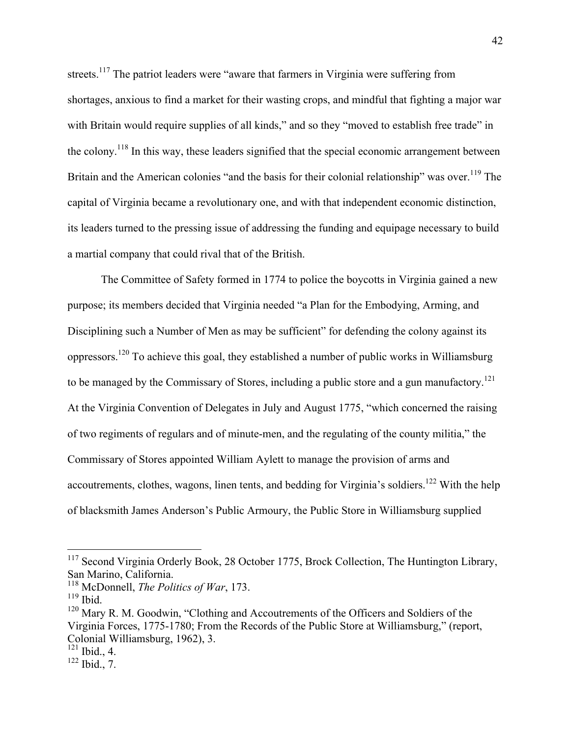streets.[117] The patriot leaders were "aware that farmers in Virginia were suffering from shortages, anxious to find a market for their wasting crops, and mindful that fighting a major war with Britain would require supplies of all kinds," and so they "moved to establish free trade" in the colony.[118] In this way, these leaders signified that the special economic arrangement between Britain and the American colonies "and the basis for their colonial relationship" was over.[119] The capital of Virginia became a revolutionary one, and with that independent economic distinction, its leaders turned to the pressing issue of addressing the funding and equipage necessary to build a martial company that could rival that of the British.

The Committee of Safety formed in 1774 to police the boycotts in Virginia gained a new purpose; its members decided that Virginia needed "a Plan for the Embodying, Arming, and Disciplining such a Number of Men as may be sufficient" for defending the colony against its oppressors.[120] To achieve this goal, they established a number of public works in Williamsburg to be managed by the Commissary of Stores, including a public store and a gun manufactory.[121] At the Virginia Convention of Delegates in July and August 1775, "which concerned the raising of two regiments of regulars and of minute-men, and the regulating of the county militia," the Commissary of Stores appointed William Aylett to manage the provision of arms and accoutrements, clothes, wagons, linen tents, and bedding for Virginia's soldiers.[122] With the help of blacksmith James Anderson's Public Armoury, the Public Store in Williamsburg supplied

---

[117] Second Virginia Orderly Book, 28 October 1775, Brock Collection, The Huntington Library, San Marino, California.

[118] McDonnell, *The Politics of War*, 173.

[119] Ibid.

[120] Mary R. M. Goodwin, "Clothing and Accoutrements of the Officers and Soldiers of the Virginia Forces, 1775-1780; From the Records of the Public Store at Williamsburg," (report, Colonial Williamsburg, 1962), 3.

[121] Ibid., 4.

[122] Ibid., 7.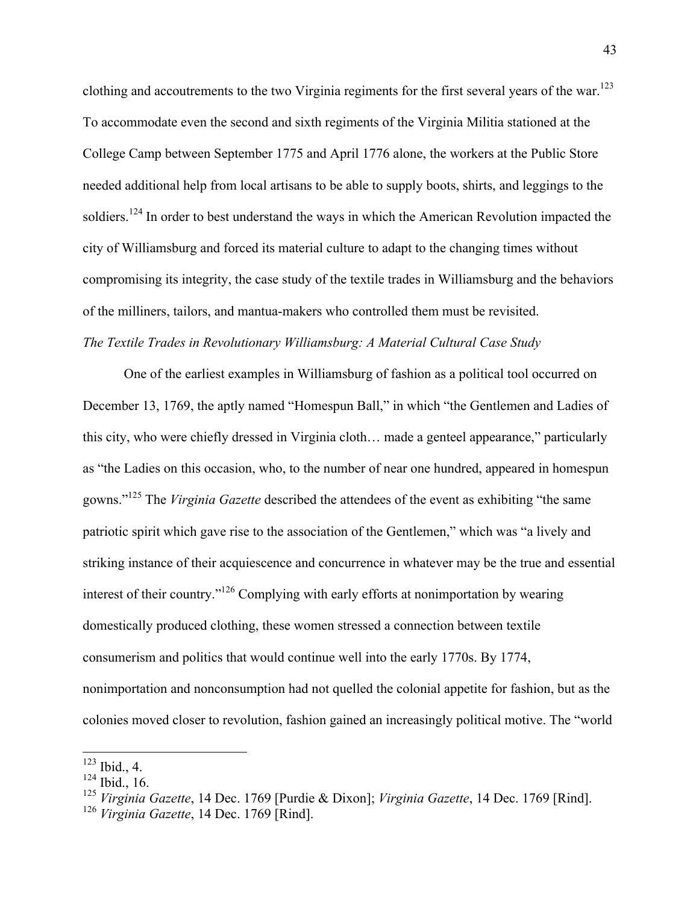clothing and accoutrements to the two Virginia regiments for the first several years of the war.[123] To accommodate even the second and sixth regiments of the Virginia Militia stationed at the College Camp between September 1775 and April 1776 alone, the workers at the Public Store needed additional help from local artisans to be able to supply boots, shirts, and leggings to the soldiers.[124] In order to best understand the ways in which the American Revolution impacted the city of Williamsburg and forced its material culture to adapt to the changing times without compromising its integrity, the case study of the textile trades in Williamsburg and the behaviors of the milliners, tailors, and mantua-makers who controlled them must be revisited.

*The Textile Trades in Revolutionary Williamsburg: A Material Cultural Case Study*

One of the earliest examples in Williamsburg of fashion as a political tool occurred on December 13, 1769, the aptly named "Homespun Ball," in which "the Gentlemen and Ladies of this city, who were chiefly dressed in Virginia cloth… made a genteel appearance," particularly as "the Ladies on this occasion, who, to the number of near one hundred, appeared in homespun gowns."[125] The *Virginia Gazette* described the attendees of the event as exhibiting "the same patriotic spirit which gave rise to the association of the Gentlemen," which was "a lively and striking instance of their acquiescence and concurrence in whatever may be the true and essential interest of their country."[126] Complying with early efforts at nonimportation by wearing domestically produced clothing, these women stressed a connection between textile consumerism and politics that would continue well into the early 1770s. By 1774, nonimportation and nonconsumption had not quelled the colonial appetite for fashion, but as the colonies moved closer to revolution, fashion gained an increasingly political motive. The "world

---

[123] Ibid., 4.

[124] Ibid., 16.

[125] *Virginia Gazette*, 14 Dec. 1769 [Purdie & Dixon]; *Virginia Gazette*, 14 Dec. 1769 [Rind].

[126] *Virginia Gazette*, 14 Dec. 1769 [Rind].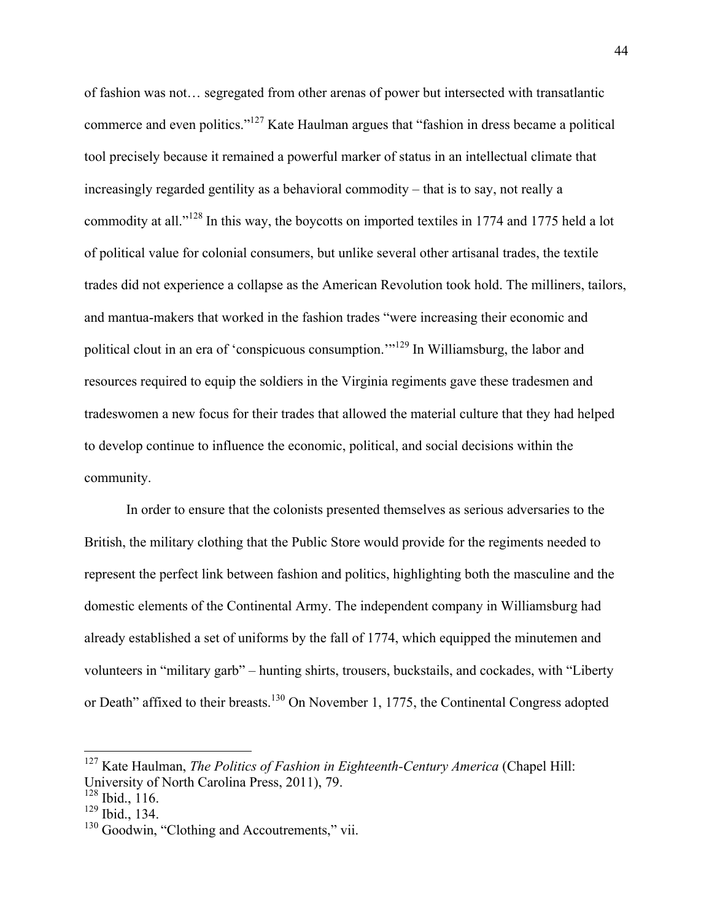of fashion was not… segregated from other arenas of power but intersected with transatlantic commerce and even politics."[127] Kate Haulman argues that "fashion in dress became a political tool precisely because it remained a powerful marker of status in an intellectual climate that increasingly regarded gentility as a behavioral commodity – that is to say, not really a commodity at all."[128] In this way, the boycotts on imported textiles in 1774 and 1775 held a lot of political value for colonial consumers, but unlike several other artisanal trades, the textile trades did not experience a collapse as the American Revolution took hold. The milliners, tailors, and mantua-makers that worked in the fashion trades "were increasing their economic and political clout in an era of 'conspicuous consumption.'"[129] In Williamsburg, the labor and resources required to equip the soldiers in the Virginia regiments gave these tradesmen and tradeswomen a new focus for their trades that allowed the material culture that they had helped to develop continue to influence the economic, political, and social decisions within the community.

In order to ensure that the colonists presented themselves as serious adversaries to the British, the military clothing that the Public Store would provide for the regiments needed to represent the perfect link between fashion and politics, highlighting both the masculine and the domestic elements of the Continental Army. The independent company in Williamsburg had already established a set of uniforms by the fall of 1774, which equipped the minutemen and volunteers in "military garb" – hunting shirts, trousers, buckstails, and cockades, with "Liberty or Death" affixed to their breasts.[130] On November 1, 1775, the Continental Congress adopted

---

[127] Kate Haulman, *The Politics of Fashion in Eighteenth-Century America* (Chapel Hill: University of North Carolina Press, 2011), 79.

[128] Ibid., 116.

[129] Ibid., 134.

[130] Goodwin, "Clothing and Accoutrements," vii.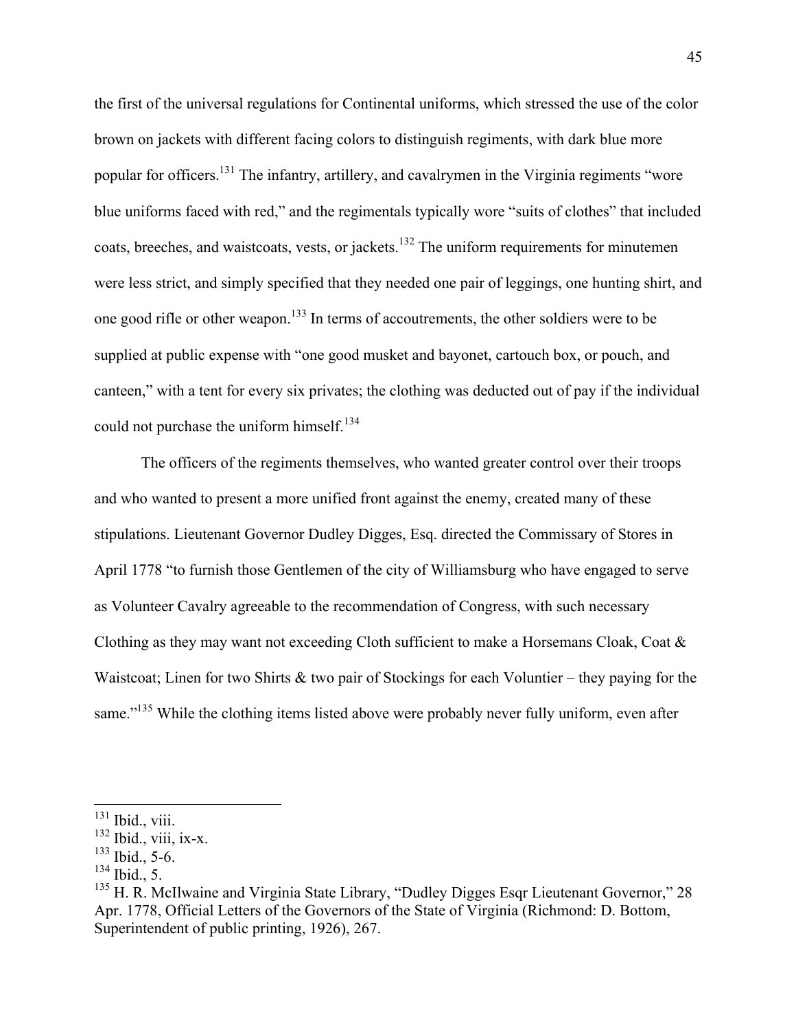the first of the universal regulations for Continental uniforms, which stressed the use of the color brown on jackets with different facing colors to distinguish regiments, with dark blue more popular for officers.[131] The infantry, artillery, and cavalrymen in the Virginia regiments "wore blue uniforms faced with red," and the regimentals typically wore "suits of clothes" that included coats, breeches, and waistcoats, vests, or jackets.[132] The uniform requirements for minutemen were less strict, and simply specified that they needed one pair of leggings, one hunting shirt, and one good rifle or other weapon.[133] In terms of accoutrements, the other soldiers were to be supplied at public expense with "one good musket and bayonet, cartouch box, or pouch, and canteen," with a tent for every six privates; the clothing was deducted out of pay if the individual could not purchase the uniform himself.[134]

The officers of the regiments themselves, who wanted greater control over their troops and who wanted to present a more unified front against the enemy, created many of these stipulations. Lieutenant Governor Dudley Digges, Esq. directed the Commissary of Stores in April 1778 "to furnish those Gentlemen of the city of Williamsburg who have engaged to serve as Volunteer Cavalry agreeable to the recommendation of Congress, with such necessary Clothing as they may want not exceeding Cloth sufficient to make a Horsemans Cloak, Coat & Waistcoat; Linen for two Shirts & two pair of Stockings for each Voluntier – they paying for the same."[135] While the clothing items listed above were probably never fully uniform, even after

---

[131] Ibid., viii.

[132] Ibid., viii, ix-x.

[133] Ibid., 5-6.

[134] Ibid., 5.

[135] H. R. McIlwaine and Virginia State Library, "Dudley Digges Esqr Lieutenant Governor," 28 Apr. 1778, Official Letters of the Governors of the State of Virginia (Richmond: D. Bottom, Superintendent of public printing, 1926), 267.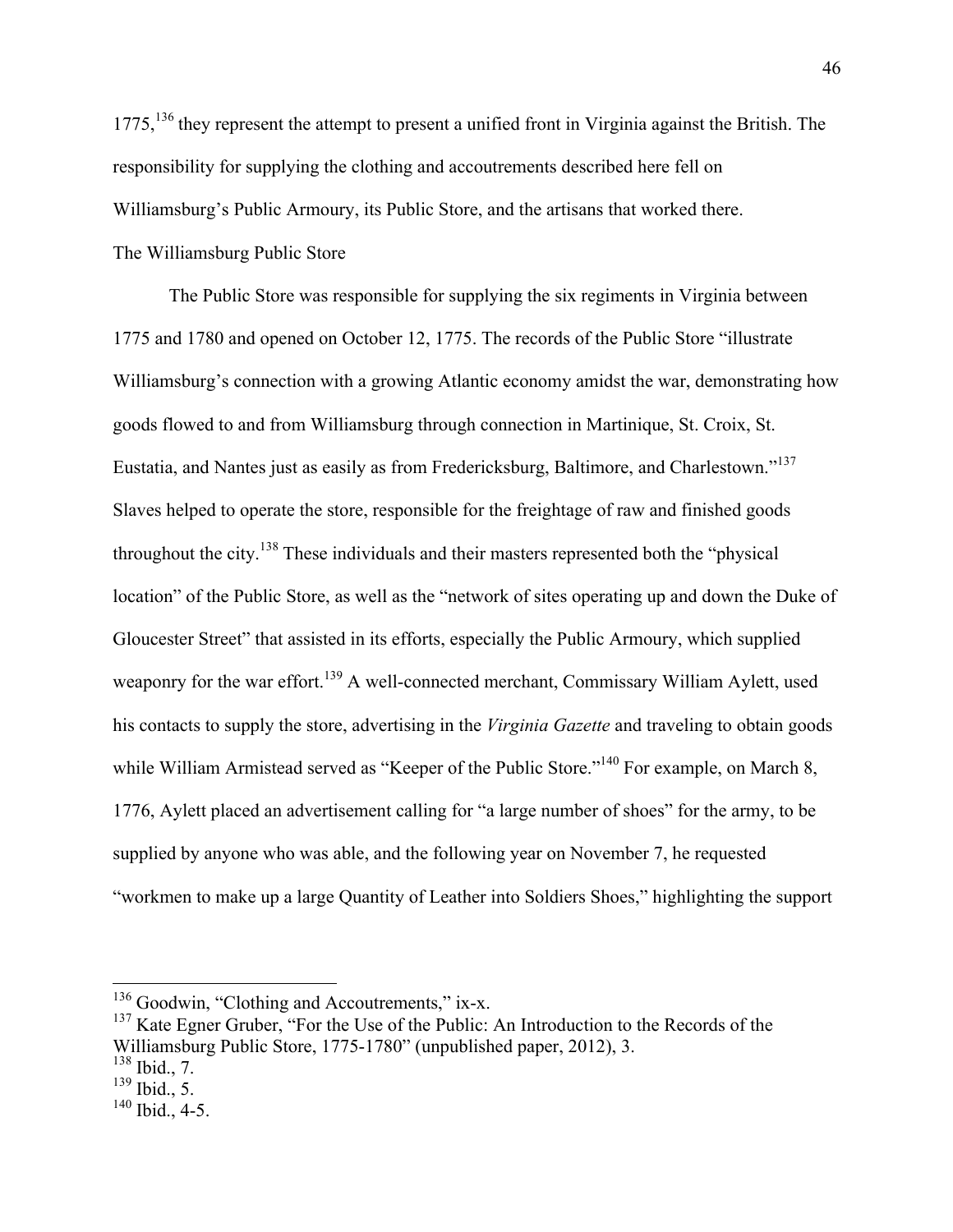1775,[136] they represent the attempt to present a unified front in Virginia against the British. The responsibility for supplying the clothing and accoutrements described here fell on Williamsburg's Public Armoury, its Public Store, and the artisans that worked there.

## The Williamsburg Public Store

The Public Store was responsible for supplying the six regiments in Virginia between 1775 and 1780 and opened on October 12, 1775. The records of the Public Store "illustrate Williamsburg's connection with a growing Atlantic economy amidst the war, demonstrating how goods flowed to and from Williamsburg through connection in Martinique, St. Croix, St. Eustatia, and Nantes just as easily as from Fredericksburg, Baltimore, and Charlestown."[137] Slaves helped to operate the store, responsible for the freightage of raw and finished goods throughout the city.[138] These individuals and their masters represented both the "physical location" of the Public Store, as well as the "network of sites operating up and down the Duke of Gloucester Street" that assisted in its efforts, especially the Public Armoury, which supplied weaponry for the war effort.[139] A well-connected merchant, Commissary William Aylett, used his contacts to supply the store, advertising in the *Virginia Gazette* and traveling to obtain goods while William Armistead served as "Keeper of the Public Store."[140] For example, on March 8, 1776, Aylett placed an advertisement calling for "a large number of shoes" for the army, to be supplied by anyone who was able, and the following year on November 7, he requested "workmen to make up a large Quantity of Leather into Soldiers Shoes," highlighting the support

---

[136] Goodwin, "Clothing and Accoutrements," ix-x.

[137] Kate Egner Gruber, "For the Use of the Public: An Introduction to the Records of the Williamsburg Public Store, 1775-1780" (unpublished paper, 2012), 3.

[138] Ibid., 7.

[139] Ibid., 5.

[140] Ibid., 4-5.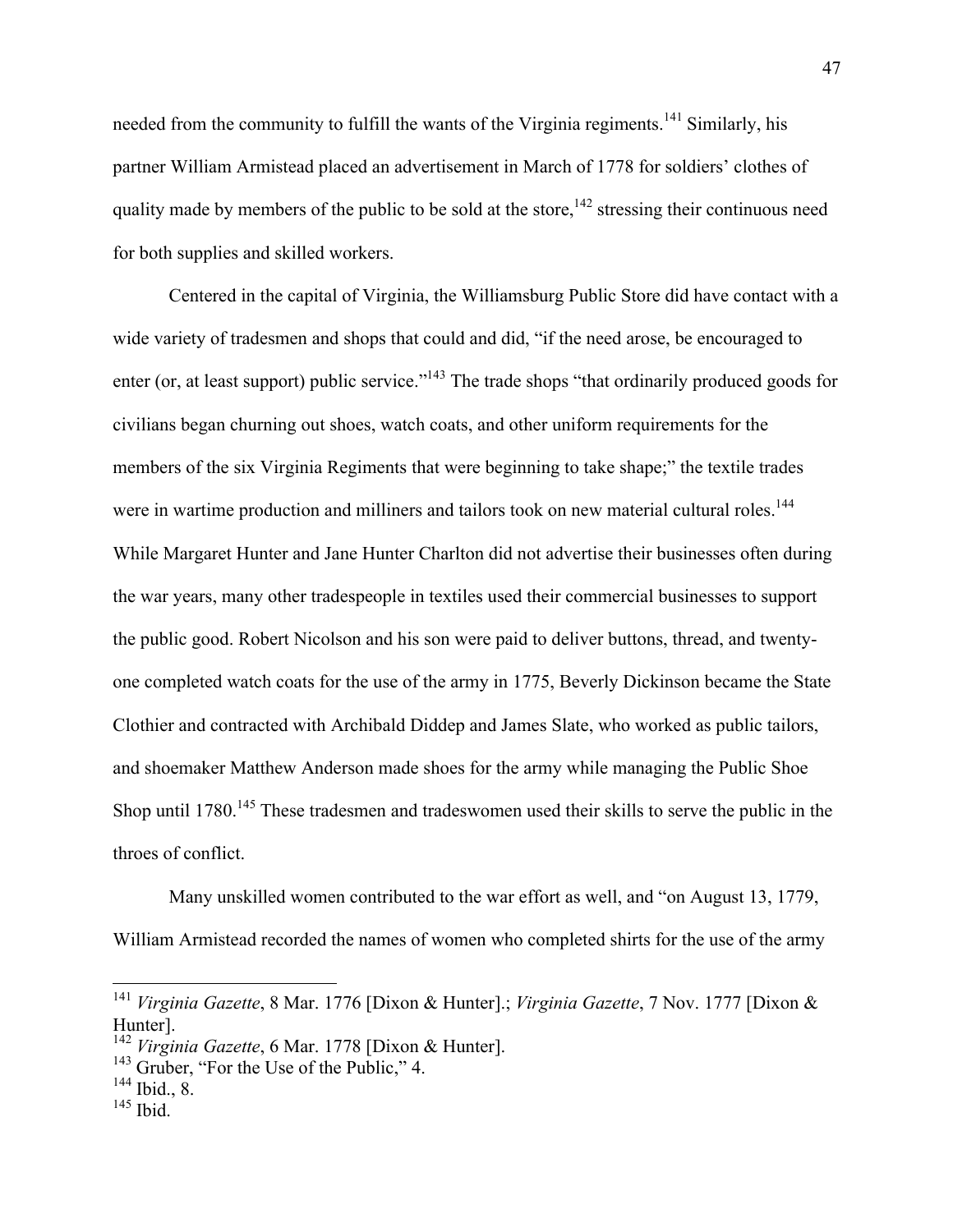needed from the community to fulfill the wants of the Virginia regiments.[141] Similarly, his partner William Armistead placed an advertisement in March of 1778 for soldiers' clothes of quality made by members of the public to be sold at the store,[142] stressing their continuous need for both supplies and skilled workers.

Centered in the capital of Virginia, the Williamsburg Public Store did have contact with a wide variety of tradesmen and shops that could and did, "if the need arose, be encouraged to enter (or, at least support) public service."[143] The trade shops "that ordinarily produced goods for civilians began churning out shoes, watch coats, and other uniform requirements for the members of the six Virginia Regiments that were beginning to take shape;" the textile trades were in wartime production and milliners and tailors took on new material cultural roles.[144] While Margaret Hunter and Jane Hunter Charlton did not advertise their businesses often during the war years, many other tradespeople in textiles used their commercial businesses to support the public good. Robert Nicolson and his son were paid to deliver buttons, thread, and twenty-one completed watch coats for the use of the army in 1775, Beverly Dickinson became the State Clothier and contracted with Archibald Diddep and James Slate, who worked as public tailors, and shoemaker Matthew Anderson made shoes for the army while managing the Public Shoe Shop until 1780.[145] These tradesmen and tradeswomen used their skills to serve the public in the throes of conflict.

Many unskilled women contributed to the war effort as well, and "on August 13, 1779, William Armistead recorded the names of women who completed shirts for the use of the army

---

[141] *Virginia Gazette*, 8 Mar. 1776 [Dixon & Hunter].; *Virginia Gazette*, 7 Nov. 1777 [Dixon & Hunter].

[142] *Virginia Gazette*, 6 Mar. 1778 [Dixon & Hunter].

[143] Gruber, "For the Use of the Public," 4.

[144] Ibid., 8.

[145] Ibid.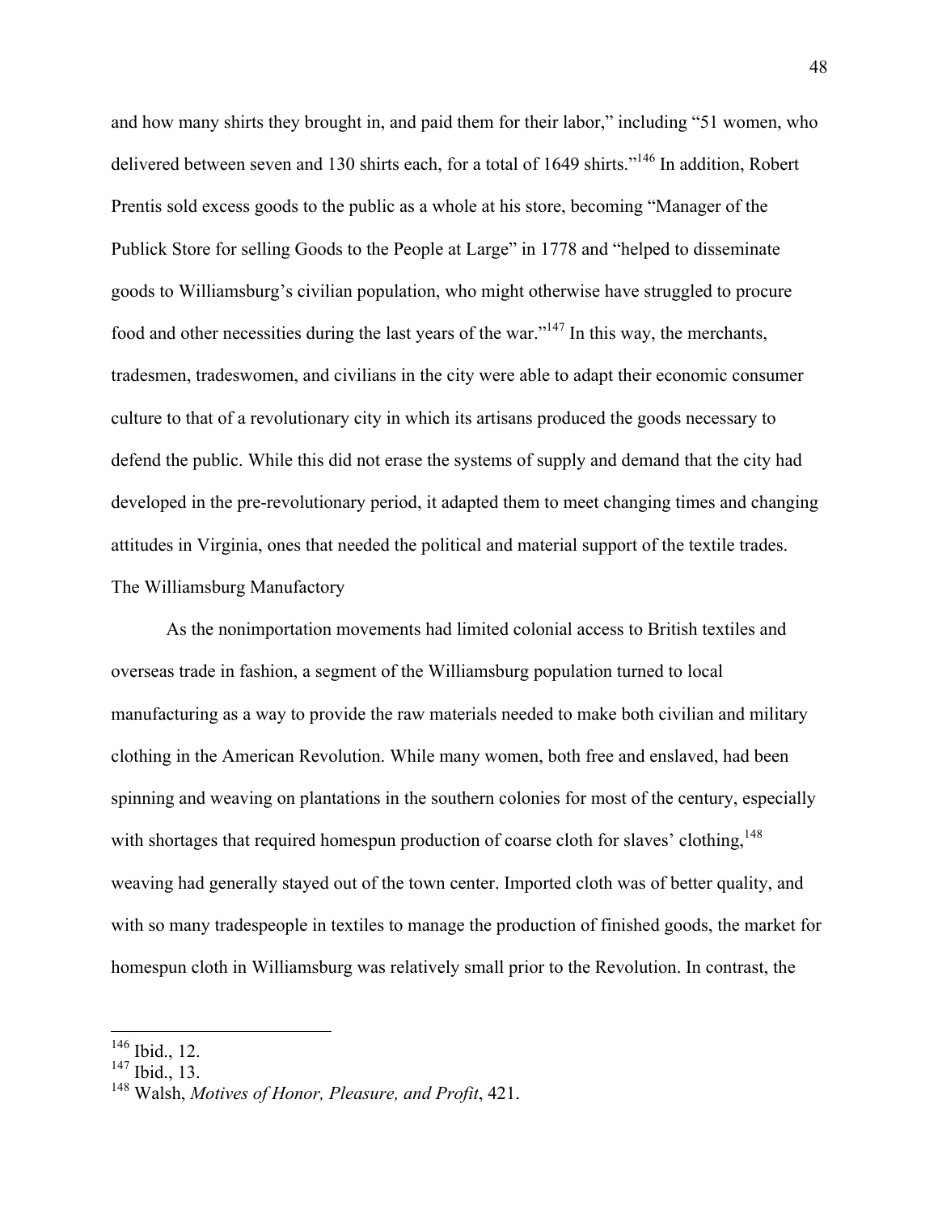and how many shirts they brought in, and paid them for their labor," including "51 women, who delivered between seven and 130 shirts each, for a total of 1649 shirts."[146] In addition, Robert Prentis sold excess goods to the public as a whole at his store, becoming "Manager of the Publick Store for selling Goods to the People at Large" in 1778 and "helped to disseminate goods to Williamsburg's civilian population, who might otherwise have struggled to procure food and other necessities during the last years of the war."[147] In this way, the merchants, tradesmen, tradeswomen, and civilians in the city were able to adapt their economic consumer culture to that of a revolutionary city in which its artisans produced the goods necessary to defend the public. While this did not erase the systems of supply and demand that the city had developed in the pre-revolutionary period, it adapted them to meet changing times and changing attitudes in Virginia, ones that needed the political and material support of the textile trades.

## The Williamsburg Manufactory

As the nonimportation movements had limited colonial access to British textiles and overseas trade in fashion, a segment of the Williamsburg population turned to local manufacturing as a way to provide the raw materials needed to make both civilian and military clothing in the American Revolution. While many women, both free and enslaved, had been spinning and weaving on plantations in the southern colonies for most of the century, especially with shortages that required homespun production of coarse cloth for slaves' clothing,[148] weaving had generally stayed out of the town center. Imported cloth was of better quality, and with so many tradespeople in textiles to manage the production of finished goods, the market for homespun cloth in Williamsburg was relatively small prior to the Revolution. In contrast, the

---

[146] Ibid., 12.

[147] Ibid., 13.

[148] Walsh, *Motives of Honor, Pleasure, and Profit*, 421.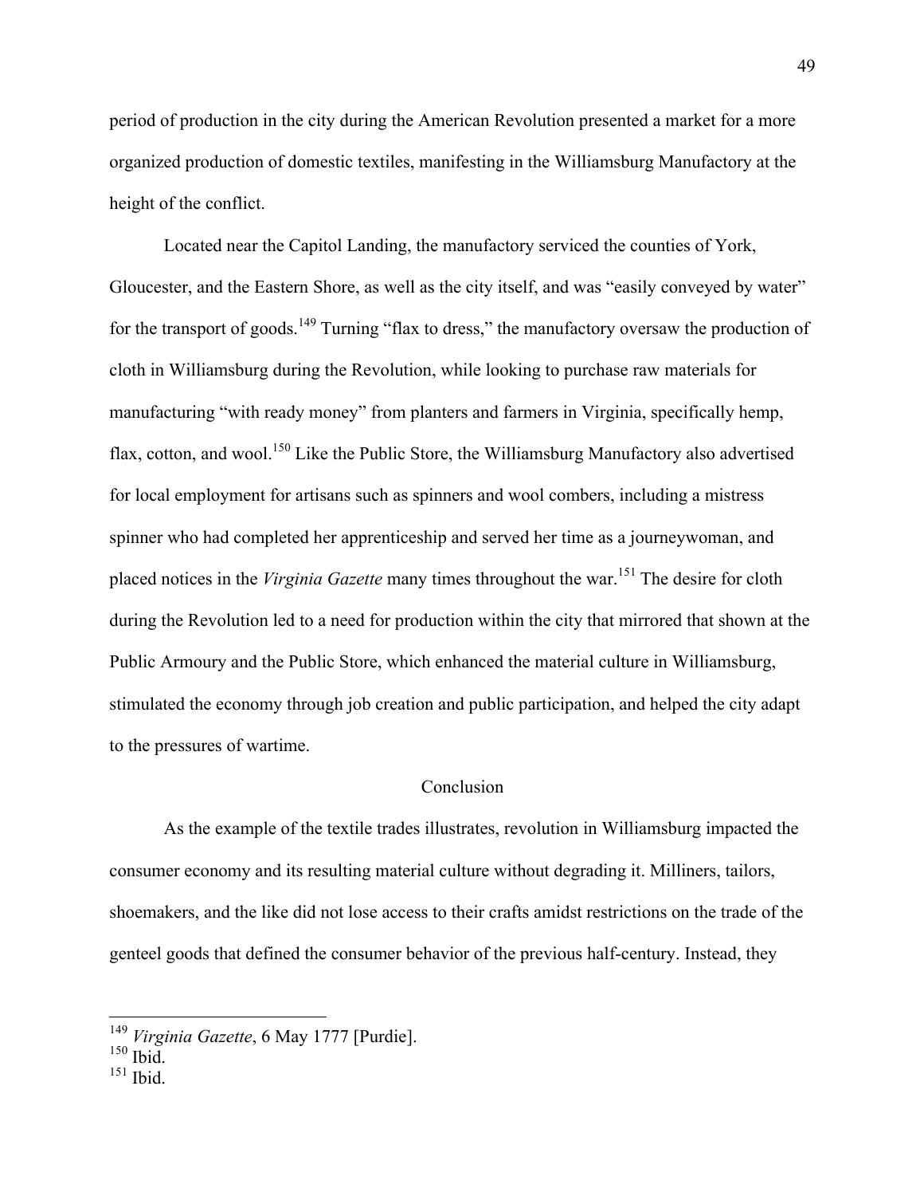period of production in the city during the American Revolution presented a market for a more organized production of domestic textiles, manifesting in the Williamsburg Manufactory at the height of the conflict.

Located near the Capitol Landing, the manufactory serviced the counties of York, Gloucester, and the Eastern Shore, as well as the city itself, and was "easily conveyed by water" for the transport of goods.[149] Turning "flax to dress," the manufactory oversaw the production of cloth in Williamsburg during the Revolution, while looking to purchase raw materials for manufacturing "with ready money" from planters and farmers in Virginia, specifically hemp, flax, cotton, and wool.[150] Like the Public Store, the Williamsburg Manufactory also advertised for local employment for artisans such as spinners and wool combers, including a mistress spinner who had completed her apprenticeship and served her time as a journeywoman, and placed notices in the *Virginia Gazette* many times throughout the war.[151] The desire for cloth during the Revolution led to a need for production within the city that mirrored that shown at the Public Armoury and the Public Store, which enhanced the material culture in Williamsburg, stimulated the economy through job creation and public participation, and helped the city adapt to the pressures of wartime.

## Conclusion

As the example of the textile trades illustrates, revolution in Williamsburg impacted the consumer economy and its resulting material culture without degrading it. Milliners, tailors, shoemakers, and the like did not lose access to their crafts amidst restrictions on the trade of the genteel goods that defined the consumer behavior of the previous half-century. Instead, they

---

[149] *Virginia Gazette*, 6 May 1777 [Purdie].

[150] Ibid.

[151] Ibid.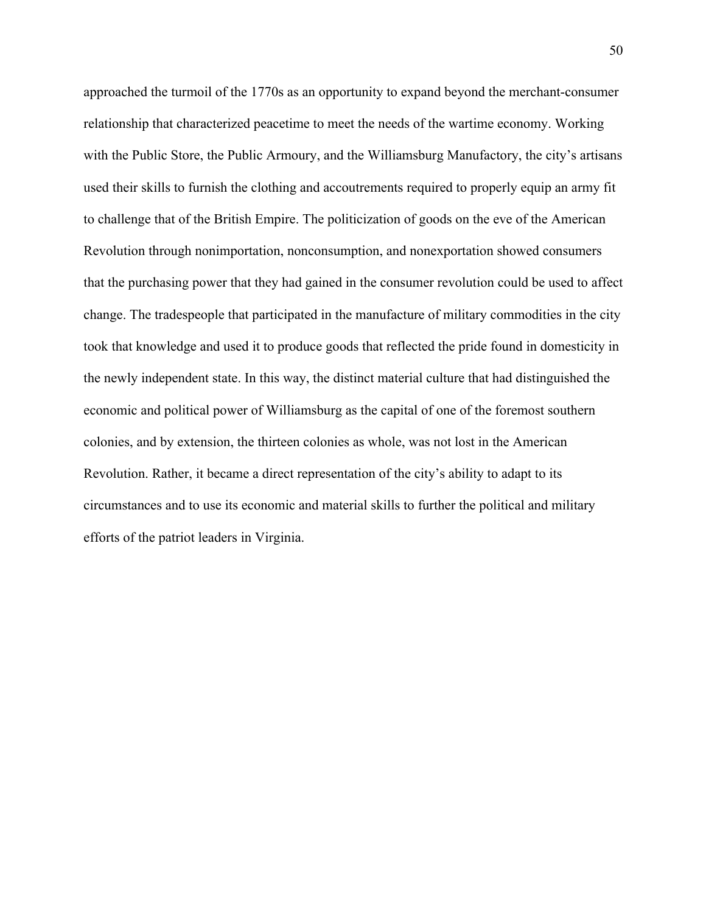approached the turmoil of the 1770s as an opportunity to expand beyond the merchant-consumer relationship that characterized peacetime to meet the needs of the wartime economy. Working with the Public Store, the Public Armoury, and the Williamsburg Manufactory, the city's artisans used their skills to furnish the clothing and accoutrements required to properly equip an army fit to challenge that of the British Empire. The politicization of goods on the eve of the American Revolution through nonimportation, nonconsumption, and nonexportation showed consumers that the purchasing power that they had gained in the consumer revolution could be used to affect change. The tradespeople that participated in the manufacture of military commodities in the city took that knowledge and used it to produce goods that reflected the pride found in domesticity in the newly independent state. In this way, the distinct material culture that had distinguished the economic and political power of Williamsburg as the capital of one of the foremost southern colonies, and by extension, the thirteen colonies as whole, was not lost in the American Revolution. Rather, it became a direct representation of the city's ability to adapt to its circumstances and to use its economic and material skills to further the political and military efforts of the patriot leaders in Virginia.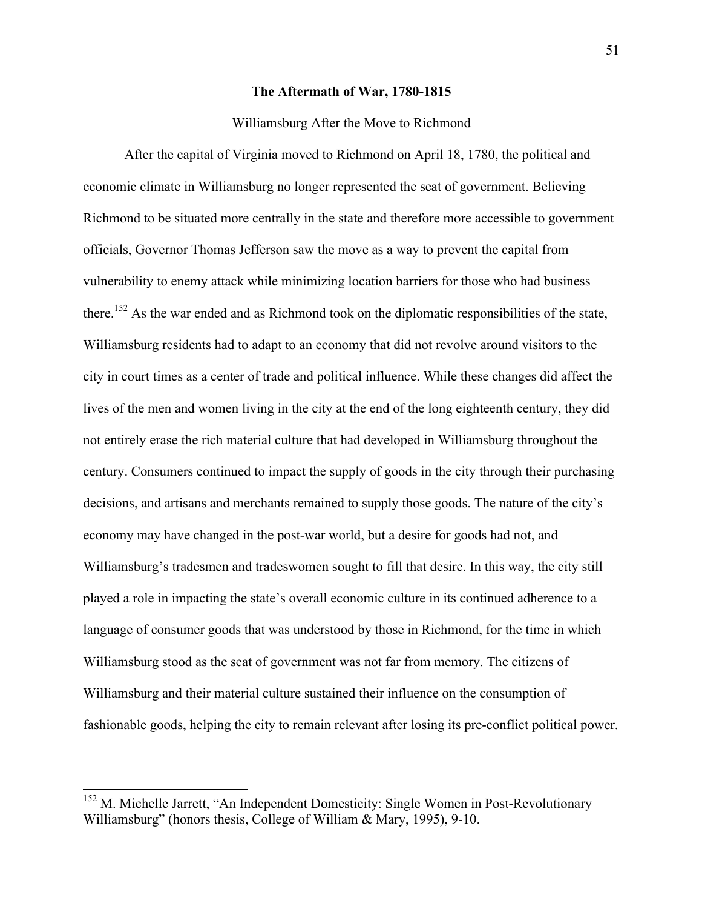## The Aftermath of War, 1780-1815

### Williamsburg After the Move to Richmond

After the capital of Virginia moved to Richmond on April 18, 1780, the political and economic climate in Williamsburg no longer represented the seat of government. Believing Richmond to be situated more centrally in the state and therefore more accessible to government officials, Governor Thomas Jefferson saw the move as a way to prevent the capital from vulnerability to enemy attack while minimizing location barriers for those who had business there.[152] As the war ended and as Richmond took on the diplomatic responsibilities of the state, Williamsburg residents had to adapt to an economy that did not revolve around visitors to the city in court times as a center of trade and political influence. While these changes did affect the lives of the men and women living in the city at the end of the long eighteenth century, they did not entirely erase the rich material culture that had developed in Williamsburg throughout the century. Consumers continued to impact the supply of goods in the city through their purchasing decisions, and artisans and merchants remained to supply those goods. The nature of the city's economy may have changed in the post-war world, but a desire for goods had not, and Williamsburg's tradesmen and tradeswomen sought to fill that desire. In this way, the city still played a role in impacting the state's overall economic culture in its continued adherence to a language of consumer goods that was understood by those in Richmond, for the time in which Williamsburg stood as the seat of government was not far from memory. The citizens of Williamsburg and their material culture sustained their influence on the consumption of fashionable goods, helping the city to remain relevant after losing its pre-conflict political power.

---

[152] M. Michelle Jarrett, "An Independent Domesticity: Single Women in Post-Revolutionary Williamsburg" (honors thesis, College of William & Mary, 1995), 9-10.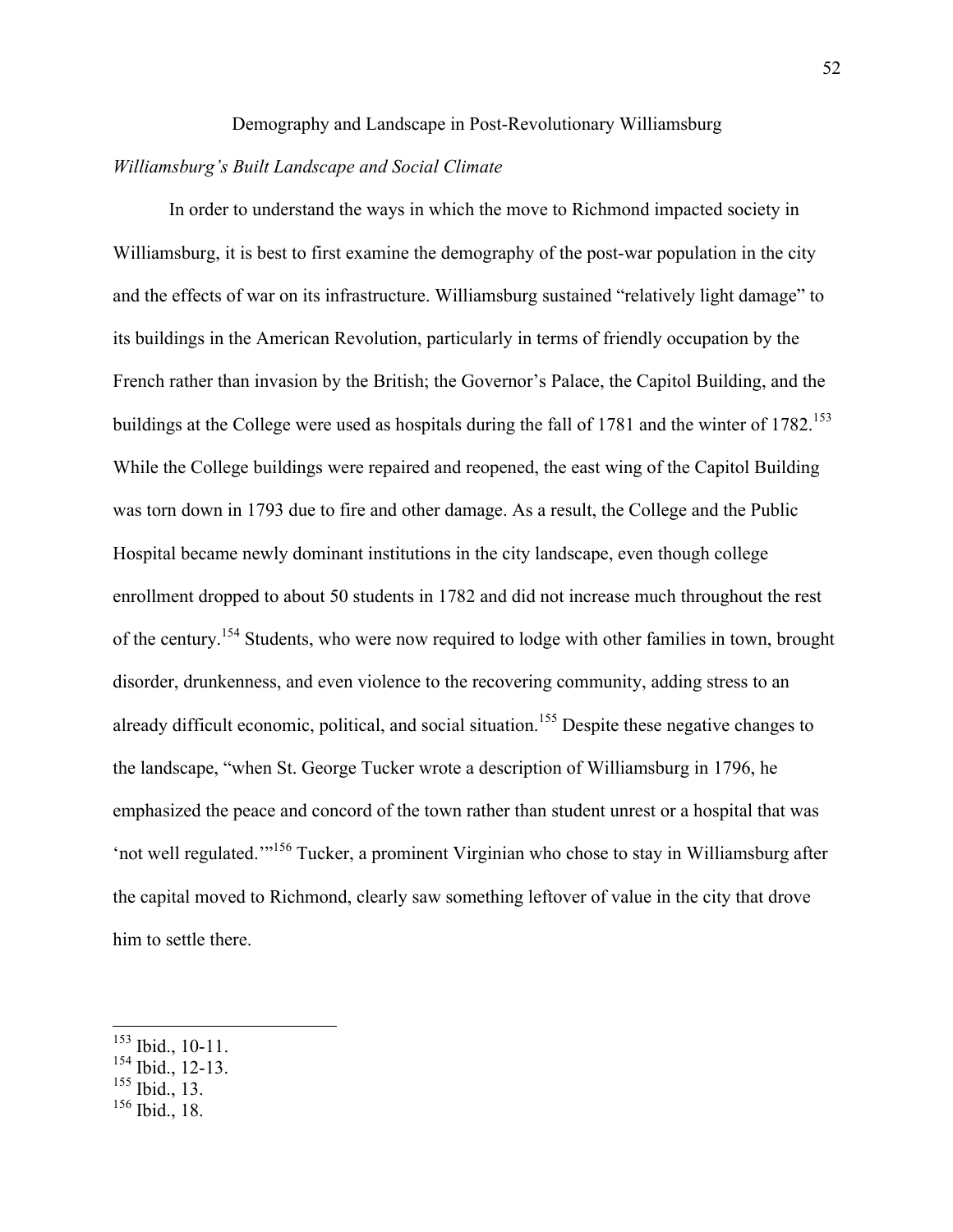## Demography and Landscape in Post-Revolutionary Williamsburg

### *Williamsburg's Built Landscape and Social Climate*

In order to understand the ways in which the move to Richmond impacted society in Williamsburg, it is best to first examine the demography of the post-war population in the city and the effects of war on its infrastructure. Williamsburg sustained "relatively light damage" to its buildings in the American Revolution, particularly in terms of friendly occupation by the French rather than invasion by the British; the Governor's Palace, the Capitol Building, and the buildings at the College were used as hospitals during the fall of 1781 and the winter of 1782.[153] While the College buildings were repaired and reopened, the east wing of the Capitol Building was torn down in 1793 due to fire and other damage. As a result, the College and the Public Hospital became newly dominant institutions in the city landscape, even though college enrollment dropped to about 50 students in 1782 and did not increase much throughout the rest of the century.[154] Students, who were now required to lodge with other families in town, brought disorder, drunkenness, and even violence to the recovering community, adding stress to an already difficult economic, political, and social situation.[155] Despite these negative changes to the landscape, "when St. George Tucker wrote a description of Williamsburg in 1796, he emphasized the peace and concord of the town rather than student unrest or a hospital that was 'not well regulated.'"[156] Tucker, a prominent Virginian who chose to stay in Williamsburg after the capital moved to Richmond, clearly saw something leftover of value in the city that drove him to settle there.

---

[153] Ibid., 10-11.
[154] Ibid., 12-13.
[155] Ibid., 13.
[156] Ibid., 18.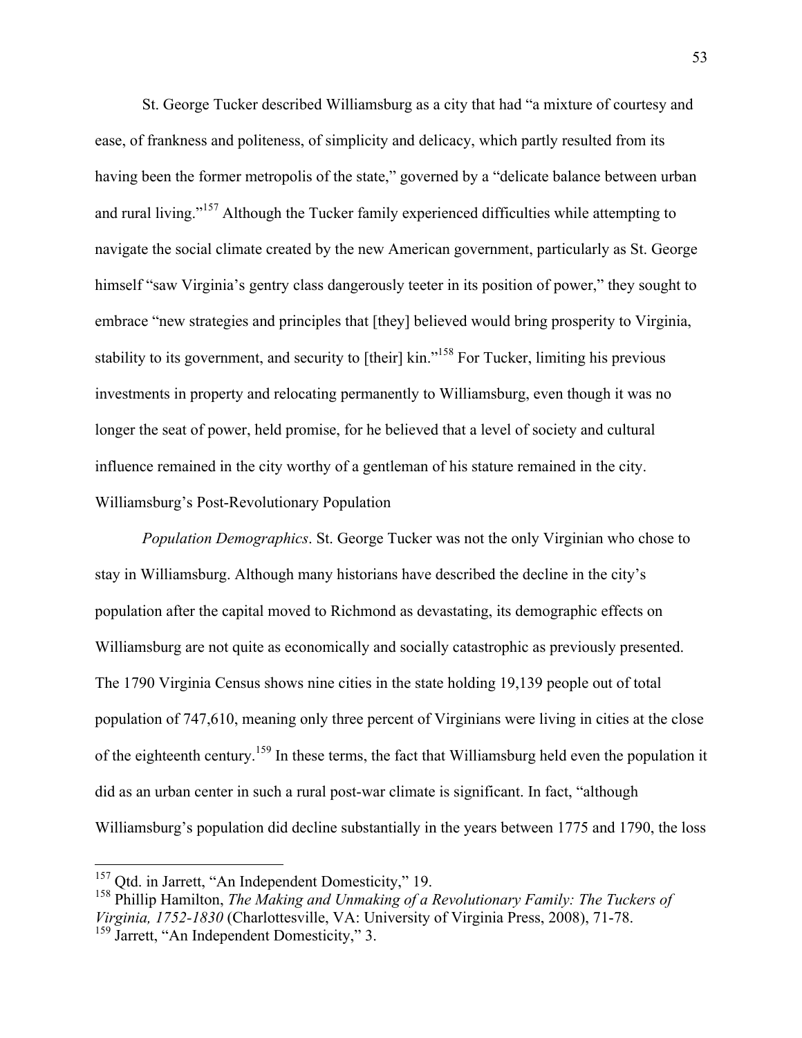St. George Tucker described Williamsburg as a city that had "a mixture of courtesy and ease, of frankness and politeness, of simplicity and delicacy, which partly resulted from its having been the former metropolis of the state," governed by a "delicate balance between urban and rural living."[157] Although the Tucker family experienced difficulties while attempting to navigate the social climate created by the new American government, particularly as St. George himself "saw Virginia's gentry class dangerously teeter in its position of power," they sought to embrace "new strategies and principles that [they] believed would bring prosperity to Virginia, stability to its government, and security to [their] kin."[158] For Tucker, limiting his previous investments in property and relocating permanently to Williamsburg, even though it was no longer the seat of power, held promise, for he believed that a level of society and cultural influence remained in the city worthy of a gentleman of his stature remained in the city.

## Williamsburg's Post-Revolutionary Population

*Population Demographics*. St. George Tucker was not the only Virginian who chose to stay in Williamsburg. Although many historians have described the decline in the city's population after the capital moved to Richmond as devastating, its demographic effects on Williamsburg are not quite as economically and socially catastrophic as previously presented. The 1790 Virginia Census shows nine cities in the state holding 19,139 people out of total population of 747,610, meaning only three percent of Virginians were living in cities at the close of the eighteenth century.[159] In these terms, the fact that Williamsburg held even the population it did as an urban center in such a rural post-war climate is significant. In fact, "although Williamsburg's population did decline substantially in the years between 1775 and 1790, the loss

---

[157] Qtd. in Jarrett, "An Independent Domesticity," 19.

[158] Phillip Hamilton, *The Making and Unmaking of a Revolutionary Family: The Tuckers of Virginia, 1752-1830* (Charlottesville, VA: University of Virginia Press, 2008), 71-78.

[159] Jarrett, "An Independent Domesticity," 3.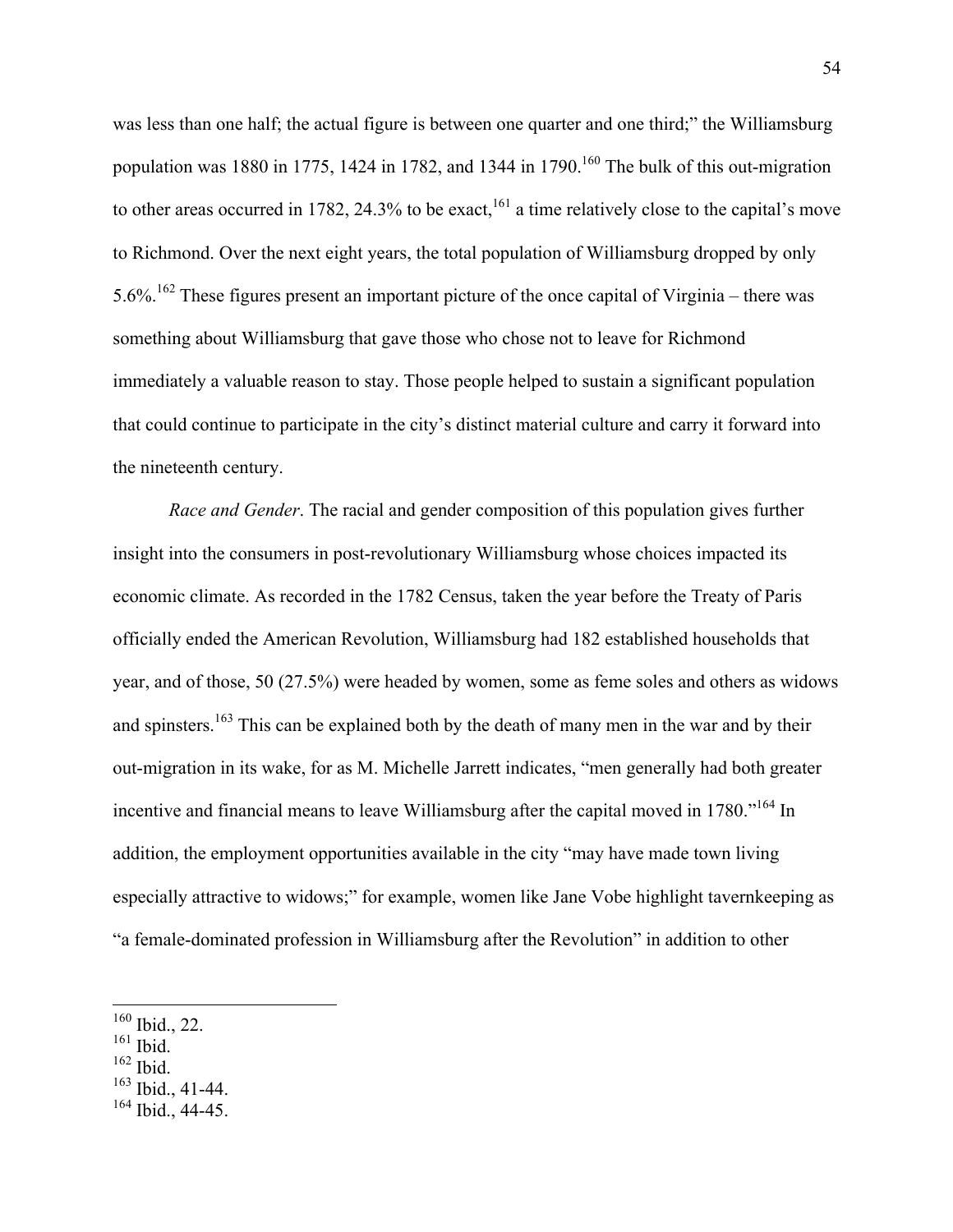was less than one half; the actual figure is between one quarter and one third;" the Williamsburg population was 1880 in 1775, 1424 in 1782, and 1344 in 1790.[160] The bulk of this out-migration to other areas occurred in 1782, 24.3% to be exact,[161] a time relatively close to the capital's move to Richmond. Over the next eight years, the total population of Williamsburg dropped by only 5.6%.[162] These figures present an important picture of the once capital of Virginia – there was something about Williamsburg that gave those who chose not to leave for Richmond immediately a valuable reason to stay. Those people helped to sustain a significant population that could continue to participate in the city's distinct material culture and carry it forward into the nineteenth century.

*Race and Gender*. The racial and gender composition of this population gives further insight into the consumers in post-revolutionary Williamsburg whose choices impacted its economic climate. As recorded in the 1782 Census, taken the year before the Treaty of Paris officially ended the American Revolution, Williamsburg had 182 established households that year, and of those, 50 (27.5%) were headed by women, some as feme soles and others as widows and spinsters.[163] This can be explained both by the death of many men in the war and by their out-migration in its wake, for as M. Michelle Jarrett indicates, "men generally had both greater incentive and financial means to leave Williamsburg after the capital moved in 1780."[164] In addition, the employment opportunities available in the city "may have made town living especially attractive to widows;" for example, women like Jane Vobe highlight tavernkeeping as "a female-dominated profession in Williamsburg after the Revolution" in addition to other

---

[160] Ibid., 22.
[161] Ibid.
[162] Ibid.
[163] Ibid., 41-44.
[164] Ibid., 44-45.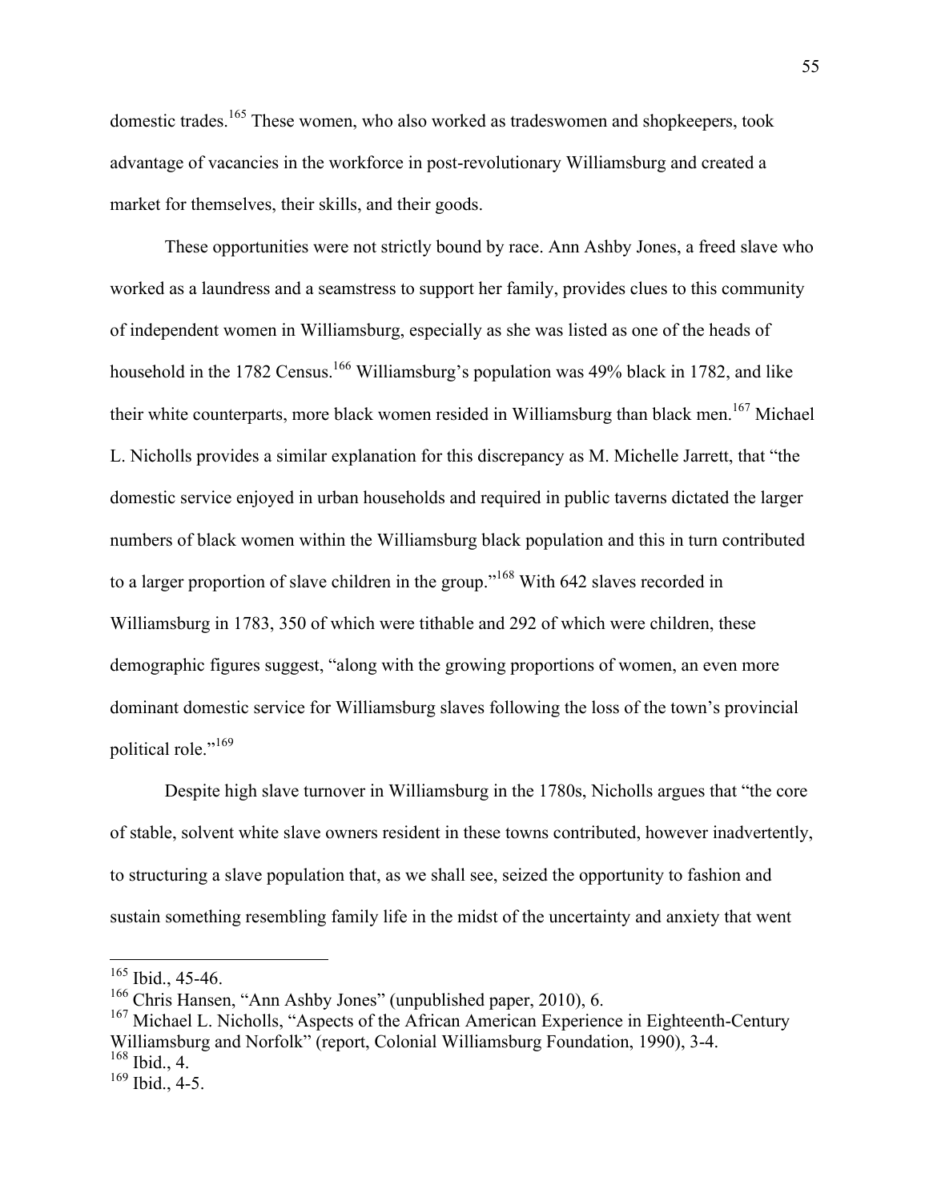domestic trades.[165] These women, who also worked as tradeswomen and shopkeepers, took advantage of vacancies in the workforce in post-revolutionary Williamsburg and created a market for themselves, their skills, and their goods.

These opportunities were not strictly bound by race. Ann Ashby Jones, a freed slave who worked as a laundress and a seamstress to support her family, provides clues to this community of independent women in Williamsburg, especially as she was listed as one of the heads of household in the 1782 Census.[166] Williamsburg's population was 49% black in 1782, and like their white counterparts, more black women resided in Williamsburg than black men.[167] Michael L. Nicholls provides a similar explanation for this discrepancy as M. Michelle Jarrett, that "the domestic service enjoyed in urban households and required in public taverns dictated the larger numbers of black women within the Williamsburg black population and this in turn contributed to a larger proportion of slave children in the group."[168] With 642 slaves recorded in Williamsburg in 1783, 350 of which were tithable and 292 of which were children, these demographic figures suggest, "along with the growing proportions of women, an even more dominant domestic service for Williamsburg slaves following the loss of the town's provincial political role."[169]

Despite high slave turnover in Williamsburg in the 1780s, Nicholls argues that "the core of stable, solvent white slave owners resident in these towns contributed, however inadvertently, to structuring a slave population that, as we shall see, seized the opportunity to fashion and sustain something resembling family life in the midst of the uncertainty and anxiety that went

---

[165] Ibid., 45-46.

[166] Chris Hansen, "Ann Ashby Jones" (unpublished paper, 2010), 6.

[167] Michael L. Nicholls, "Aspects of the African American Experience in Eighteenth-Century Williamsburg and Norfolk" (report, Colonial Williamsburg Foundation, 1990), 3-4.

[168] Ibid., 4.

[169] Ibid., 4-5.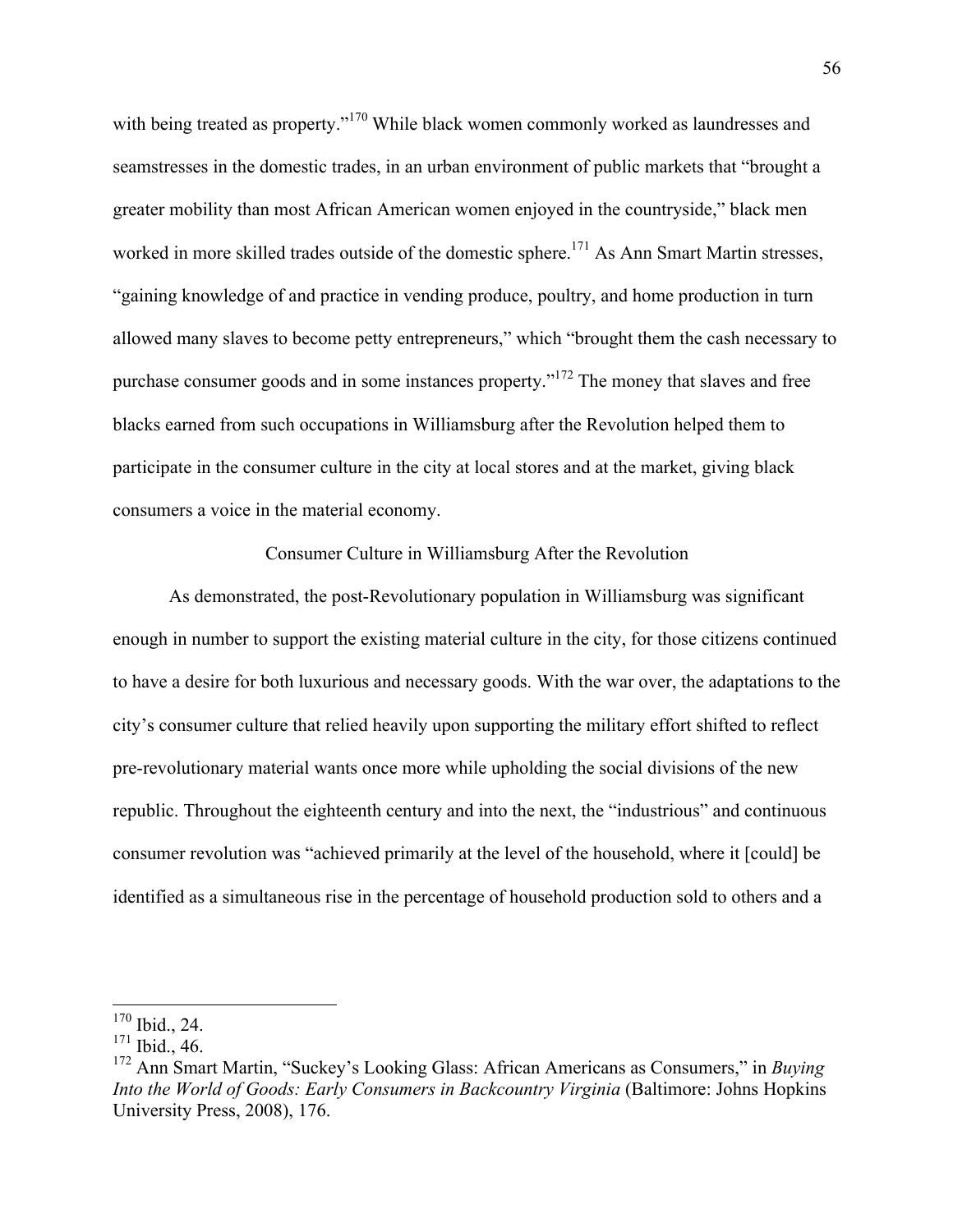with being treated as property."[170] While black women commonly worked as laundresses and seamstresses in the domestic trades, in an urban environment of public markets that "brought a greater mobility than most African American women enjoyed in the countryside," black men worked in more skilled trades outside of the domestic sphere.[171] As Ann Smart Martin stresses, "gaining knowledge of and practice in vending produce, poultry, and home production in turn allowed many slaves to become petty entrepreneurs," which "brought them the cash necessary to purchase consumer goods and in some instances property."[172] The money that slaves and free blacks earned from such occupations in Williamsburg after the Revolution helped them to participate in the consumer culture in the city at local stores and at the market, giving black consumers a voice in the material economy.

## Consumer Culture in Williamsburg After the Revolution

As demonstrated, the post-Revolutionary population in Williamsburg was significant enough in number to support the existing material culture in the city, for those citizens continued to have a desire for both luxurious and necessary goods. With the war over, the adaptations to the city's consumer culture that relied heavily upon supporting the military effort shifted to reflect pre-revolutionary material wants once more while upholding the social divisions of the new republic. Throughout the eighteenth century and into the next, the "industrious" and continuous consumer revolution was "achieved primarily at the level of the household, where it [could] be identified as a simultaneous rise in the percentage of household production sold to others and a

---

[170] Ibid., 24.

[171] Ibid., 46.

[172] Ann Smart Martin, "Suckey's Looking Glass: African Americans as Consumers," in *Buying Into the World of Goods: Early Consumers in Backcountry Virginia* (Baltimore: Johns Hopkins University Press, 2008), 176.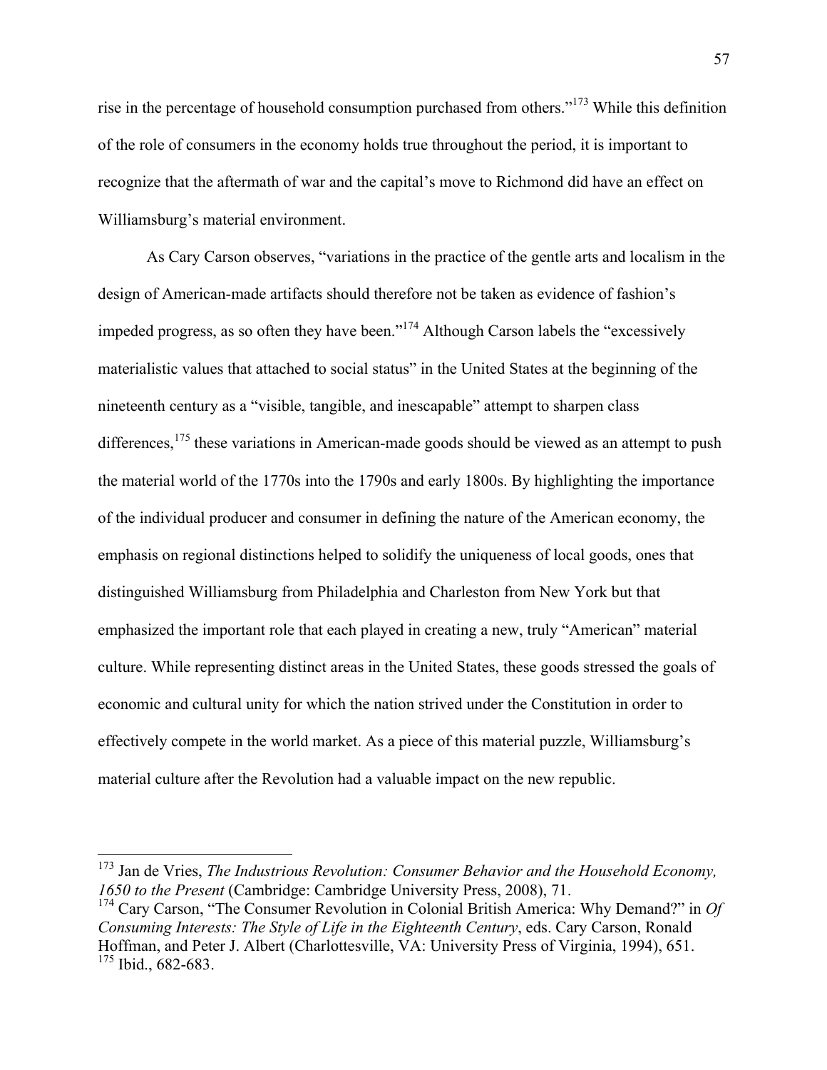rise in the percentage of household consumption purchased from others."[173] While this definition of the role of consumers in the economy holds true throughout the period, it is important to recognize that the aftermath of war and the capital's move to Richmond did have an effect on Williamsburg's material environment.

As Cary Carson observes, "variations in the practice of the gentle arts and localism in the design of American-made artifacts should therefore not be taken as evidence of fashion's impeded progress, as so often they have been."[174] Although Carson labels the "excessively materialistic values that attached to social status" in the United States at the beginning of the nineteenth century as a "visible, tangible, and inescapable" attempt to sharpen class differences,[175] these variations in American-made goods should be viewed as an attempt to push the material world of the 1770s into the 1790s and early 1800s. By highlighting the importance of the individual producer and consumer in defining the nature of the American economy, the emphasis on regional distinctions helped to solidify the uniqueness of local goods, ones that distinguished Williamsburg from Philadelphia and Charleston from New York but that emphasized the important role that each played in creating a new, truly "American" material culture. While representing distinct areas in the United States, these goods stressed the goals of economic and cultural unity for which the nation strived under the Constitution in order to effectively compete in the world market. As a piece of this material puzzle, Williamsburg's material culture after the Revolution had a valuable impact on the new republic.

---

[173] Jan de Vries, *The Industrious Revolution: Consumer Behavior and the Household Economy, 1650 to the Present* (Cambridge: Cambridge University Press, 2008), 71.

[174] Cary Carson, "The Consumer Revolution in Colonial British America: Why Demand?" in *Of Consuming Interests: The Style of Life in the Eighteenth Century*, eds. Cary Carson, Ronald Hoffman, and Peter J. Albert (Charlottesville, VA: University Press of Virginia, 1994), 651.

[175] Ibid., 682-683.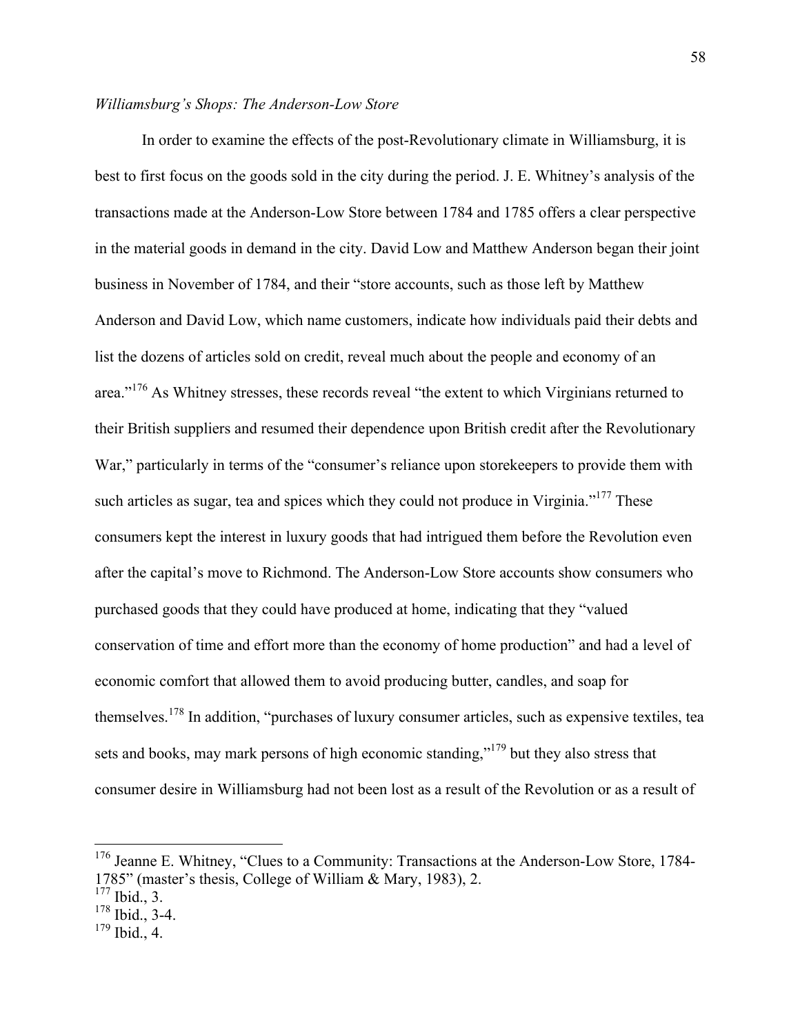*Williamsburg's Shops: The Anderson-Low Store*

In order to examine the effects of the post-Revolutionary climate in Williamsburg, it is best to first focus on the goods sold in the city during the period. J. E. Whitney's analysis of the transactions made at the Anderson-Low Store between 1784 and 1785 offers a clear perspective in the material goods in demand in the city. David Low and Matthew Anderson began their joint business in November of 1784, and their "store accounts, such as those left by Matthew Anderson and David Low, which name customers, indicate how individuals paid their debts and list the dozens of articles sold on credit, reveal much about the people and economy of an area."[176] As Whitney stresses, these records reveal "the extent to which Virginians returned to their British suppliers and resumed their dependence upon British credit after the Revolutionary War," particularly in terms of the "consumer's reliance upon storekeepers to provide them with such articles as sugar, tea and spices which they could not produce in Virginia."[177] These consumers kept the interest in luxury goods that had intrigued them before the Revolution even after the capital's move to Richmond. The Anderson-Low Store accounts show consumers who purchased goods that they could have produced at home, indicating that they "valued conservation of time and effort more than the economy of home production" and had a level of economic comfort that allowed them to avoid producing butter, candles, and soap for themselves.[178] In addition, "purchases of luxury consumer articles, such as expensive textiles, tea sets and books, may mark persons of high economic standing,"[179] but they also stress that consumer desire in Williamsburg had not been lost as a result of the Revolution or as a result of

---

[176] Jeanne E. Whitney, "Clues to a Community: Transactions at the Anderson-Low Store, 1784-1785" (master's thesis, College of William & Mary, 1983), 2.

[177] Ibid., 3.

[178] Ibid., 3-4.

[179] Ibid., 4.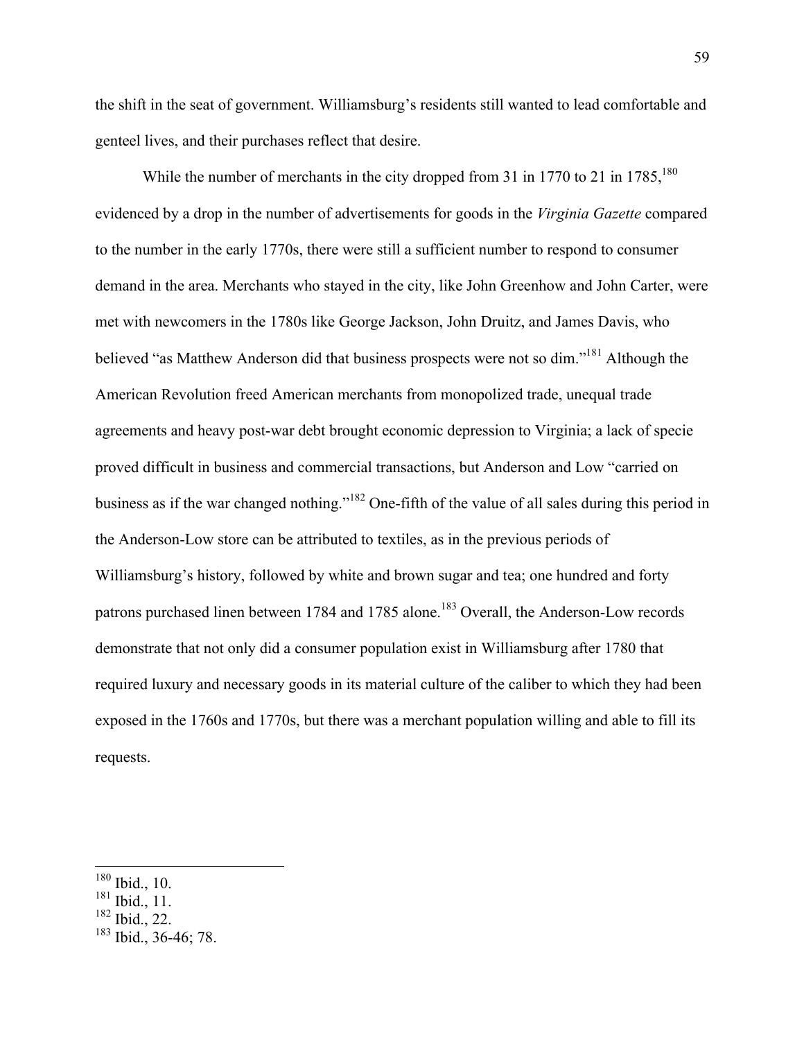the shift in the seat of government. Williamsburg's residents still wanted to lead comfortable and genteel lives, and their purchases reflect that desire.

While the number of merchants in the city dropped from 31 in 1770 to 21 in 1785,[180] evidenced by a drop in the number of advertisements for goods in the *Virginia Gazette* compared to the number in the early 1770s, there were still a sufficient number to respond to consumer demand in the area. Merchants who stayed in the city, like John Greenhow and John Carter, were met with newcomers in the 1780s like George Jackson, John Druitz, and James Davis, who believed "as Matthew Anderson did that business prospects were not so dim."[181] Although the American Revolution freed American merchants from monopolized trade, unequal trade agreements and heavy post-war debt brought economic depression to Virginia; a lack of specie proved difficult in business and commercial transactions, but Anderson and Low "carried on business as if the war changed nothing."[182] One-fifth of the value of all sales during this period in the Anderson-Low store can be attributed to textiles, as in the previous periods of Williamsburg's history, followed by white and brown sugar and tea; one hundred and forty patrons purchased linen between 1784 and 1785 alone.[183] Overall, the Anderson-Low records demonstrate that not only did a consumer population exist in Williamsburg after 1780 that required luxury and necessary goods in its material culture of the caliber to which they had been exposed in the 1760s and 1770s, but there was a merchant population willing and able to fill its requests.

---

[180] Ibid., 10.
[181] Ibid., 11.
[182] Ibid., 22.
[183] Ibid., 36-46; 78.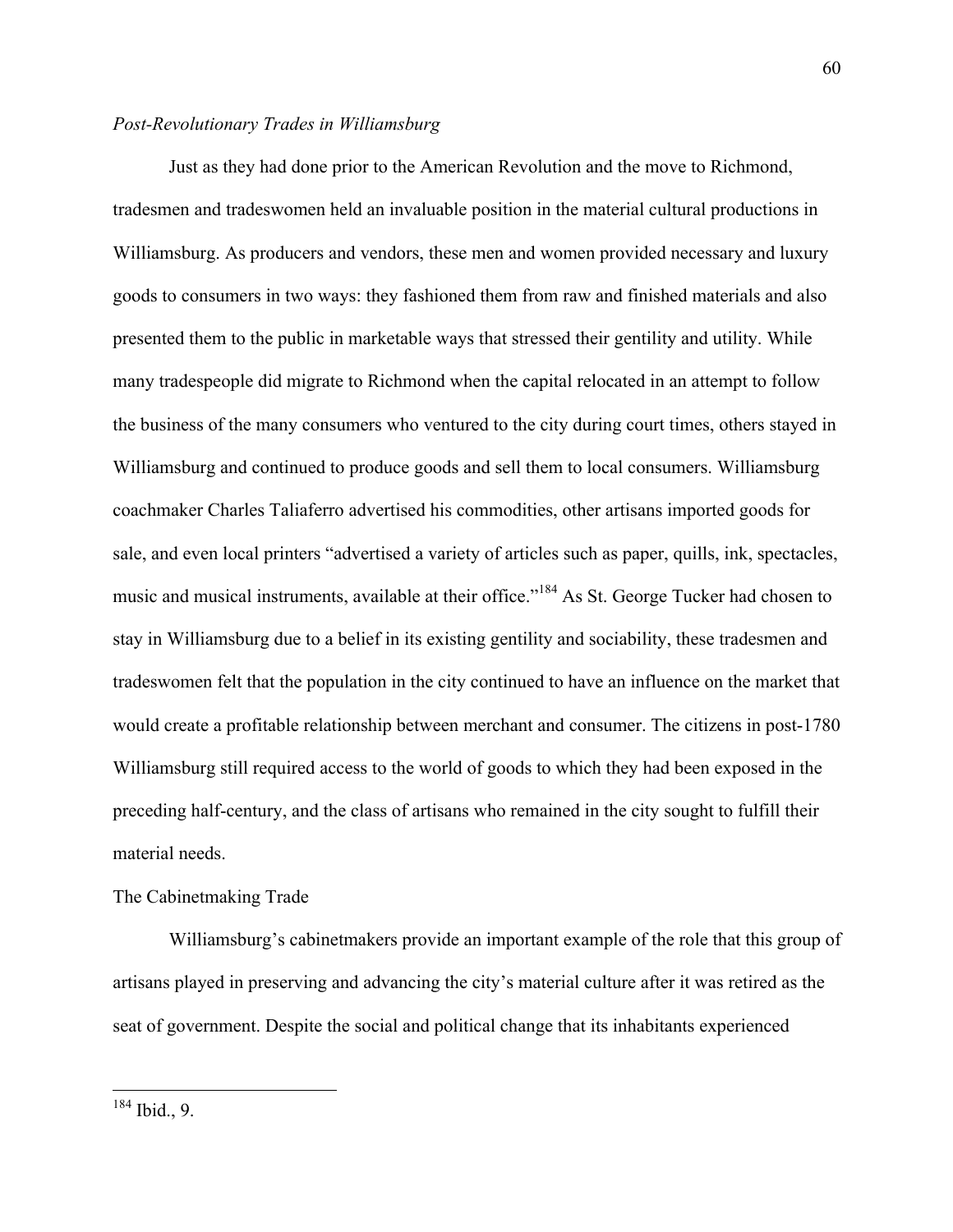*Post-Revolutionary Trades in Williamsburg*

Just as they had done prior to the American Revolution and the move to Richmond, tradesmen and tradeswomen held an invaluable position in the material cultural productions in Williamsburg. As producers and vendors, these men and women provided necessary and luxury goods to consumers in two ways: they fashioned them from raw and finished materials and also presented them to the public in marketable ways that stressed their gentility and utility. While many tradespeople did migrate to Richmond when the capital relocated in an attempt to follow the business of the many consumers who ventured to the city during court times, others stayed in Williamsburg and continued to produce goods and sell them to local consumers. Williamsburg coachmaker Charles Taliaferro advertised his commodities, other artisans imported goods for sale, and even local printers "advertised a variety of articles such as paper, quills, ink, spectacles, music and musical instruments, available at their office."[184] As St. George Tucker had chosen to stay in Williamsburg due to a belief in its existing gentility and sociability, these tradesmen and tradeswomen felt that the population in the city continued to have an influence on the market that would create a profitable relationship between merchant and consumer. The citizens in post-1780 Williamsburg still required access to the world of goods to which they had been exposed in the preceding half-century, and the class of artisans who remained in the city sought to fulfill their material needs.

The Cabinetmaking Trade

Williamsburg's cabinetmakers provide an important example of the role that this group of artisans played in preserving and advancing the city's material culture after it was retired as the seat of government. Despite the social and political change that its inhabitants experienced

---

[184] Ibid., 9.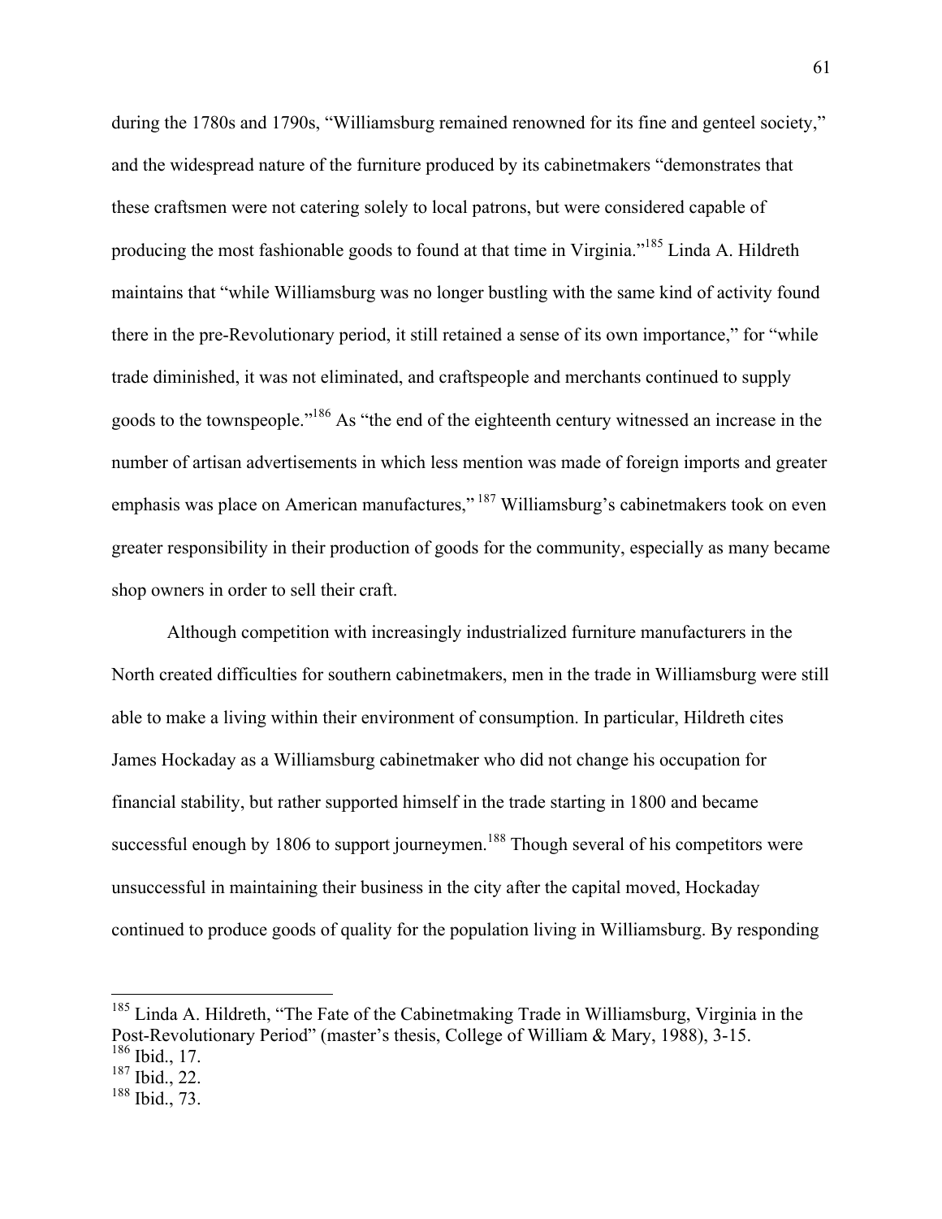during the 1780s and 1790s, "Williamsburg remained renowned for its fine and genteel society," and the widespread nature of the furniture produced by its cabinetmakers "demonstrates that these craftsmen were not catering solely to local patrons, but were considered capable of producing the most fashionable goods to found at that time in Virginia."[185] Linda A. Hildreth maintains that "while Williamsburg was no longer bustling with the same kind of activity found there in the pre-Revolutionary period, it still retained a sense of its own importance," for "while trade diminished, it was not eliminated, and craftspeople and merchants continued to supply goods to the townspeople."[186] As "the end of the eighteenth century witnessed an increase in the number of artisan advertisements in which less mention was made of foreign imports and greater emphasis was place on American manufactures," [187] Williamsburg's cabinetmakers took on even greater responsibility in their production of goods for the community, especially as many became shop owners in order to sell their craft.

Although competition with increasingly industrialized furniture manufacturers in the North created difficulties for southern cabinetmakers, men in the trade in Williamsburg were still able to make a living within their environment of consumption. In particular, Hildreth cites James Hockaday as a Williamsburg cabinetmaker who did not change his occupation for financial stability, but rather supported himself in the trade starting in 1800 and became successful enough by 1806 to support journeymen.[188] Though several of his competitors were unsuccessful in maintaining their business in the city after the capital moved, Hockaday continued to produce goods of quality for the population living in Williamsburg. By responding

---

[185] Linda A. Hildreth, "The Fate of the Cabinetmaking Trade in Williamsburg, Virginia in the Post-Revolutionary Period" (master's thesis, College of William & Mary, 1988), 3-15.

[186] Ibid., 17.

[187] Ibid., 22.

[188] Ibid., 73.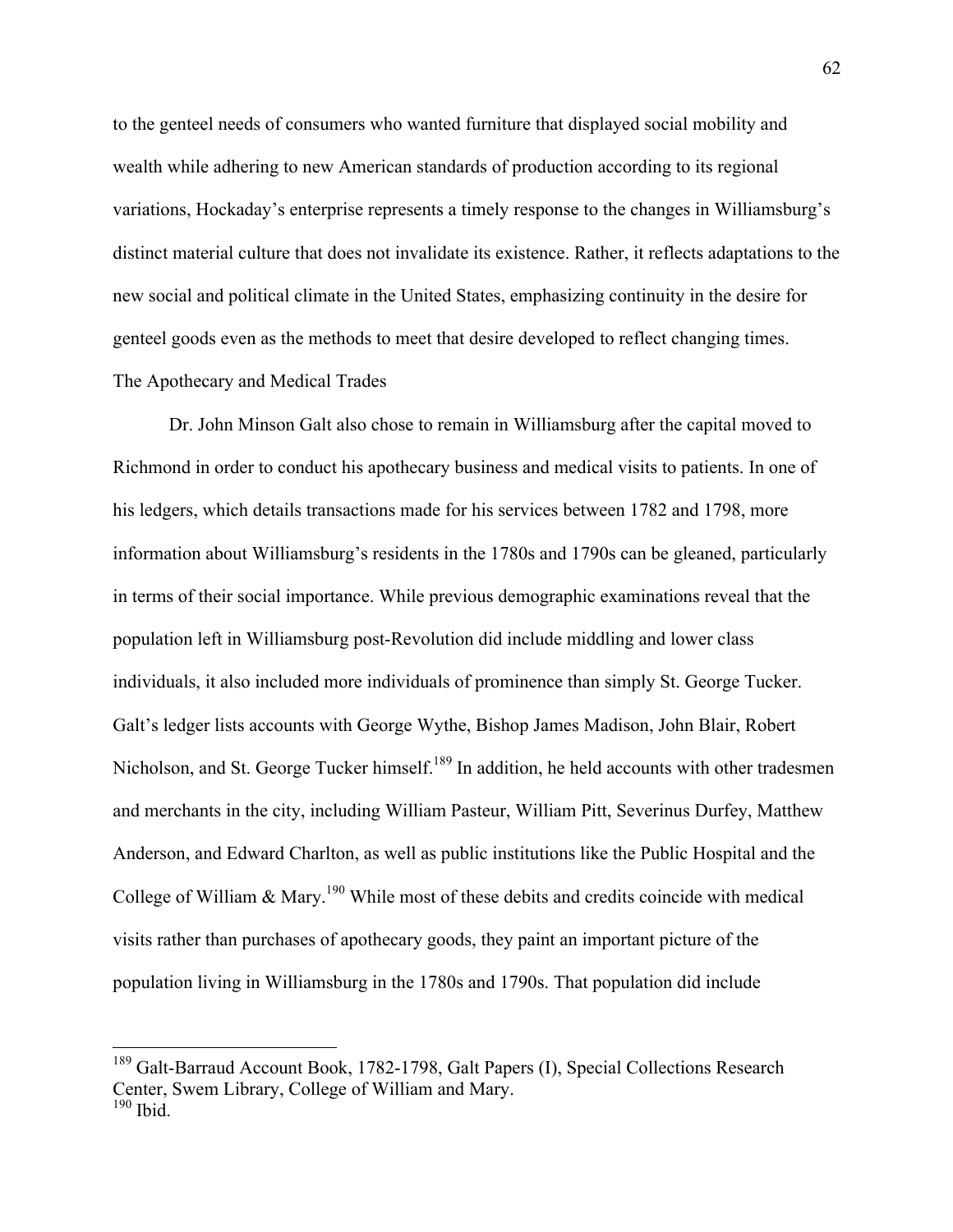to the genteel needs of consumers who wanted furniture that displayed social mobility and wealth while adhering to new American standards of production according to its regional variations, Hockaday's enterprise represents a timely response to the changes in Williamsburg's distinct material culture that does not invalidate its existence. Rather, it reflects adaptations to the new social and political climate in the United States, emphasizing continuity in the desire for genteel goods even as the methods to meet that desire developed to reflect changing times.

### The Apothecary and Medical Trades

Dr. John Minson Galt also chose to remain in Williamsburg after the capital moved to Richmond in order to conduct his apothecary business and medical visits to patients. In one of his ledgers, which details transactions made for his services between 1782 and 1798, more information about Williamsburg's residents in the 1780s and 1790s can be gleaned, particularly in terms of their social importance. While previous demographic examinations reveal that the population left in Williamsburg post-Revolution did include middling and lower class individuals, it also included more individuals of prominence than simply St. George Tucker. Galt's ledger lists accounts with George Wythe, Bishop James Madison, John Blair, Robert Nicholson, and St. George Tucker himself.[189] In addition, he held accounts with other tradesmen and merchants in the city, including William Pasteur, William Pitt, Severinus Durfey, Matthew Anderson, and Edward Charlton, as well as public institutions like the Public Hospital and the College of William & Mary.[190] While most of these debits and credits coincide with medical visits rather than purchases of apothecary goods, they paint an important picture of the population living in Williamsburg in the 1780s and 1790s. That population did include

---

[189] Galt-Barraud Account Book, 1782-1798, Galt Papers (I), Special Collections Research Center, Swem Library, College of William and Mary.

[190] Ibid.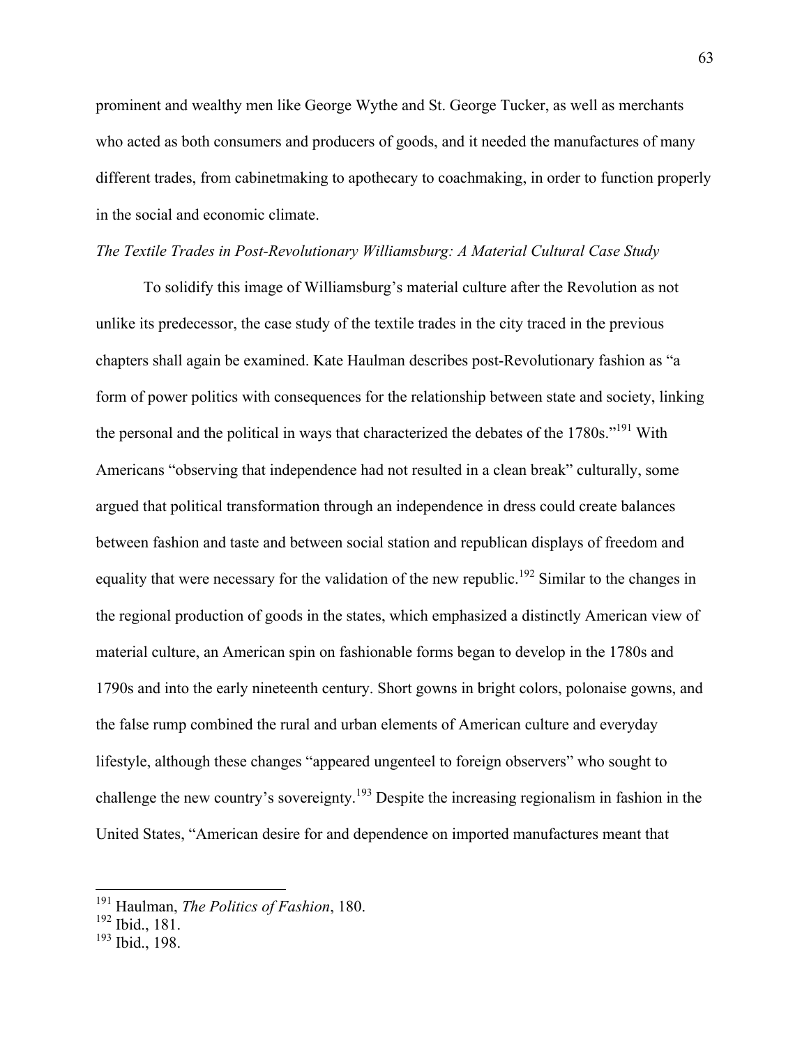prominent and wealthy men like George Wythe and St. George Tucker, as well as merchants who acted as both consumers and producers of goods, and it needed the manufactures of many different trades, from cabinetmaking to apothecary to coachmaking, in order to function properly in the social and economic climate.

*The Textile Trades in Post-Revolutionary Williamsburg: A Material Cultural Case Study*

To solidify this image of Williamsburg's material culture after the Revolution as not unlike its predecessor, the case study of the textile trades in the city traced in the previous chapters shall again be examined. Kate Haulman describes post-Revolutionary fashion as "a form of power politics with consequences for the relationship between state and society, linking the personal and the political in ways that characterized the debates of the 1780s."[191] With Americans "observing that independence had not resulted in a clean break" culturally, some argued that political transformation through an independence in dress could create balances between fashion and taste and between social station and republican displays of freedom and equality that were necessary for the validation of the new republic.[192] Similar to the changes in the regional production of goods in the states, which emphasized a distinctly American view of material culture, an American spin on fashionable forms began to develop in the 1780s and 1790s and into the early nineteenth century. Short gowns in bright colors, polonaise gowns, and the false rump combined the rural and urban elements of American culture and everyday lifestyle, although these changes "appeared ungenteel to foreign observers" who sought to challenge the new country's sovereignty.[193] Despite the increasing regionalism in fashion in the United States, "American desire for and dependence on imported manufactures meant that

---

[191] Haulman, *The Politics of Fashion*, 180.
[192] Ibid., 181.
[193] Ibid., 198.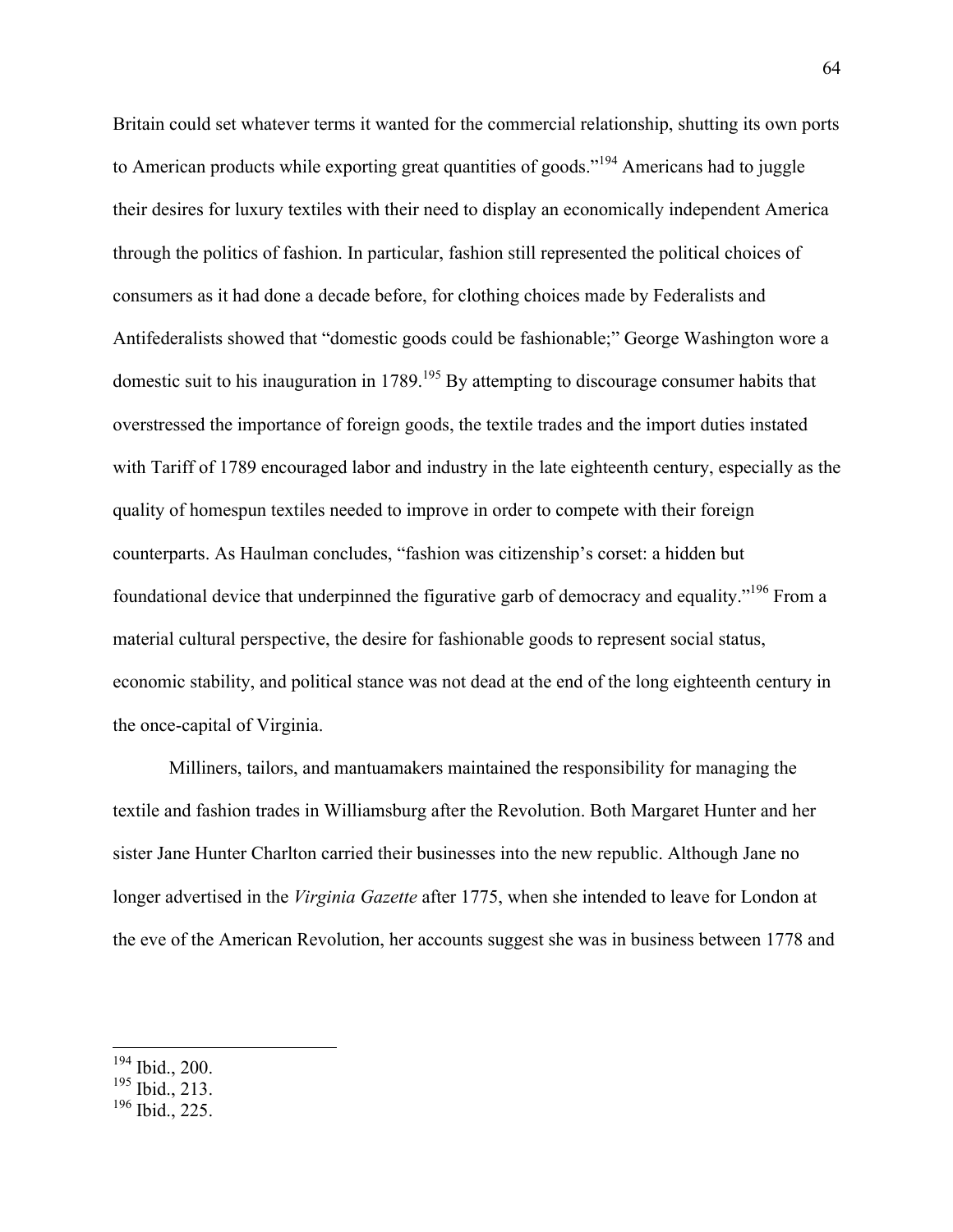Britain could set whatever terms it wanted for the commercial relationship, shutting its own ports to American products while exporting great quantities of goods."[194] Americans had to juggle their desires for luxury textiles with their need to display an economically independent America through the politics of fashion. In particular, fashion still represented the political choices of consumers as it had done a decade before, for clothing choices made by Federalists and Antifederalists showed that "domestic goods could be fashionable;" George Washington wore a domestic suit to his inauguration in 1789.[195] By attempting to discourage consumer habits that overstressed the importance of foreign goods, the textile trades and the import duties instated with Tariff of 1789 encouraged labor and industry in the late eighteenth century, especially as the quality of homespun textiles needed to improve in order to compete with their foreign counterparts. As Haulman concludes, "fashion was citizenship's corset: a hidden but foundational device that underpinned the figurative garb of democracy and equality."[196] From a material cultural perspective, the desire for fashionable goods to represent social status, economic stability, and political stance was not dead at the end of the long eighteenth century in the once-capital of Virginia.

Milliners, tailors, and mantuamakers maintained the responsibility for managing the textile and fashion trades in Williamsburg after the Revolution. Both Margaret Hunter and her sister Jane Hunter Charlton carried their businesses into the new republic. Although Jane no longer advertised in the *Virginia Gazette* after 1775, when she intended to leave for London at the eve of the American Revolution, her accounts suggest she was in business between 1778 and

---

[194] Ibid., 200.
[195] Ibid., 213.
[196] Ibid., 225.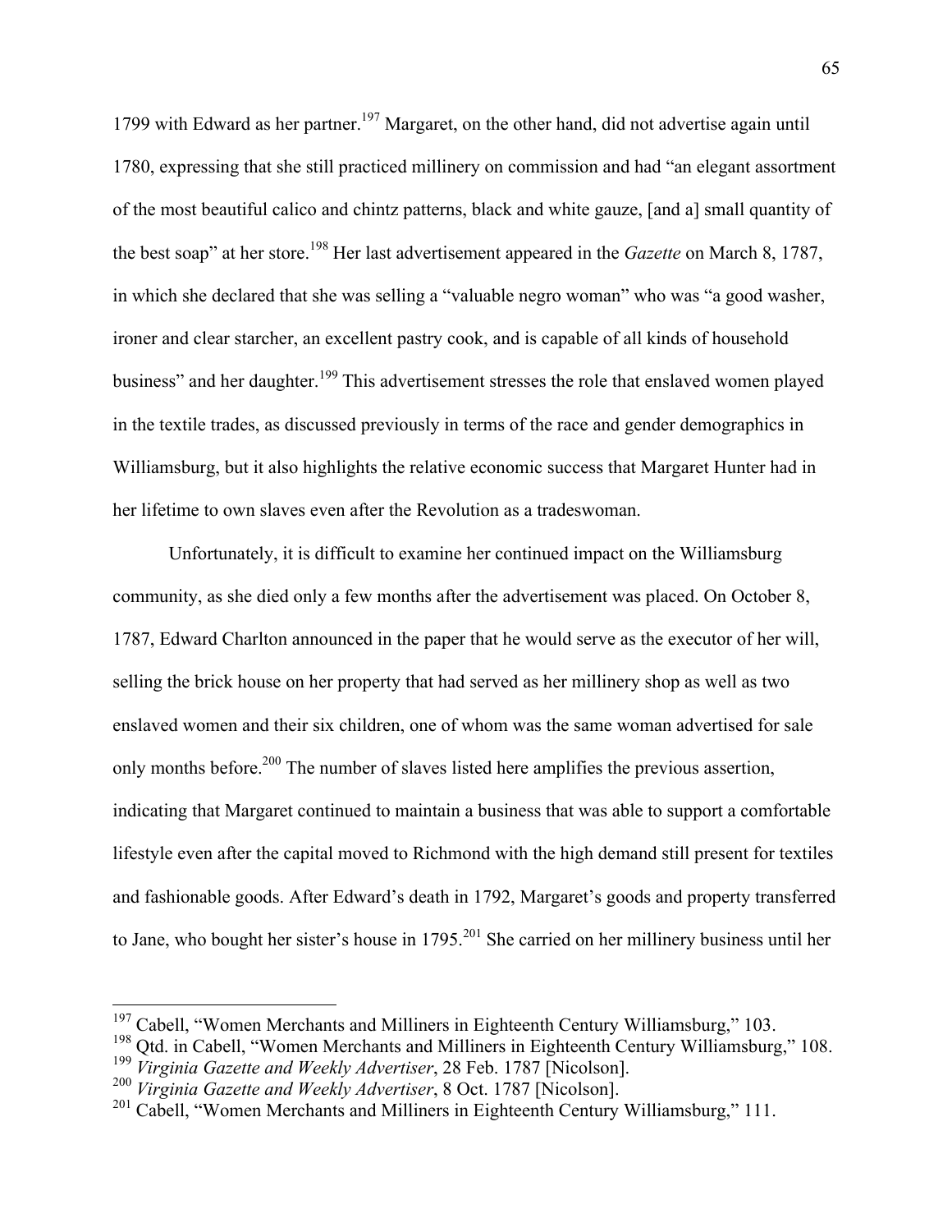1799 with Edward as her partner.[197] Margaret, on the other hand, did not advertise again until 1780, expressing that she still practiced millinery on commission and had "an elegant assortment of the most beautiful calico and chintz patterns, black and white gauze, [and a] small quantity of the best soap" at her store.[198] Her last advertisement appeared in the *Gazette* on March 8, 1787, in which she declared that she was selling a "valuable negro woman" who was "a good washer, ironer and clear starcher, an excellent pastry cook, and is capable of all kinds of household business" and her daughter.[199] This advertisement stresses the role that enslaved women played in the textile trades, as discussed previously in terms of the race and gender demographics in Williamsburg, but it also highlights the relative economic success that Margaret Hunter had in her lifetime to own slaves even after the Revolution as a tradeswoman.

Unfortunately, it is difficult to examine her continued impact on the Williamsburg community, as she died only a few months after the advertisement was placed. On October 8, 1787, Edward Charlton announced in the paper that he would serve as the executor of her will, selling the brick house on her property that had served as her millinery shop as well as two enslaved women and their six children, one of whom was the same woman advertised for sale only months before.[200] The number of slaves listed here amplifies the previous assertion, indicating that Margaret continued to maintain a business that was able to support a comfortable lifestyle even after the capital moved to Richmond with the high demand still present for textiles and fashionable goods. After Edward's death in 1792, Margaret's goods and property transferred to Jane, who bought her sister's house in 1795.[201] She carried on her millinery business until her

---

[197] Cabell, "Women Merchants and Milliners in Eighteenth Century Williamsburg," 103.

[198] Qtd. in Cabell, "Women Merchants and Milliners in Eighteenth Century Williamsburg," 108.

[199] *Virginia Gazette and Weekly Advertiser*, 28 Feb. 1787 [Nicolson].

[200] *Virginia Gazette and Weekly Advertiser*, 8 Oct. 1787 [Nicolson].

[201] Cabell, "Women Merchants and Milliners in Eighteenth Century Williamsburg," 111.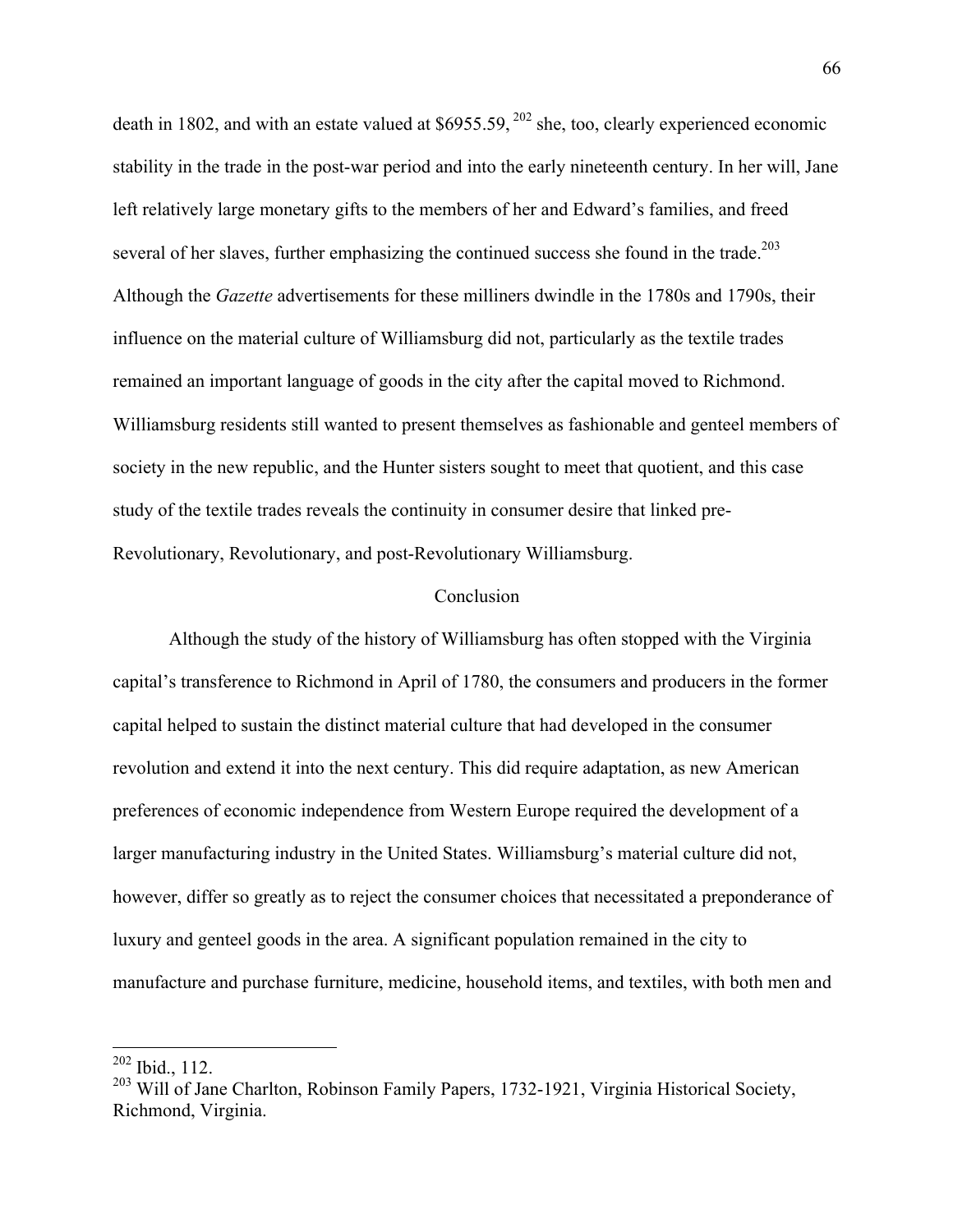death in 1802, and with an estate valued at $6955.59, [202] she, too, clearly experienced economic stability in the trade in the post-war period and into the early nineteenth century. In her will, Jane left relatively large monetary gifts to the members of her and Edward's families, and freed several of her slaves, further emphasizing the continued success she found in the trade.[203] Although the *Gazette* advertisements for these milliners dwindle in the 1780s and 1790s, their influence on the material culture of Williamsburg did not, particularly as the textile trades remained an important language of goods in the city after the capital moved to Richmond. Williamsburg residents still wanted to present themselves as fashionable and genteel members of society in the new republic, and the Hunter sisters sought to meet that quotient, and this case study of the textile trades reveals the continuity in consumer desire that linked pre-Revolutionary, Revolutionary, and post-Revolutionary Williamsburg.

## Conclusion

Although the study of the history of Williamsburg has often stopped with the Virginia capital's transference to Richmond in April of 1780, the consumers and producers in the former capital helped to sustain the distinct material culture that had developed in the consumer revolution and extend it into the next century. This did require adaptation, as new American preferences of economic independence from Western Europe required the development of a larger manufacturing industry in the United States. Williamsburg's material culture did not, however, differ so greatly as to reject the consumer choices that necessitated a preponderance of luxury and genteel goods in the area. A significant population remained in the city to manufacture and purchase furniture, medicine, household items, and textiles, with both men and

---

[202] Ibid., 112.

[203] Will of Jane Charlton, Robinson Family Papers, 1732-1921, Virginia Historical Society, Richmond, Virginia.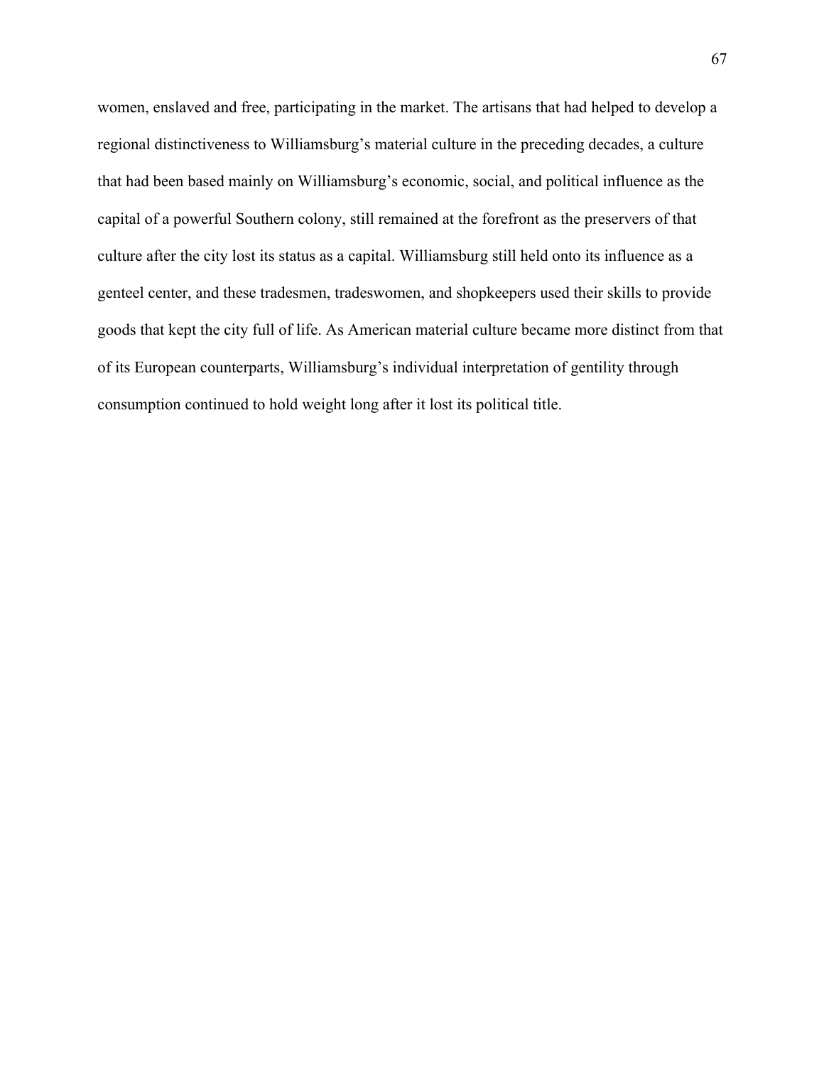women, enslaved and free, participating in the market. The artisans that had helped to develop a regional distinctiveness to Williamsburg's material culture in the preceding decades, a culture that had been based mainly on Williamsburg's economic, social, and political influence as the capital of a powerful Southern colony, still remained at the forefront as the preservers of that culture after the city lost its status as a capital. Williamsburg still held onto its influence as a genteel center, and these tradesmen, tradeswomen, and shopkeepers used their skills to provide goods that kept the city full of life. As American material culture became more distinct from that of its European counterparts, Williamsburg's individual interpretation of gentility through consumption continued to hold weight long after it lost its political title.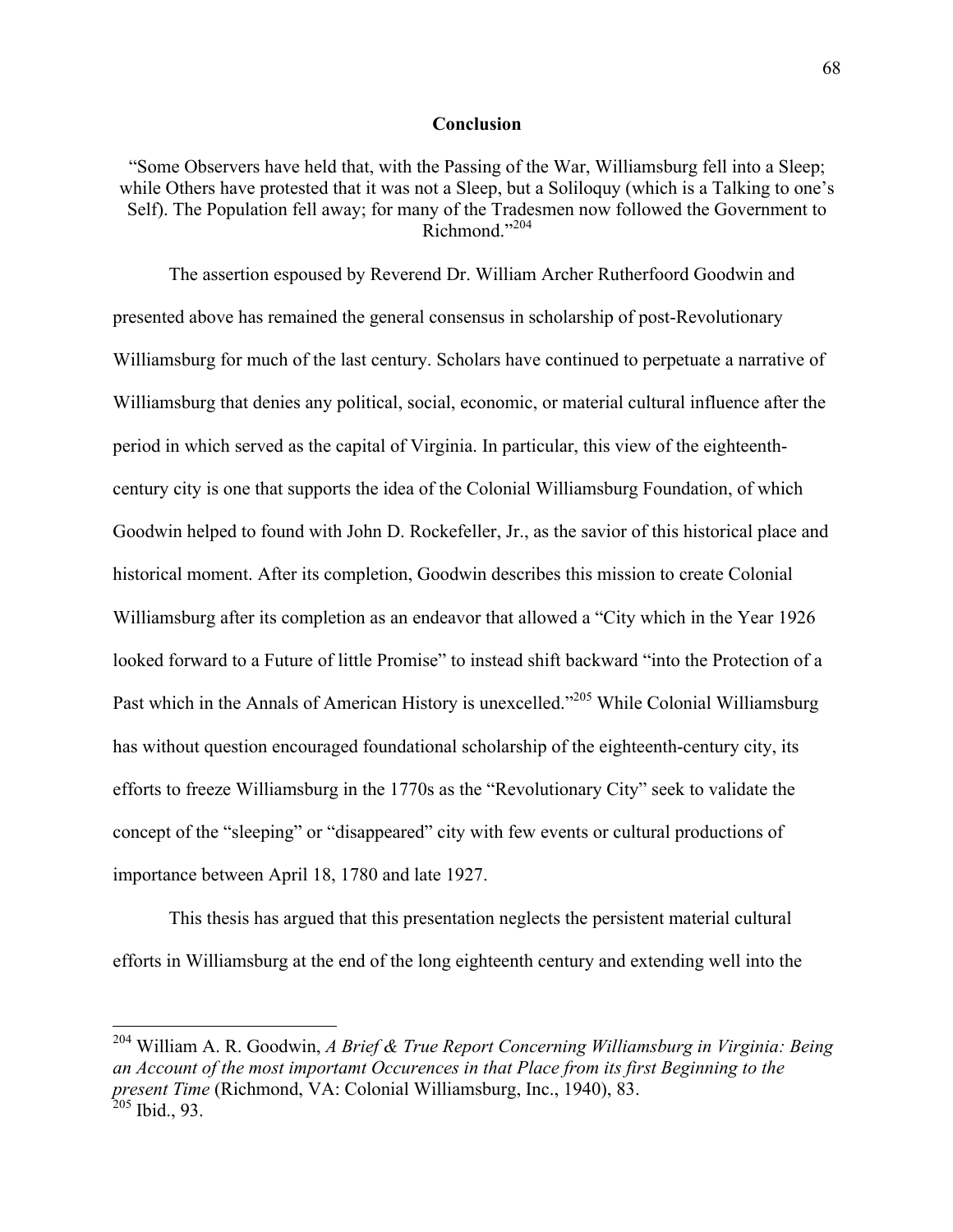## Conclusion

"Some Observers have held that, with the Passing of the War, Williamsburg fell into a Sleep; while Others have protested that it was not a Sleep, but a Soliloquy (which is a Talking to one's Self). The Population fell away; for many of the Tradesmen now followed the Government to Richmond."[204]

The assertion espoused by Reverend Dr. William Archer Rutherfoord Goodwin and presented above has remained the general consensus in scholarship of post-Revolutionary Williamsburg for much of the last century. Scholars have continued to perpetuate a narrative of Williamsburg that denies any political, social, economic, or material cultural influence after the period in which served as the capital of Virginia. In particular, this view of the eighteenth-century city is one that supports the idea of the Colonial Williamsburg Foundation, of which Goodwin helped to found with John D. Rockefeller, Jr., as the savior of this historical place and historical moment. After its completion, Goodwin describes this mission to create Colonial Williamsburg after its completion as an endeavor that allowed a "City which in the Year 1926 looked forward to a Future of little Promise" to instead shift backward "into the Protection of a Past which in the Annals of American History is unexcelled."[205] While Colonial Williamsburg has without question encouraged foundational scholarship of the eighteenth-century city, its efforts to freeze Williamsburg in the 1770s as the "Revolutionary City" seek to validate the concept of the "sleeping" or "disappeared" city with few events or cultural productions of importance between April 18, 1780 and late 1927.

This thesis has argued that this presentation neglects the persistent material cultural efforts in Williamsburg at the end of the long eighteenth century and extending well into the

---

[204] William A. R. Goodwin, *A Brief & True Report Concerning Williamsburg in Virginia: Being an Account of the most importamt Occurences in that Place from its first Beginning to the present Time* (Richmond, VA: Colonial Williamsburg, Inc., 1940), 83.
[205] Ibid., 93.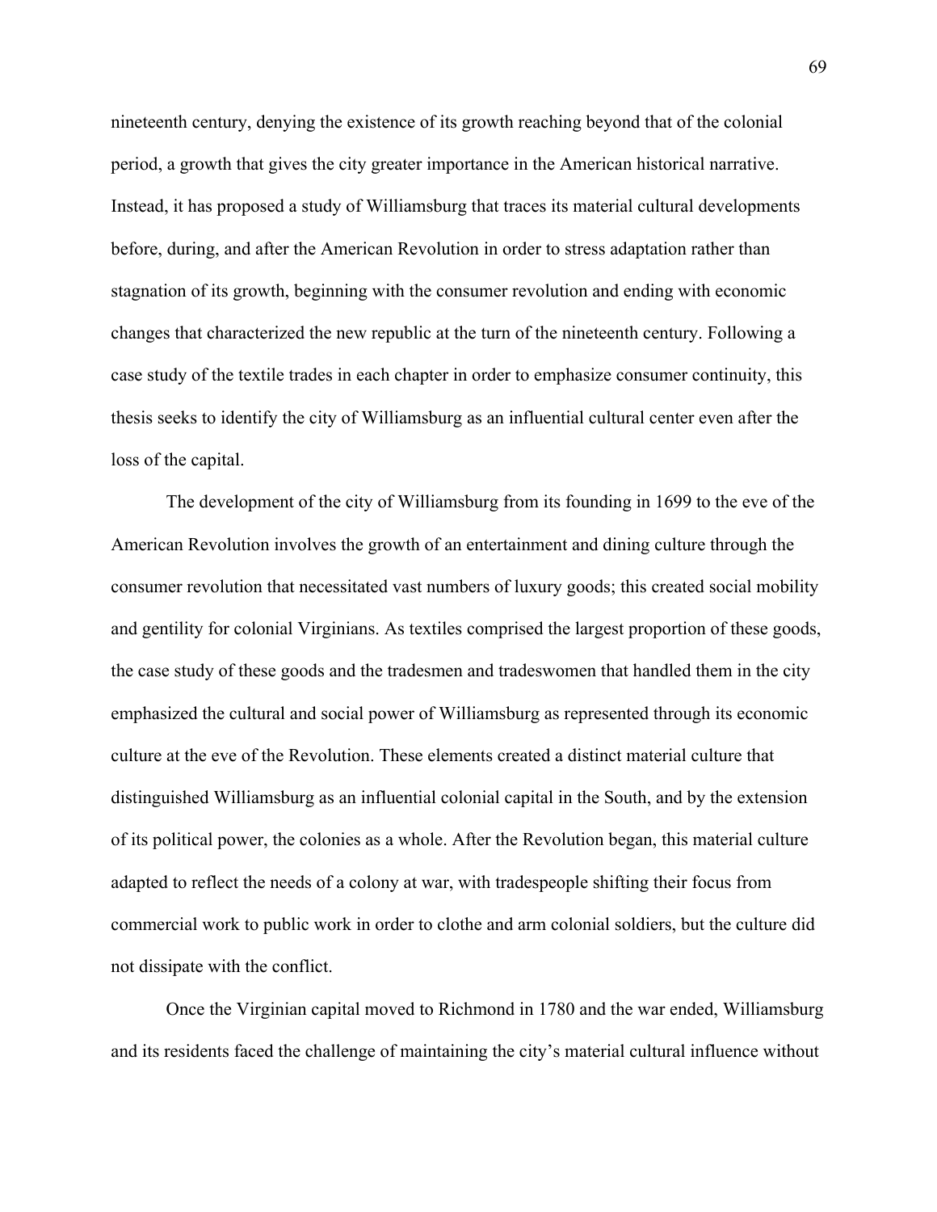nineteenth century, denying the existence of its growth reaching beyond that of the colonial period, a growth that gives the city greater importance in the American historical narrative. Instead, it has proposed a study of Williamsburg that traces its material cultural developments before, during, and after the American Revolution in order to stress adaptation rather than stagnation of its growth, beginning with the consumer revolution and ending with economic changes that characterized the new republic at the turn of the nineteenth century. Following a case study of the textile trades in each chapter in order to emphasize consumer continuity, this thesis seeks to identify the city of Williamsburg as an influential cultural center even after the loss of the capital.

The development of the city of Williamsburg from its founding in 1699 to the eve of the American Revolution involves the growth of an entertainment and dining culture through the consumer revolution that necessitated vast numbers of luxury goods; this created social mobility and gentility for colonial Virginians. As textiles comprised the largest proportion of these goods, the case study of these goods and the tradesmen and tradeswomen that handled them in the city emphasized the cultural and social power of Williamsburg as represented through its economic culture at the eve of the Revolution. These elements created a distinct material culture that distinguished Williamsburg as an influential colonial capital in the South, and by the extension of its political power, the colonies as a whole. After the Revolution began, this material culture adapted to reflect the needs of a colony at war, with tradespeople shifting their focus from commercial work to public work in order to clothe and arm colonial soldiers, but the culture did not dissipate with the conflict.

Once the Virginian capital moved to Richmond in 1780 and the war ended, Williamsburg and its residents faced the challenge of maintaining the city's material cultural influence without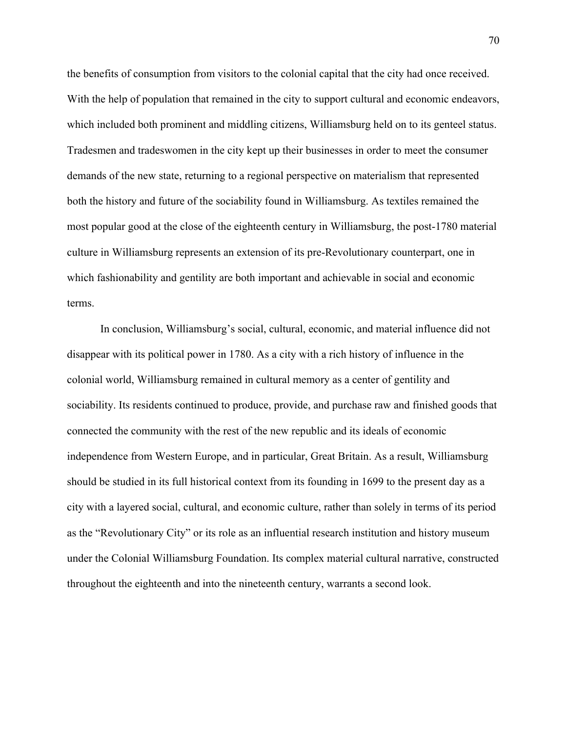the benefits of consumption from visitors to the colonial capital that the city had once received. With the help of population that remained in the city to support cultural and economic endeavors, which included both prominent and middling citizens, Williamsburg held on to its genteel status. Tradesmen and tradeswomen in the city kept up their businesses in order to meet the consumer demands of the new state, returning to a regional perspective on materialism that represented both the history and future of the sociability found in Williamsburg. As textiles remained the most popular good at the close of the eighteenth century in Williamsburg, the post-1780 material culture in Williamsburg represents an extension of its pre-Revolutionary counterpart, one in which fashionability and gentility are both important and achievable in social and economic terms.

In conclusion, Williamsburg's social, cultural, economic, and material influence did not disappear with its political power in 1780. As a city with a rich history of influence in the colonial world, Williamsburg remained in cultural memory as a center of gentility and sociability. Its residents continued to produce, provide, and purchase raw and finished goods that connected the community with the rest of the new republic and its ideals of economic independence from Western Europe, and in particular, Great Britain. As a result, Williamsburg should be studied in its full historical context from its founding in 1699 to the present day as a city with a layered social, cultural, and economic culture, rather than solely in terms of its period as the "Revolutionary City" or its role as an influential research institution and history museum under the Colonial Williamsburg Foundation. Its complex material cultural narrative, constructed throughout the eighteenth and into the nineteenth century, warrants a second look.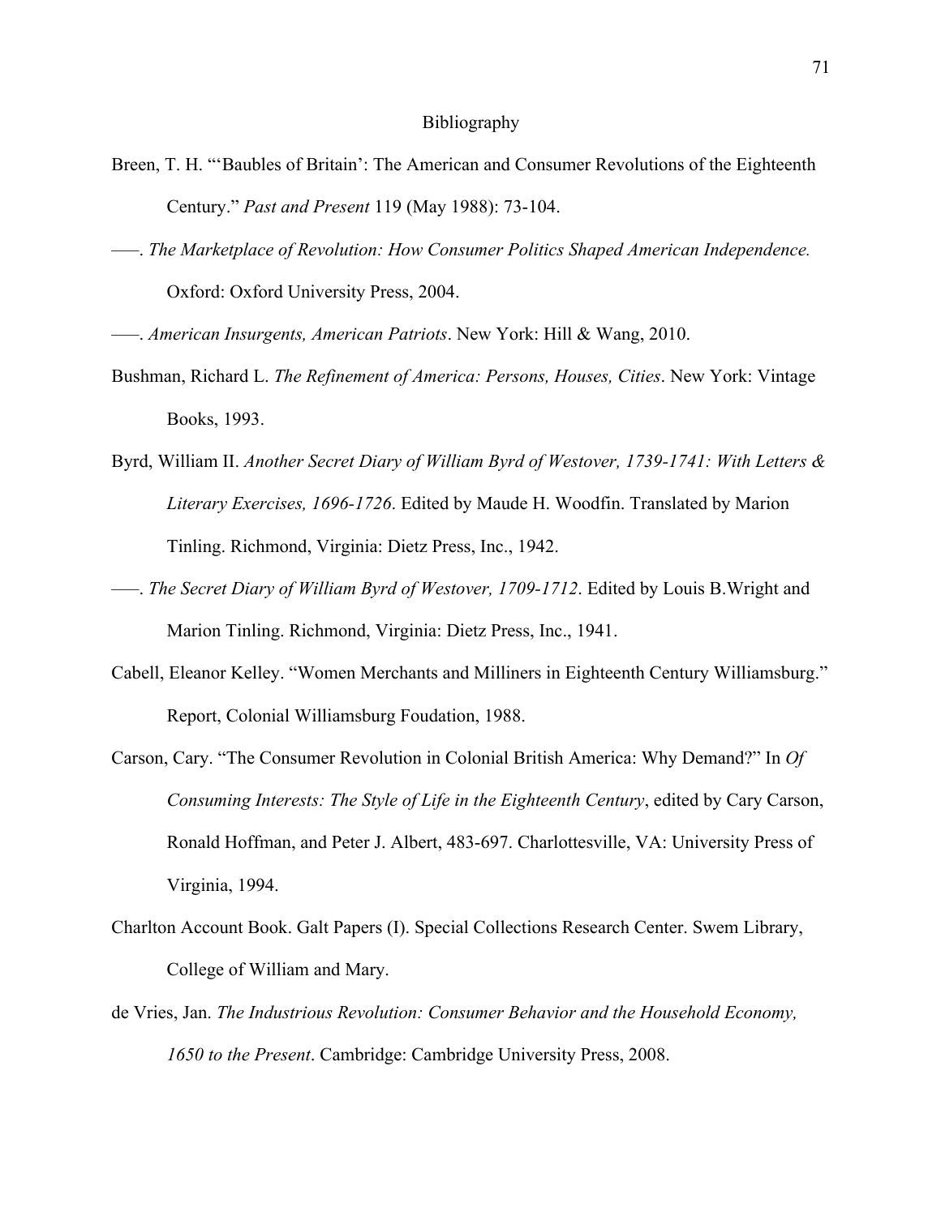# Bibliography

Breen, T. H. "'Baubles of Britain': The American and Consumer Revolutions of the Eighteenth Century." *Past and Present* 119 (May 1988): 73-104.

–––. *The Marketplace of Revolution: How Consumer Politics Shaped American Independence.* Oxford: Oxford University Press, 2004.

–––. *American Insurgents, American Patriots*. New York: Hill & Wang, 2010.

Bushman, Richard L. *The Refinement of America: Persons, Houses, Cities*. New York: Vintage Books, 1993.

Byrd, William II. *Another Secret Diary of William Byrd of Westover, 1739-1741: With Letters & Literary Exercises, 1696-1726*. Edited by Maude H. Woodfin. Translated by Marion Tinling. Richmond, Virginia: Dietz Press, Inc., 1942.

–––. *The Secret Diary of William Byrd of Westover, 1709-1712*. Edited by Louis B.Wright and Marion Tinling. Richmond, Virginia: Dietz Press, Inc., 1941.

Cabell, Eleanor Kelley. "Women Merchants and Milliners in Eighteenth Century Williamsburg." Report, Colonial Williamsburg Foudation, 1988.

Carson, Cary. "The Consumer Revolution in Colonial British America: Why Demand?" In *Of Consuming Interests: The Style of Life in the Eighteenth Century*, edited by Cary Carson, Ronald Hoffman, and Peter J. Albert, 483-697. Charlottesville, VA: University Press of Virginia, 1994.

Charlton Account Book. Galt Papers (I). Special Collections Research Center. Swem Library, College of William and Mary.

de Vries, Jan. *The Industrious Revolution: Consumer Behavior and the Household Economy, 1650 to the Present*. Cambridge: Cambridge University Press, 2008.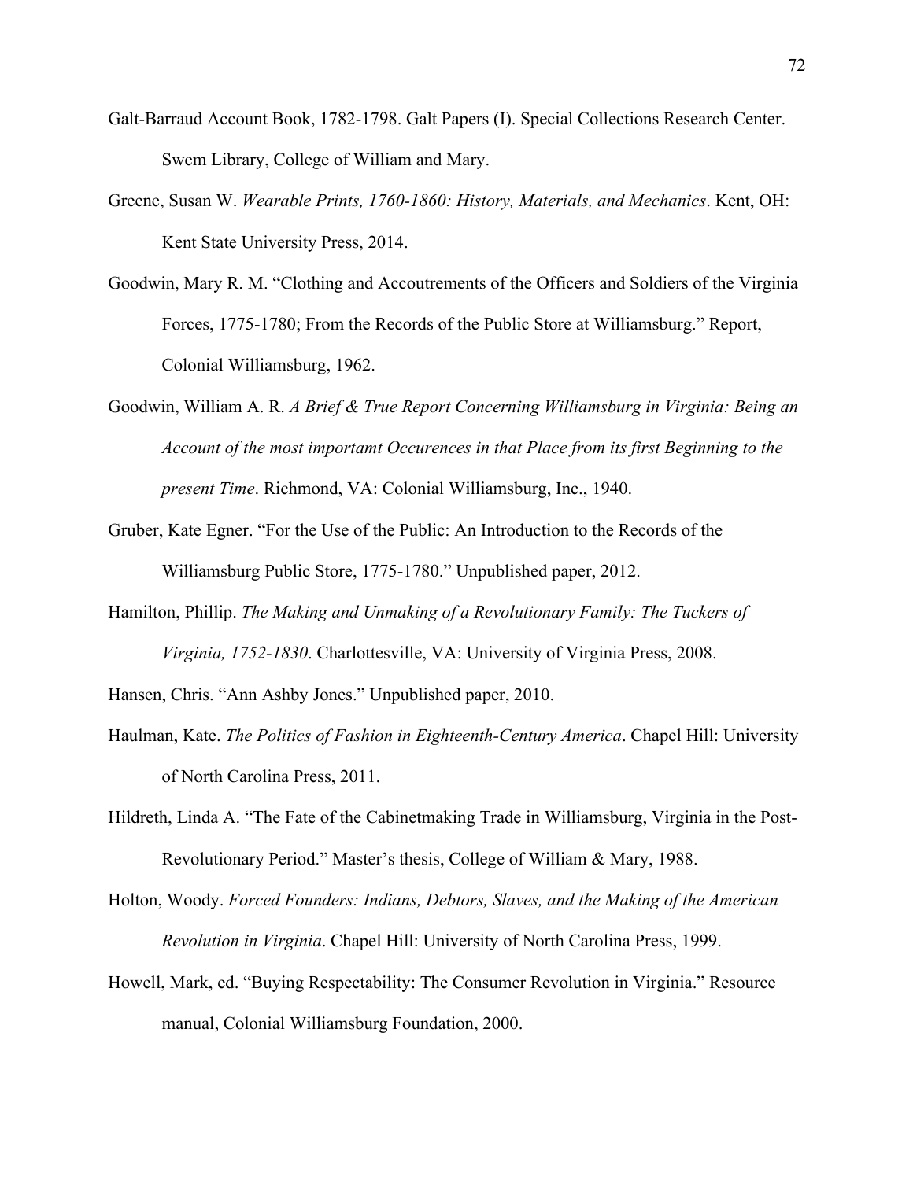Galt-Barraud Account Book, 1782-1798. Galt Papers (I). Special Collections Research Center. Swem Library, College of William and Mary.

Greene, Susan W. *Wearable Prints, 1760-1860: History, Materials, and Mechanics*. Kent, OH: Kent State University Press, 2014.

Goodwin, Mary R. M. "Clothing and Accoutrements of the Officers and Soldiers of the Virginia Forces, 1775-1780; From the Records of the Public Store at Williamsburg." Report, Colonial Williamsburg, 1962.

Goodwin, William A. R. *A Brief & True Report Concerning Williamsburg in Virginia: Being an Account of the most importamt Occurences in that Place from its first Beginning to the present Time*. Richmond, VA: Colonial Williamsburg, Inc., 1940.

Gruber, Kate Egner. "For the Use of the Public: An Introduction to the Records of the Williamsburg Public Store, 1775-1780." Unpublished paper, 2012.

Hamilton, Phillip. *The Making and Unmaking of a Revolutionary Family: The Tuckers of Virginia, 1752-1830*. Charlottesville, VA: University of Virginia Press, 2008.

Hansen, Chris. "Ann Ashby Jones." Unpublished paper, 2010.

Haulman, Kate. *The Politics of Fashion in Eighteenth-Century America*. Chapel Hill: University of North Carolina Press, 2011.

Hildreth, Linda A. "The Fate of the Cabinetmaking Trade in Williamsburg, Virginia in the Post-Revolutionary Period." Master's thesis, College of William & Mary, 1988.

Holton, Woody. *Forced Founders: Indians, Debtors, Slaves, and the Making of the American Revolution in Virginia*. Chapel Hill: University of North Carolina Press, 1999.

Howell, Mark, ed. "Buying Respectability: The Consumer Revolution in Virginia." Resource manual, Colonial Williamsburg Foundation, 2000.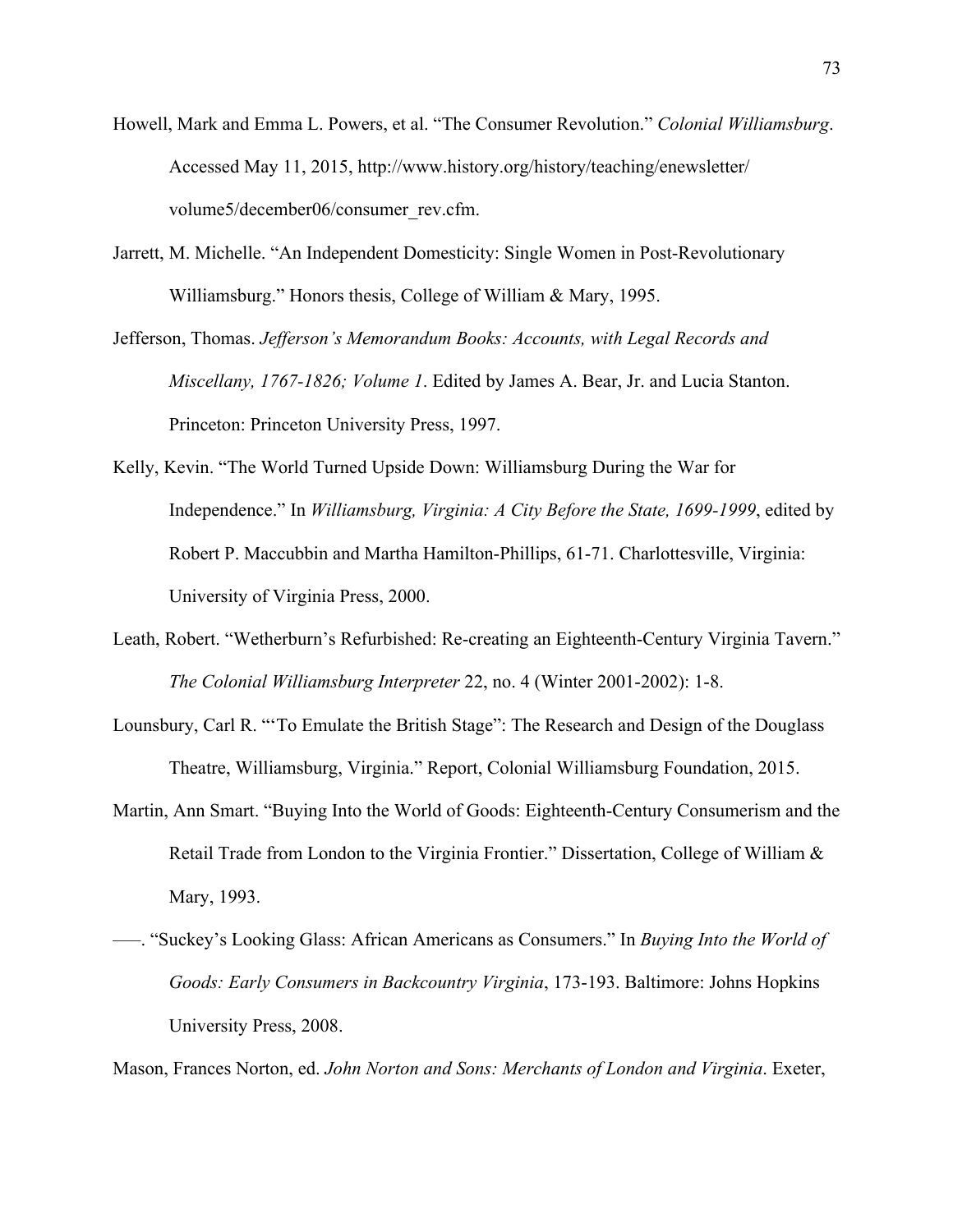Howell, Mark and Emma L. Powers, et al. "The Consumer Revolution." *Colonial Williamsburg*. Accessed May 11, 2015, http://www.history.org/history/teaching/enewsletter/volume5/december06/consumer_rev.cfm.

Jarrett, M. Michelle. "An Independent Domesticity: Single Women in Post-Revolutionary Williamsburg." Honors thesis, College of William & Mary, 1995.

Jefferson, Thomas. *Jefferson's Memorandum Books: Accounts, with Legal Records and Miscellany, 1767-1826; Volume 1*. Edited by James A. Bear, Jr. and Lucia Stanton. Princeton: Princeton University Press, 1997.

Kelly, Kevin. "The World Turned Upside Down: Williamsburg During the War for Independence." In *Williamsburg, Virginia: A City Before the State, 1699-1999*, edited by Robert P. Maccubbin and Martha Hamilton-Phillips, 61-71. Charlottesville, Virginia: University of Virginia Press, 2000.

Leath, Robert. "Wetherburn's Refurbished: Re-creating an Eighteenth-Century Virginia Tavern." *The Colonial Williamsburg Interpreter* 22, no. 4 (Winter 2001-2002): 1-8.

Lounsbury, Carl R. "'To Emulate the British Stage": The Research and Design of the Douglass Theatre, Williamsburg, Virginia." Report, Colonial Williamsburg Foundation, 2015.

Martin, Ann Smart. "Buying Into the World of Goods: Eighteenth-Century Consumerism and the Retail Trade from London to the Virginia Frontier." Dissertation, College of William & Mary, 1993.

–––. "Suckey's Looking Glass: African Americans as Consumers." In *Buying Into the World of Goods: Early Consumers in Backcountry Virginia*, 173-193. Baltimore: Johns Hopkins University Press, 2008.

Mason, Frances Norton, ed. *John Norton and Sons: Merchants of London and Virginia*. Exeter,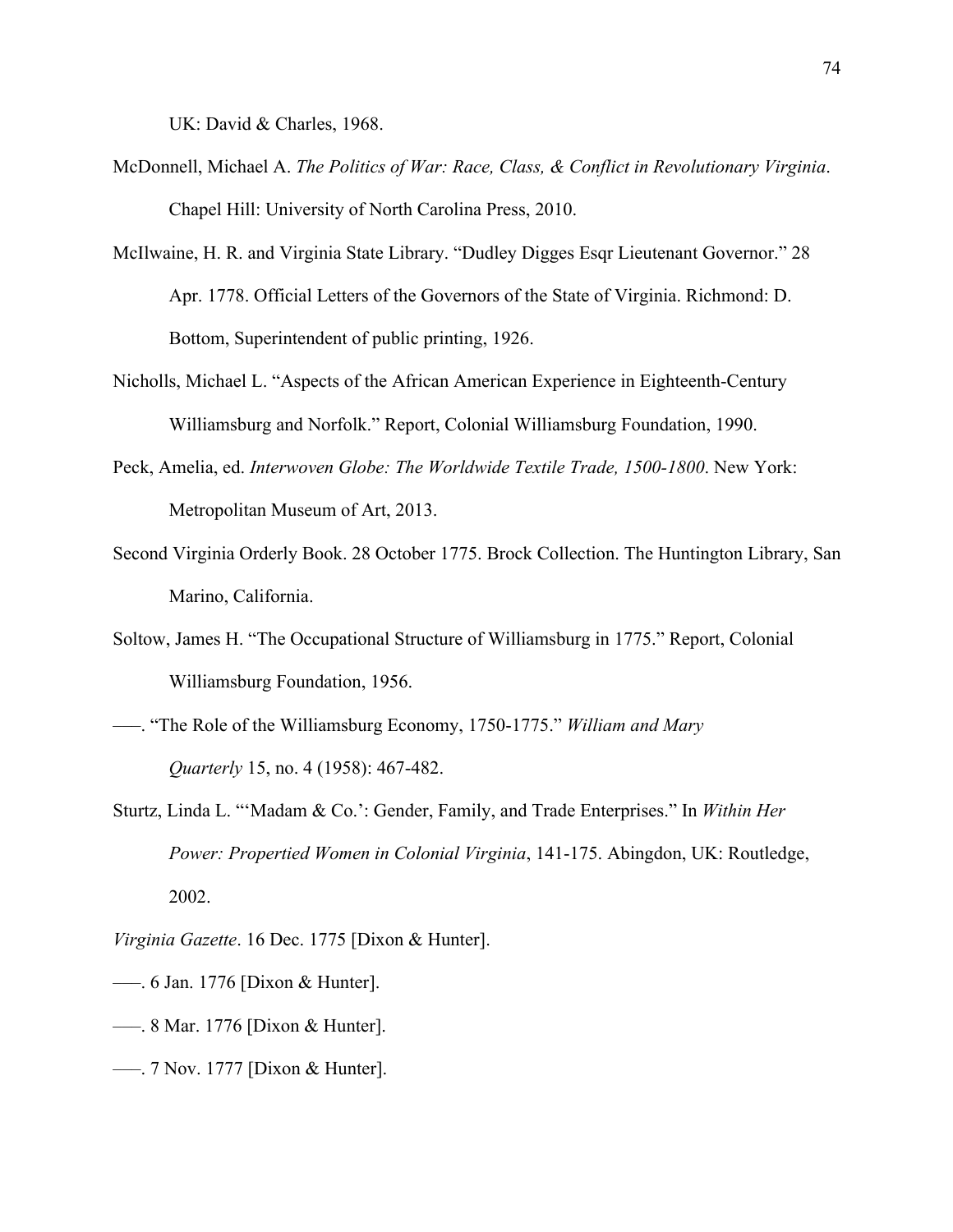UK: David & Charles, 1968.

McDonnell, Michael A. *The Politics of War: Race, Class, & Conflict in Revolutionary Virginia*. Chapel Hill: University of North Carolina Press, 2010.

McIlwaine, H. R. and Virginia State Library. "Dudley Digges Esqr Lieutenant Governor." 28 Apr. 1778. Official Letters of the Governors of the State of Virginia. Richmond: D. Bottom, Superintendent of public printing, 1926.

Nicholls, Michael L. "Aspects of the African American Experience in Eighteenth-Century Williamsburg and Norfolk." Report, Colonial Williamsburg Foundation, 1990.

Peck, Amelia, ed. *Interwoven Globe: The Worldwide Textile Trade, 1500-1800*. New York: Metropolitan Museum of Art, 2013.

Second Virginia Orderly Book. 28 October 1775. Brock Collection. The Huntington Library, San Marino, California.

Soltow, James H. "The Occupational Structure of Williamsburg in 1775." Report, Colonial Williamsburg Foundation, 1956.

–––. "The Role of the Williamsburg Economy, 1750-1775." *William and Mary Quarterly* 15, no. 4 (1958): 467-482.

Sturtz, Linda L. "'Madam & Co.': Gender, Family, and Trade Enterprises." In *Within Her Power: Propertied Women in Colonial Virginia*, 141-175. Abingdon, UK: Routledge, 2002.

*Virginia Gazette*. 16 Dec. 1775 [Dixon & Hunter].

–––. 6 Jan. 1776 [Dixon & Hunter].

–––. 8 Mar. 1776 [Dixon & Hunter].

–––. 7 Nov. 1777 [Dixon & Hunter].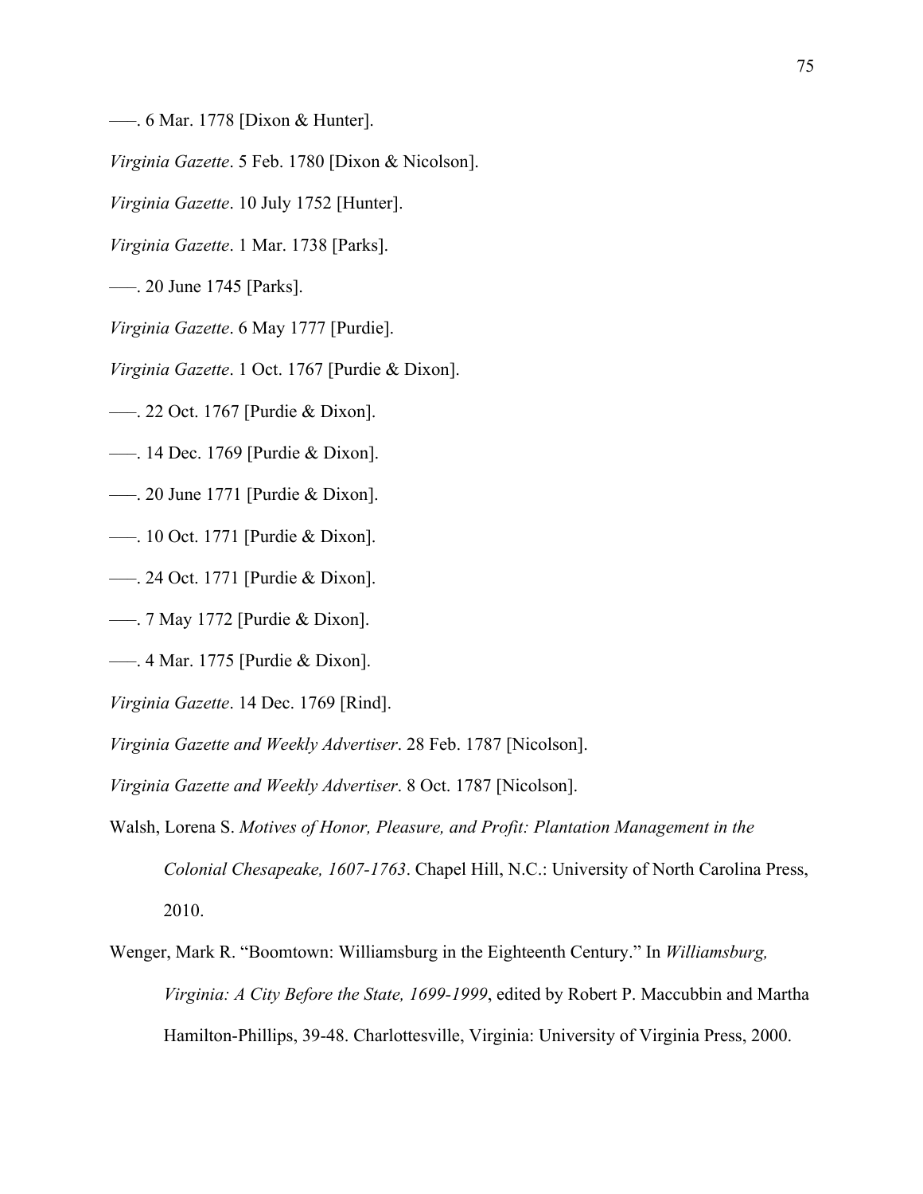——. 6 Mar. 1778 [Dixon & Hunter].

*Virginia Gazette*. 5 Feb. 1780 [Dixon & Nicolson].

*Virginia Gazette*. 10 July 1752 [Hunter].

*Virginia Gazette*. 1 Mar. 1738 [Parks].

——. 20 June 1745 [Parks].

*Virginia Gazette*. 6 May 1777 [Purdie].

*Virginia Gazette*. 1 Oct. 1767 [Purdie & Dixon].

——. 22 Oct. 1767 [Purdie & Dixon].

——. 14 Dec. 1769 [Purdie & Dixon].

——. 20 June 1771 [Purdie & Dixon].

——. 10 Oct. 1771 [Purdie & Dixon].

——. 24 Oct. 1771 [Purdie & Dixon].

——. 7 May 1772 [Purdie & Dixon].

——. 4 Mar. 1775 [Purdie & Dixon].

*Virginia Gazette*. 14 Dec. 1769 [Rind].

*Virginia Gazette and Weekly Advertiser*. 28 Feb. 1787 [Nicolson].

*Virginia Gazette and Weekly Advertiser*. 8 Oct. 1787 [Nicolson].

Walsh, Lorena S. *Motives of Honor, Pleasure, and Profit: Plantation Management in the Colonial Chesapeake, 1607-1763*. Chapel Hill, N.C.: University of North Carolina Press, 2010.

Wenger, Mark R. "Boomtown: Williamsburg in the Eighteenth Century." In *Williamsburg, Virginia: A City Before the State, 1699-1999*, edited by Robert P. Maccubbin and Martha Hamilton-Phillips, 39-48. Charlottesville, Virginia: University of Virginia Press, 2000.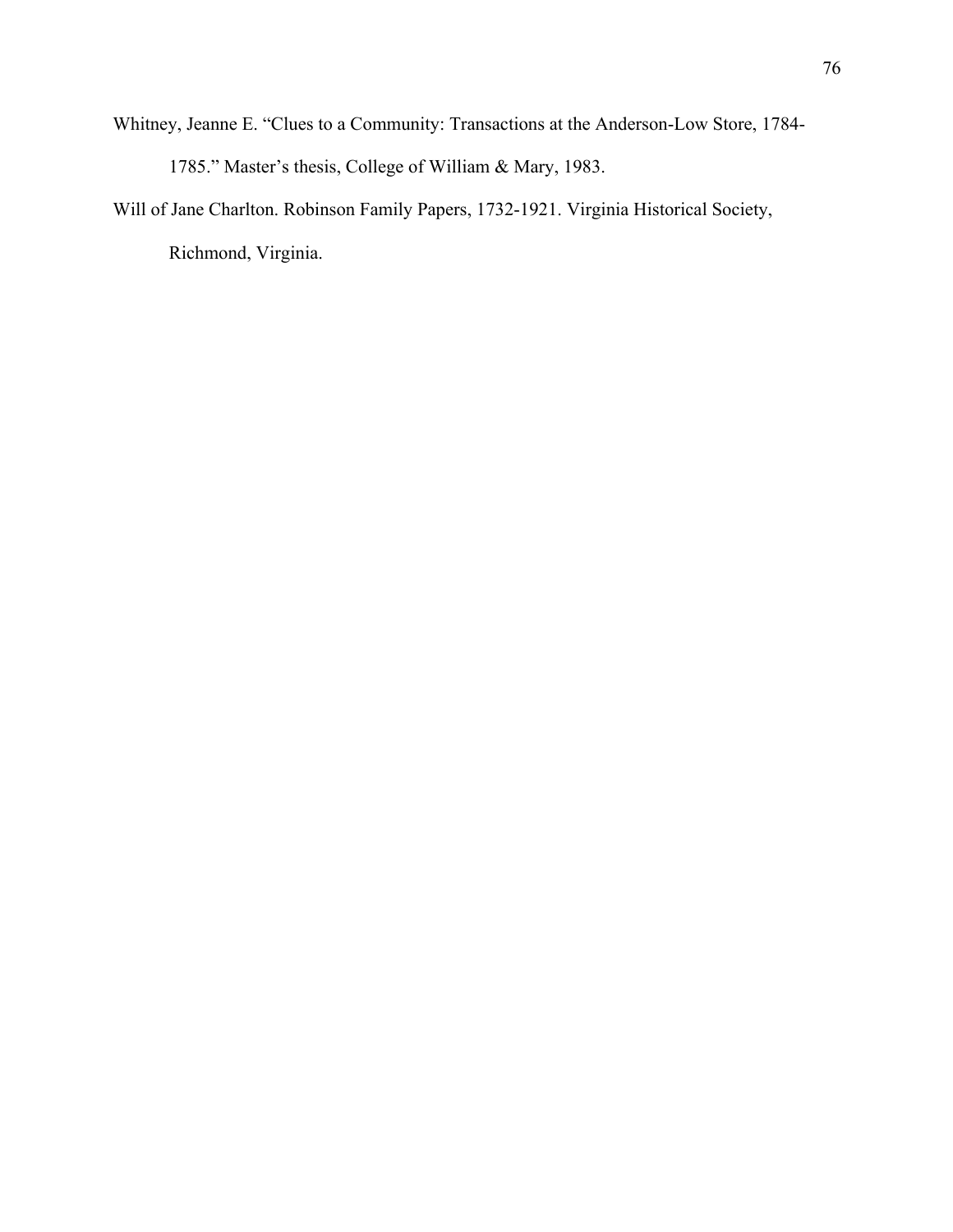Whitney, Jeanne E. "Clues to a Community: Transactions at the Anderson-Low Store, 1784-1785." Master's thesis, College of William & Mary, 1983.

Will of Jane Charlton. Robinson Family Papers, 1732-1921. Virginia Historical Society, Richmond, Virginia.